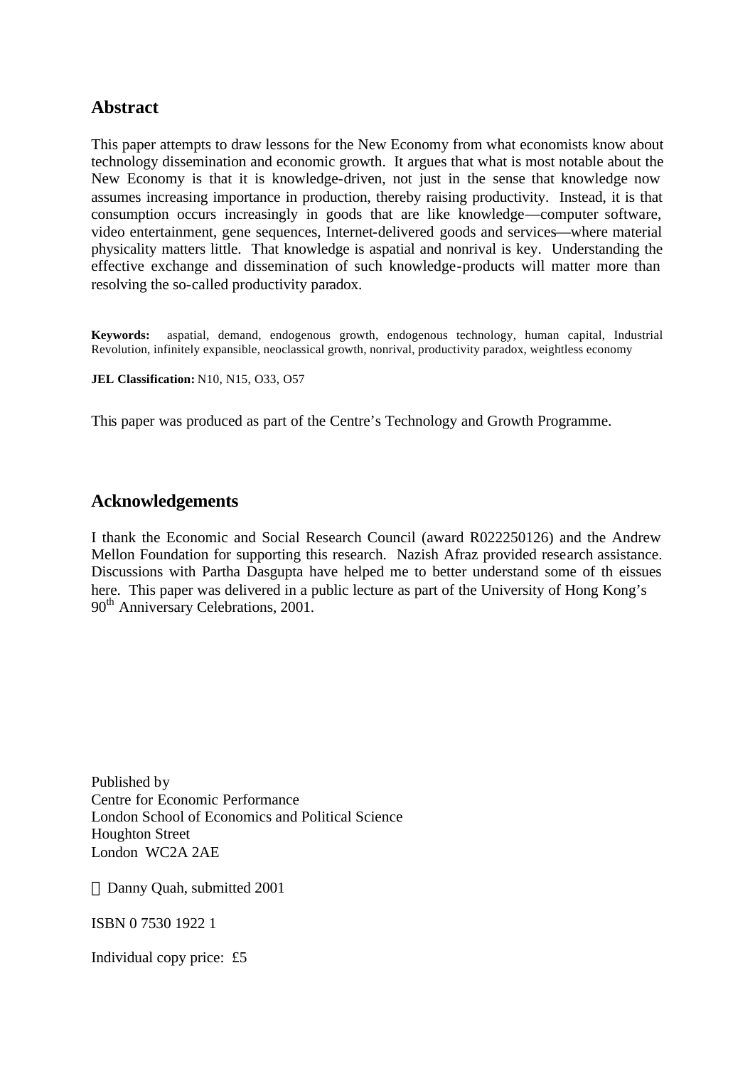## Abstract

This paper attempts to draw lessons for the New Economy from what economists know about technology dissemination and economic growth. It argues that what is most notable about the New Economy is that it is knowledge-driven, not just in the sense that knowledge now assumes increasing importance in production, thereby raising productivity. Instead, it is that consumption occurs increasingly in goods that are like knowledge—computer software, video entertainment, gene sequences, Internet-delivered goods and services—where material physicality matters little. That knowledge is aspatial and nonrival is key. Understanding the effective exchange and dissemination of such knowledge-products will matter more than resolving the so-called productivity paradox.

**Keywords:** aspatial, demand, endogenous growth, endogenous technology, human capital, Industrial Revolution, infinitely expansible, neoclassical growth, nonrival, productivity paradox, weightless economy

**JEL Classification:** N10, N15, O33, O57

This paper was produced as part of the Centre's Technology and Growth Programme.

## Acknowledgements

I thank the Economic and Social Research Council (award R022250126) and the Andrew Mellon Foundation for supporting this research. Nazish Afraz provided research assistance. Discussions with Partha Dasgupta have helped me to better understand some of th eissues here. This paper was delivered in a public lecture as part of the University of Hong Kong's 90th Anniversary Celebrations, 2001.

Published by
Centre for Economic Performance
London School of Economics and Political Science
Houghton Street
London WC2A 2AE

© Danny Quah, submitted 2001

ISBN 0 7530 1922 1

Individual copy price: £5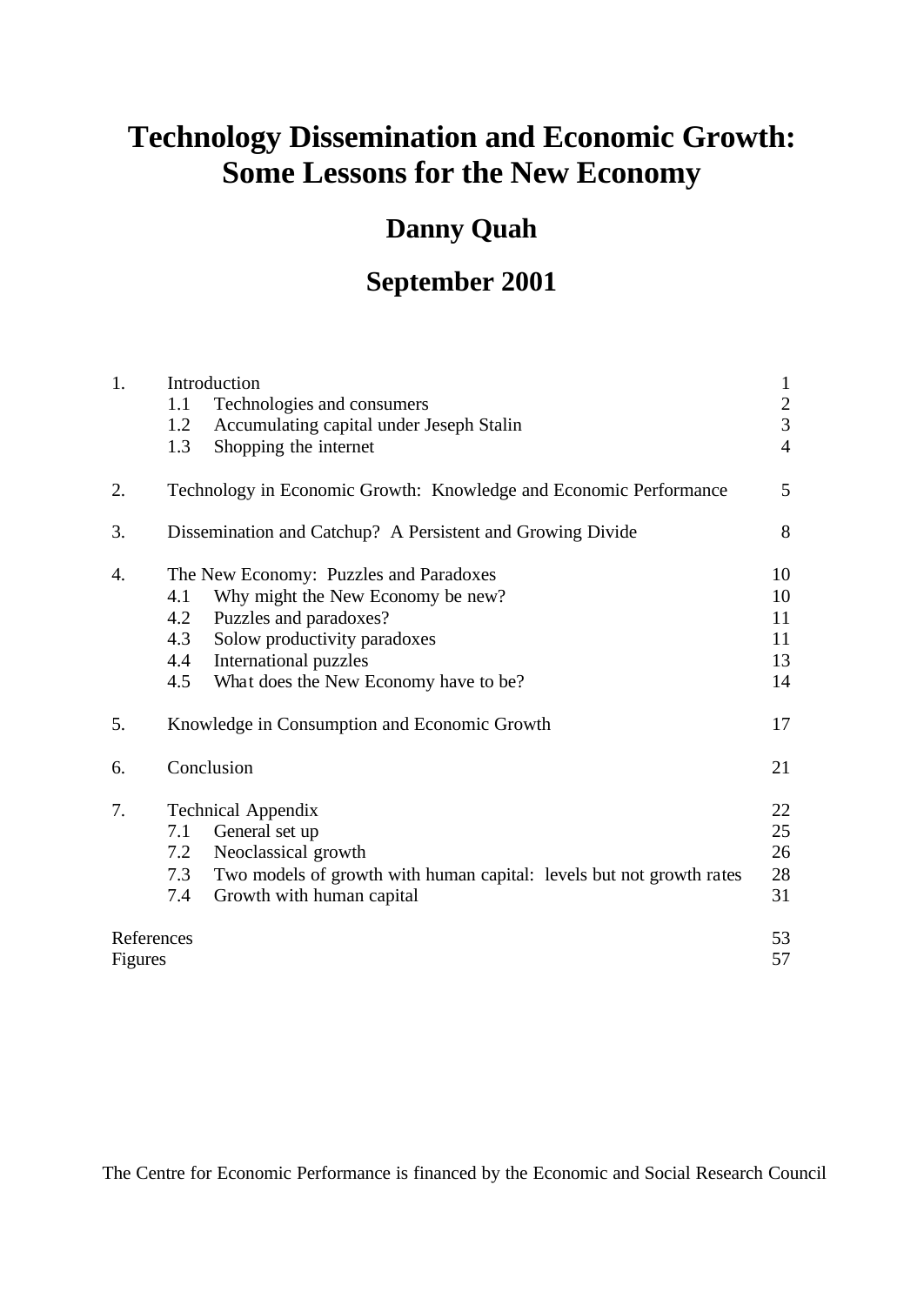# Technology Dissemination and Economic Growth: Some Lessons for the New Economy

## Danny Quah

## September 2001

| | | |
|---|---|---|
| 1. | Introduction | 1 |
| | 1.1 Technologies and consumers | 2 |
| | 1.2 Accumulating capital under Jeseph Stalin | 3 |
| | 1.3 Shopping the internet | 4 |
| 2. | Technology in Economic Growth: Knowledge and Economic Performance | 5 |
| 3. | Dissemination and Catchup? A Persistent and Growing Divide | 8 |
| 4. | The New Economy: Puzzles and Paradoxes | 10 |
| | 4.1 Why might the New Economy be new? | 10 |
| | 4.2 Puzzles and paradoxes? | 11 |
| | 4.3 Solow productivity paradoxes | 11 |
| | 4.4 International puzzles | 13 |
| | 4.5 What does the New Economy have to be? | 14 |
| 5. | Knowledge in Consumption and Economic Growth | 17 |
| 6. | Conclusion | 21 |
| 7. | Technical Appendix | 22 |
| | 7.1 General set up | 25 |
| | 7.2 Neoclassical growth | 26 |
| | 7.3 Two models of growth with human capital: levels but not growth rates | 28 |
| | 7.4 Growth with human capital | 31 |
| References | | 53 |
| Figures | | 57 |

The Centre for Economic Performance is financed by the Economic and Social Research Council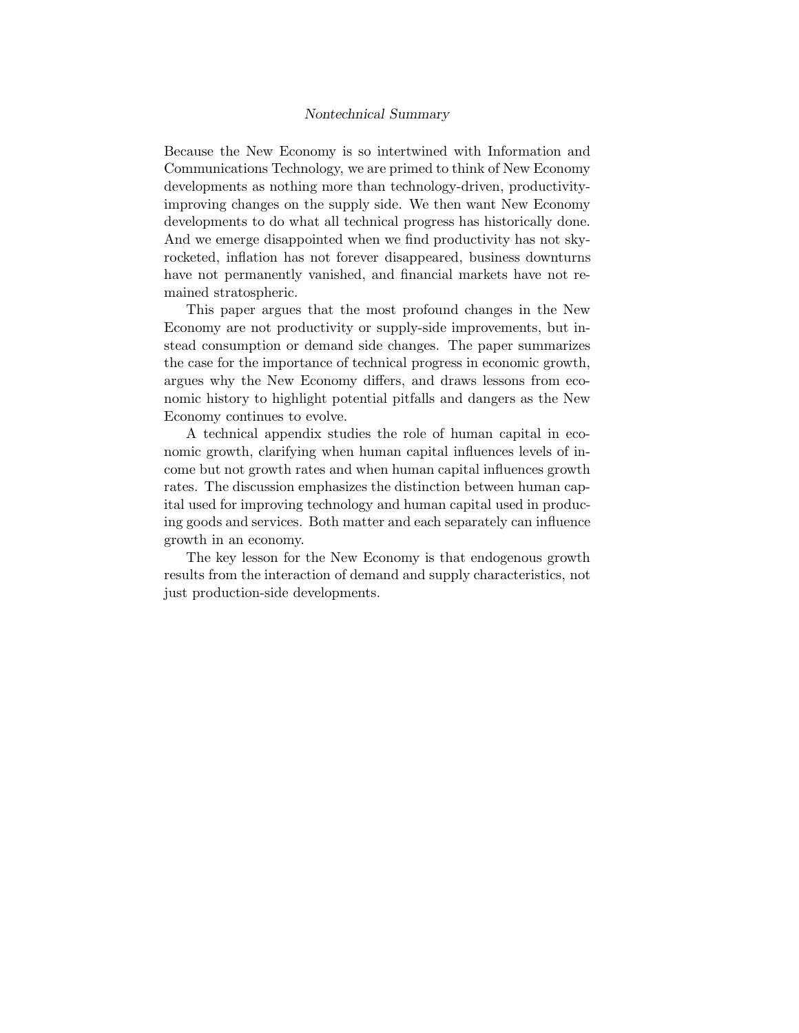*Nontechnical Summary*

Because the New Economy is so intertwined with Information and Communications Technology, we are primed to think of New Economy developments as nothing more than technology-driven, productivity-improving changes on the supply side. We then want New Economy developments to do what all technical progress has historically done. And we emerge disappointed when we find productivity has not skyrocketed, inflation has not forever disappeared, business downturns have not permanently vanished, and financial markets have not remained stratospheric.

This paper argues that the most profound changes in the New Economy are not productivity or supply-side improvements, but instead consumption or demand side changes. The paper summarizes the case for the importance of technical progress in economic growth, argues why the New Economy differs, and draws lessons from economic history to highlight potential pitfalls and dangers as the New Economy continues to evolve.

A technical appendix studies the role of human capital in economic growth, clarifying when human capital influences levels of income but not growth rates and when human capital influences growth rates. The discussion emphasizes the distinction between human capital used for improving technology and human capital used in producing goods and services. Both matter and each separately can influence growth in an economy.

The key lesson for the New Economy is that endogenous growth results from the interaction of demand and supply characteristics, not just production-side developments.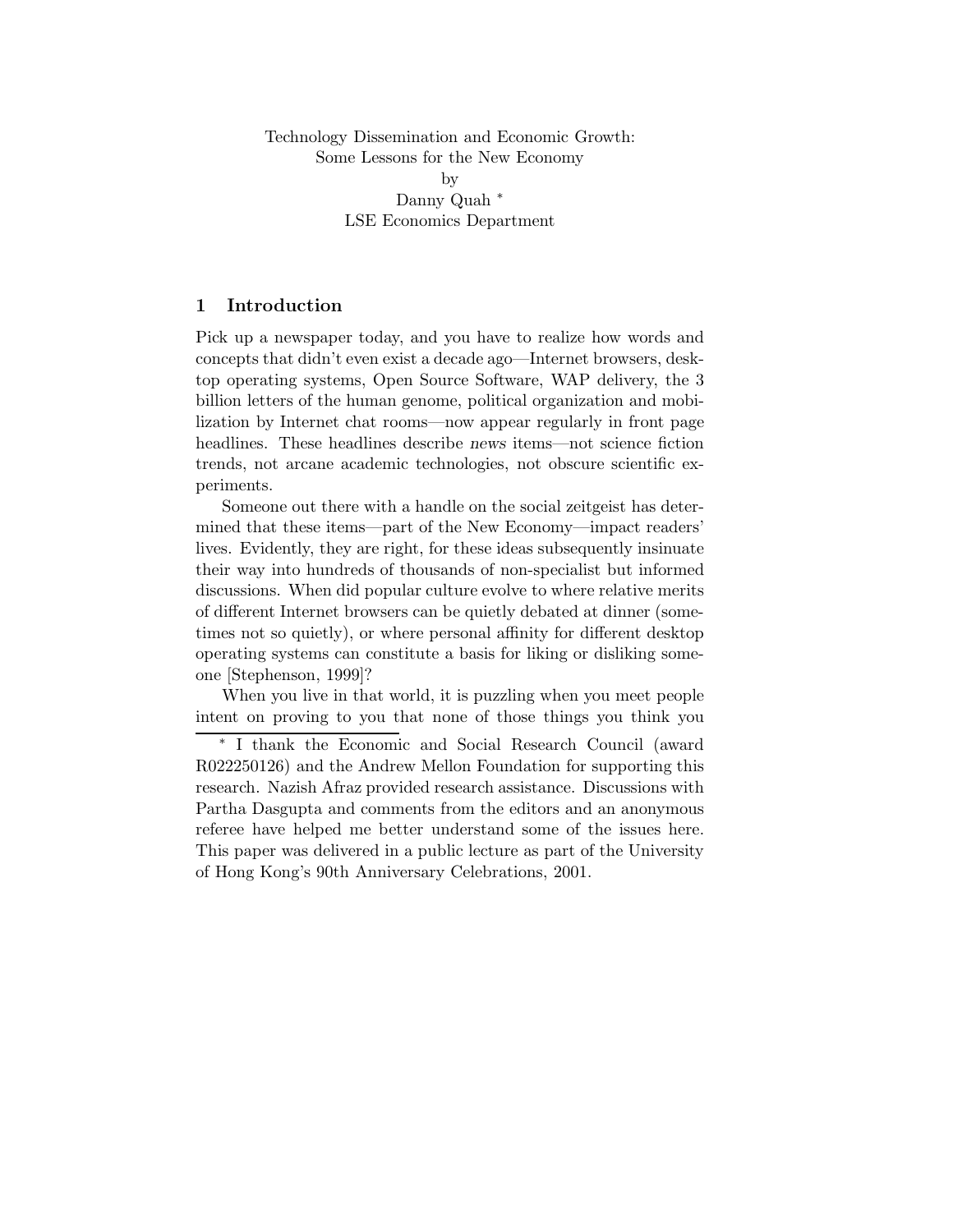Technology Dissemination and Economic Growth:
Some Lessons for the New Economy
by
Danny Quah *
LSE Economics Department

## 1 Introduction

Pick up a newspaper today, and you have to realize how words and concepts that didn't even exist a decade ago—Internet browsers, desktop operating systems, Open Source Software, WAP delivery, the 3 billion letters of the human genome, political organization and mobilization by Internet chat rooms—now appear regularly in front page headlines. These headlines describe *news* items—not science fiction trends, not arcane academic technologies, not obscure scientific experiments.

Someone out there with a handle on the social zeitgeist has determined that these items—part of the New Economy—impact readers' lives. Evidently, they are right, for these ideas subsequently insinuate their way into hundreds of thousands of non-specialist but informed discussions. When did popular culture evolve to where relative merits of different Internet browsers can be quietly debated at dinner (sometimes not so quietly), or where personal affinity for different desktop operating systems can constitute a basis for liking or disliking someone [Stephenson, 1999]?

When you live in that world, it is puzzling when you meet people intent on proving to you that none of those things you think you

* I thank the Economic and Social Research Council (award R022250126) and the Andrew Mellon Foundation for supporting this research. Nazish Afraz provided research assistance. Discussions with Partha Dasgupta and comments from the editors and an anonymous referee have helped me better understand some of the issues here. This paper was delivered in a public lecture as part of the University of Hong Kong's 90th Anniversary Celebrations, 2001.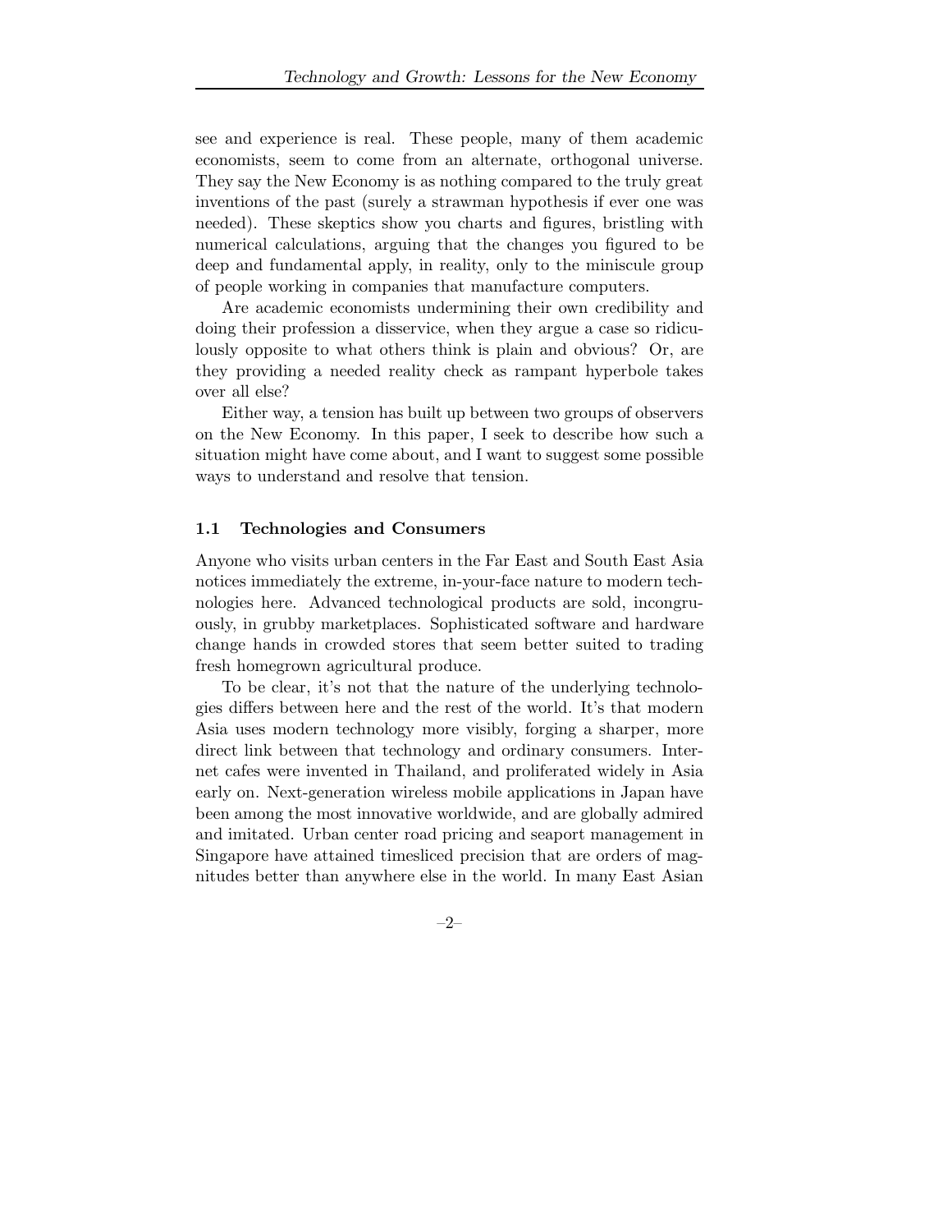see and experience is real. These people, many of them academic economists, seem to come from an alternate, orthogonal universe. They say the New Economy is as nothing compared to the truly great inventions of the past (surely a strawman hypothesis if ever one was needed). These skeptics show you charts and figures, bristling with numerical calculations, arguing that the changes you figured to be deep and fundamental apply, in reality, only to the miniscule group of people working in companies that manufacture computers.

Are academic economists undermining their own credibility and doing their profession a disservice, when they argue a case so ridiculously opposite to what others think is plain and obvious? Or, are they providing a needed reality check as rampant hyperbole takes over all else?

Either way, a tension has built up between two groups of observers on the New Economy. In this paper, I seek to describe how such a situation might have come about, and I want to suggest some possible ways to understand and resolve that tension.

### 1.1 Technologies and Consumers

Anyone who visits urban centers in the Far East and South East Asia notices immediately the extreme, in-your-face nature to modern technologies here. Advanced technological products are sold, incongruously, in grubby marketplaces. Sophisticated software and hardware change hands in crowded stores that seem better suited to trading fresh homegrown agricultural produce.

To be clear, it's not that the nature of the underlying technologies differs between here and the rest of the world. It's that modern Asia uses modern technology more visibly, forging a sharper, more direct link between that technology and ordinary consumers. Internet cafes were invented in Thailand, and proliferated widely in Asia early on. Next-generation wireless mobile applications in Japan have been among the most innovative worldwide, and are globally admired and imitated. Urban center road pricing and seaport management in Singapore have attained timesliced precision that are orders of magnitudes better than anywhere else in the world. In many East Asian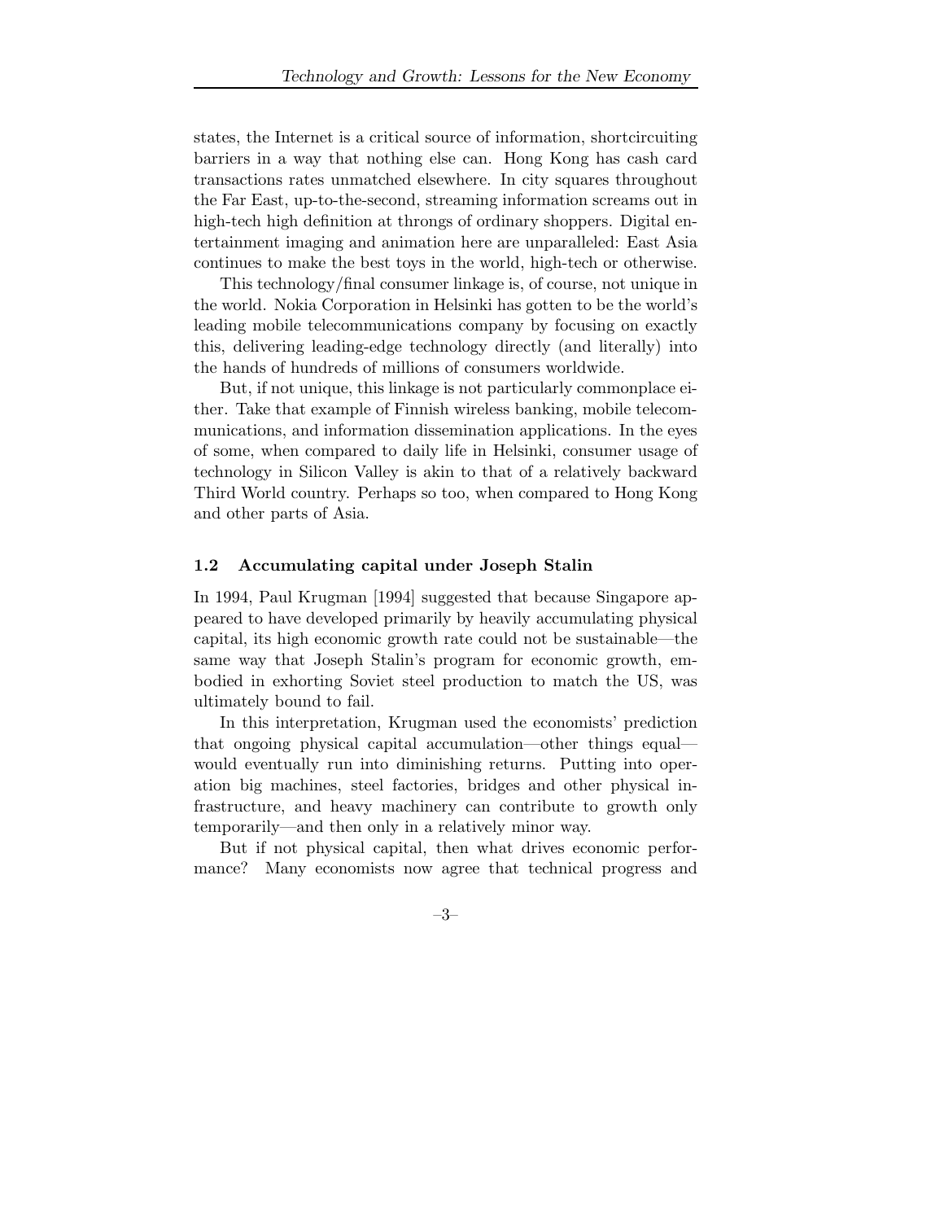states, the Internet is a critical source of information, shortcircuiting barriers in a way that nothing else can. Hong Kong has cash card transactions rates unmatched elsewhere. In city squares throughout the Far East, up-to-the-second, streaming information screams out in high-tech high definition at throngs of ordinary shoppers. Digital entertainment imaging and animation here are unparalleled: East Asia continues to make the best toys in the world, high-tech or otherwise.

This technology/final consumer linkage is, of course, not unique in the world. Nokia Corporation in Helsinki has gotten to be the world's leading mobile telecommunications company by focusing on exactly this, delivering leading-edge technology directly (and literally) into the hands of hundreds of millions of consumers worldwide.

But, if not unique, this linkage is not particularly commonplace either. Take that example of Finnish wireless banking, mobile telecommunications, and information dissemination applications. In the eyes of some, when compared to daily life in Helsinki, consumer usage of technology in Silicon Valley is akin to that of a relatively backward Third World country. Perhaps so too, when compared to Hong Kong and other parts of Asia.

### 1.2 Accumulating capital under Joseph Stalin

In 1994, Paul Krugman [1994] suggested that because Singapore appeared to have developed primarily by heavily accumulating physical capital, its high economic growth rate could not be sustainable—the same way that Joseph Stalin's program for economic growth, embodied in exhorting Soviet steel production to match the US, was ultimately bound to fail.

In this interpretation, Krugman used the economists' prediction that ongoing physical capital accumulation—other things equal—would eventually run into diminishing returns. Putting into operation big machines, steel factories, bridges and other physical infrastructure, and heavy machinery can contribute to growth only temporarily—and then only in a relatively minor way.

But if not physical capital, then what drives economic performance? Many economists now agree that technical progress and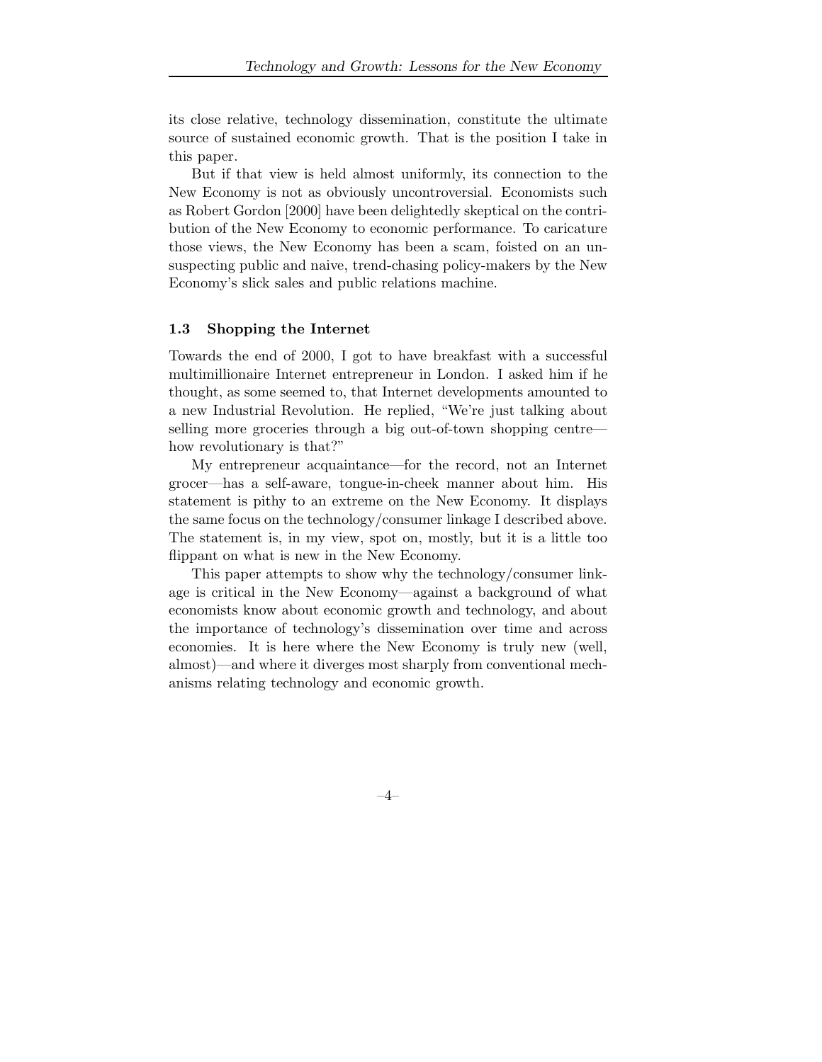its close relative, technology dissemination, constitute the ultimate source of sustained economic growth. That is the position I take in this paper.

But if that view is held almost uniformly, its connection to the New Economy is not as obviously uncontroversial. Economists such as Robert Gordon [2000] have been delightedly skeptical on the contribution of the New Economy to economic performance. To caricature those views, the New Economy has been a scam, foisted on an unsuspecting public and naive, trend-chasing policy-makers by the New Economy's slick sales and public relations machine.

### 1.3 Shopping the Internet

Towards the end of 2000, I got to have breakfast with a successful multimillionaire Internet entrepreneur in London. I asked him if he thought, as some seemed to, that Internet developments amounted to a new Industrial Revolution. He replied, "We're just talking about selling more groceries through a big out-of-town shopping centre—how revolutionary is that?"

My entrepreneur acquaintance—for the record, not an Internet grocer—has a self-aware, tongue-in-cheek manner about him. His statement is pithy to an extreme on the New Economy. It displays the same focus on the technology/consumer linkage I described above. The statement is, in my view, spot on, mostly, but it is a little too flippant on what is new in the New Economy.

This paper attempts to show why the technology/consumer linkage is critical in the New Economy—against a background of what economists know about economic growth and technology, and about the importance of technology's dissemination over time and across economies. It is here where the New Economy is truly new (well, almost)—and where it diverges most sharply from conventional mechanisms relating technology and economic growth.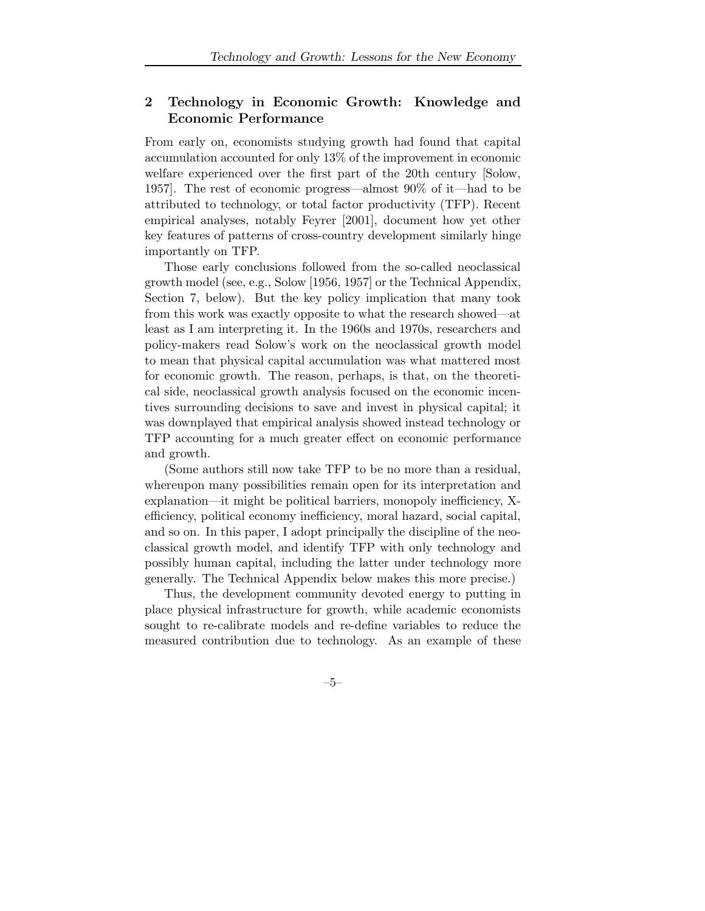## 2 Technology in Economic Growth: Knowledge and Economic Performance

From early on, economists studying growth had found that capital accumulation accounted for only 13% of the improvement in economic welfare experienced over the first part of the 20th century [Solow, 1957]. The rest of economic progress—almost 90% of it—had to be attributed to technology, or total factor productivity (TFP). Recent empirical analyses, notably Feyrer [2001], document how yet other key features of patterns of cross-country development similarly hinge importantly on TFP.

Those early conclusions followed from the so-called neoclassical growth model (see, e.g., Solow [1956, 1957] or the Technical Appendix, Section 7, below). But the key policy implication that many took from this work was exactly opposite to what the research showed—at least as I am interpreting it. In the 1960s and 1970s, researchers and policy-makers read Solow's work on the neoclassical growth model to mean that physical capital accumulation was what mattered most for economic growth. The reason, perhaps, is that, on the theoretical side, neoclassical growth analysis focused on the economic incentives surrounding decisions to save and invest in physical capital; it was downplayed that empirical analysis showed instead technology or TFP accounting for a much greater effect on economic performance and growth.

(Some authors still now take TFP to be no more than a residual, whereupon many possibilities remain open for its interpretation and explanation—it might be political barriers, monopoly inefficiency, X-efficiency, political economy inefficiency, moral hazard, social capital, and so on. In this paper, I adopt principally the discipline of the neoclassical growth model, and identify TFP with only technology and possibly human capital, including the latter under technology more generally. The Technical Appendix below makes this more precise.)

Thus, the development community devoted energy to putting in place physical infrastructure for growth, while academic economists sought to re-calibrate models and re-define variables to reduce the measured contribution due to technology. As an example of these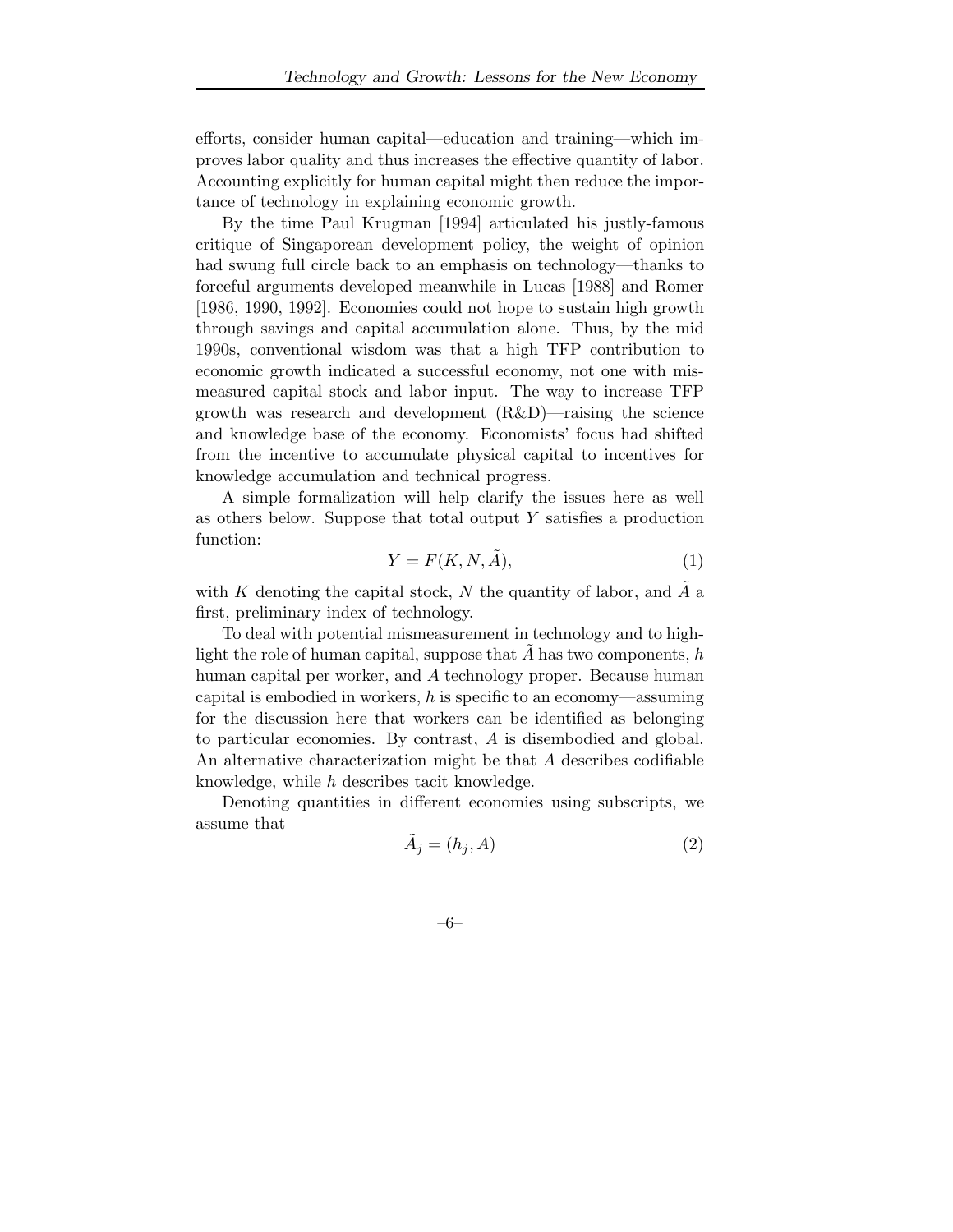efforts, consider human capital—education and training—which improves labor quality and thus increases the effective quantity of labor. Accounting explicitly for human capital might then reduce the importance of technology in explaining economic growth.

By the time Paul Krugman [1994] articulated his justly-famous critique of Singaporean development policy, the weight of opinion had swung full circle back to an emphasis on technology—thanks to forceful arguments developed meanwhile in Lucas [1988] and Romer [1986, 1990, 1992]. Economies could not hope to sustain high growth through savings and capital accumulation alone. Thus, by the mid 1990s, conventional wisdom was that a high TFP contribution to economic growth indicated a successful economy, not one with mismeasured capital stock and labor input. The way to increase TFP growth was research and development (R&D)—raising the science and knowledge base of the economy. Economists' focus had shifted from the incentive to accumulate physical capital to incentives for knowledge accumulation and technical progress.

A simple formalization will help clarify the issues here as well as others below. Suppose that total output $Y$ satisfies a production function:

$$Y = F(K, N, \tilde{A}), \tag{1}$$

with $K$ denoting the capital stock, $N$ the quantity of labor, and $\tilde{A}$ a first, preliminary index of technology.

To deal with potential mismeasurement in technology and to highlight the role of human capital, suppose that $\tilde{A}$ has two components, $h$ human capital per worker, and $A$ technology proper. Because human capital is embodied in workers, $h$ is specific to an economy—assuming for the discussion here that workers can be identified as belonging to particular economies. By contrast, $A$ is disembodied and global. An alternative characterization might be that $A$ describes codifiable knowledge, while $h$ describes tacit knowledge.

Denoting quantities in different economies using subscripts, we assume that

$$\tilde{A}_j = (h_j, A) \tag{2}$$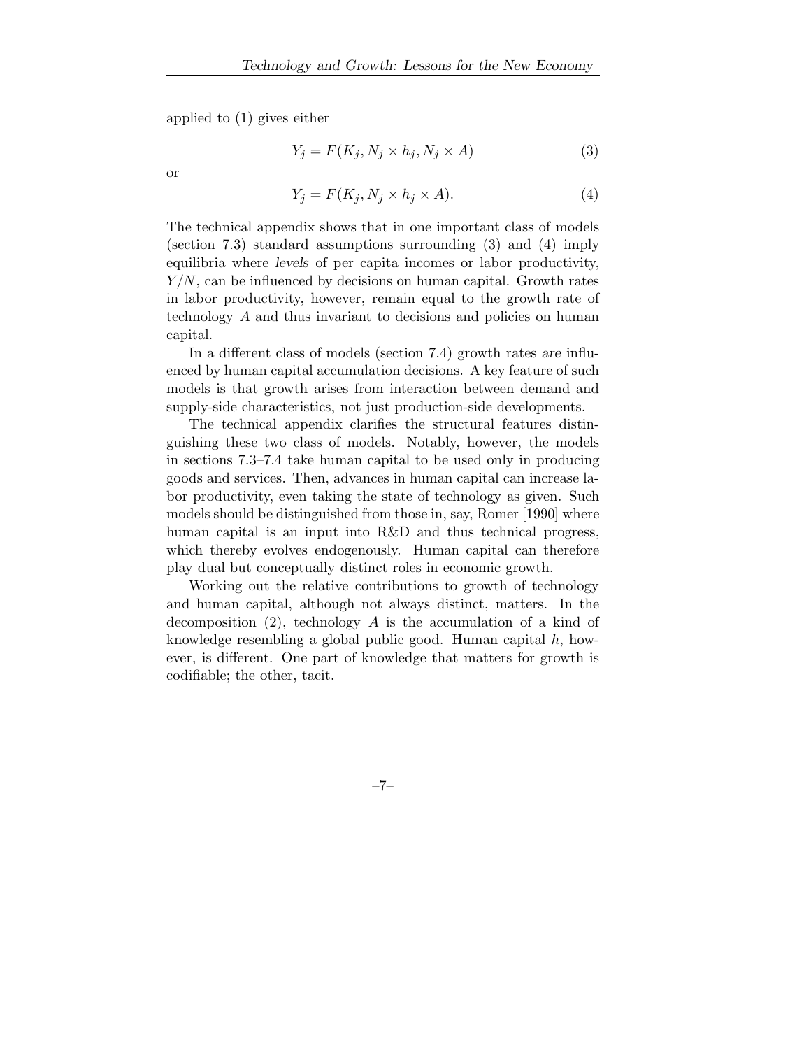applied to (1) gives either

$$Y_j = F(K_j, N_j \times h_j, N_j \times A) \tag{3}$$

or

$$Y_j = F(K_j, N_j \times h_j \times A). \tag{4}$$

The technical appendix shows that in one important class of models (section 7.3) standard assumptions surrounding (3) and (4) imply equilibria where *levels* of per capita incomes or labor productivity, $Y/N$, can be influenced by decisions on human capital. Growth rates in labor productivity, however, remain equal to the growth rate of technology $A$ and thus invariant to decisions and policies on human capital.

In a different class of models (section 7.4) growth rates *are* influenced by human capital accumulation decisions. A key feature of such models is that growth arises from interaction between demand and supply-side characteristics, not just production-side developments.

The technical appendix clarifies the structural features distinguishing these two class of models. Notably, however, the models in sections 7.3–7.4 take human capital to be used only in producing goods and services. Then, advances in human capital can increase labor productivity, even taking the state of technology as given. Such models should be distinguished from those in, say, Romer [1990] where human capital is an input into R&D and thus technical progress, which thereby evolves endogenously. Human capital can therefore play dual but conceptually distinct roles in economic growth.

Working out the relative contributions to growth of technology and human capital, although not always distinct, matters. In the decomposition (2), technology $A$ is the accumulation of a kind of knowledge resembling a global public good. Human capital $h$, however, is different. One part of knowledge that matters for growth is codifiable; the other, tacit.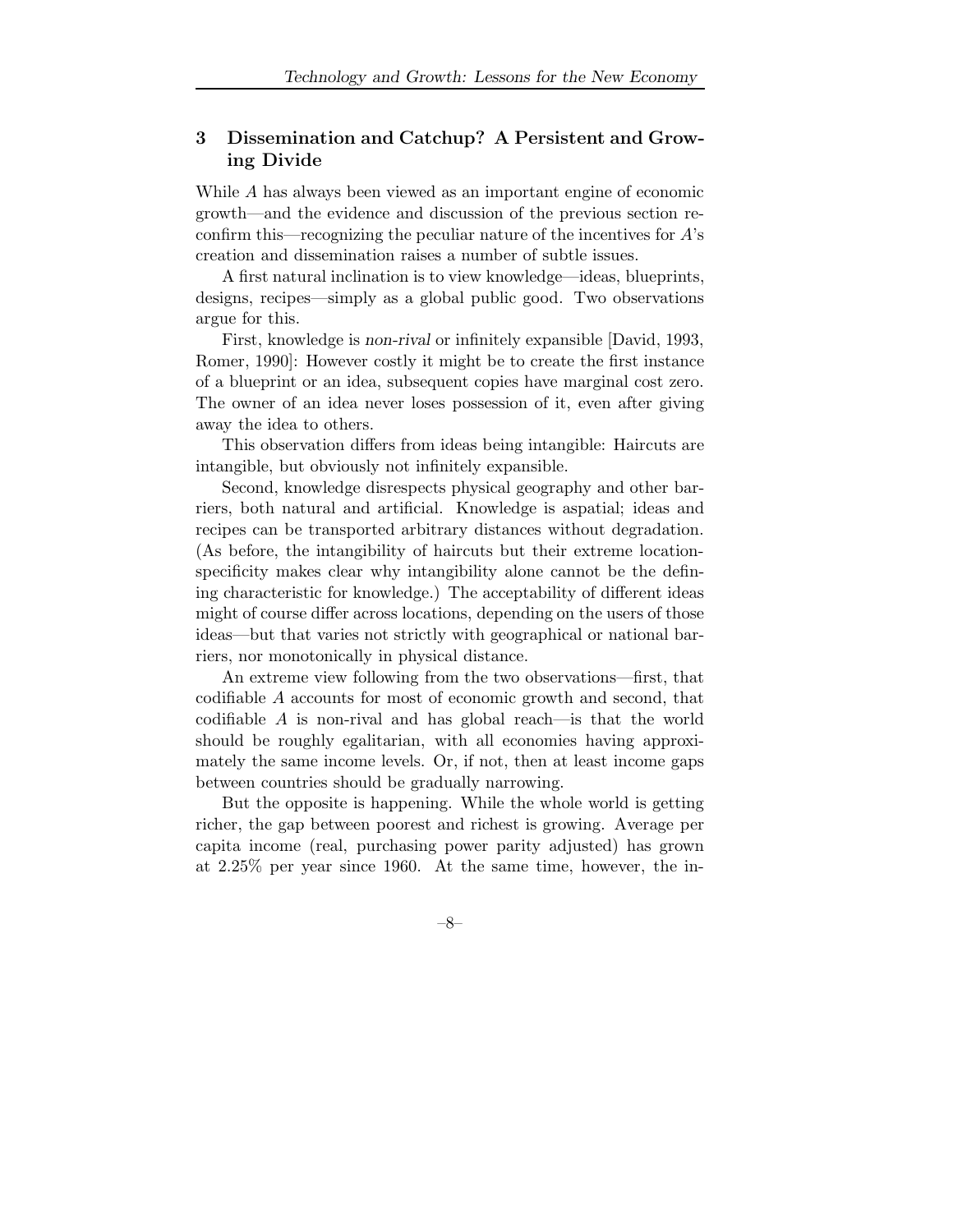## 3 Dissemination and Catchup? A Persistent and Growing Divide

While $A$ has always been viewed as an important engine of economic growth—and the evidence and discussion of the previous section reconfirm this—recognizing the peculiar nature of the incentives for $A$'s creation and dissemination raises a number of subtle issues.

A first natural inclination is to view knowledge—ideas, blueprints, designs, recipes—simply as a global public good. Two observations argue for this.

First, knowledge is *non-rival* or infinitely expansible [David, 1993, Romer, 1990]: However costly it might be to create the first instance of a blueprint or an idea, subsequent copies have marginal cost zero. The owner of an idea never loses possession of it, even after giving away the idea to others.

This observation differs from ideas being intangible: Haircuts are intangible, but obviously not infinitely expansible.

Second, knowledge disrespects physical geography and other barriers, both natural and artificial. Knowledge is aspatial; ideas and recipes can be transported arbitrary distances without degradation. (As before, the intangibility of haircuts but their extreme location-specificity makes clear why intangibility alone cannot be the defining characteristic for knowledge.) The acceptability of different ideas might of course differ across locations, depending on the users of those ideas—but that varies not strictly with geographical or national barriers, nor monotonically in physical distance.

An extreme view following from the two observations—first, that codifiable $A$ accounts for most of economic growth and second, that codifiable $A$ is non-rival and has global reach—is that the world should be roughly egalitarian, with all economies having approximately the same income levels. Or, if not, then at least income gaps between countries should be gradually narrowing.

But the opposite is happening. While the whole world is getting richer, the gap between poorest and richest is growing. Average per capita income (real, purchasing power parity adjusted) has grown at 2.25% per year since 1960. At the same time, however, the in-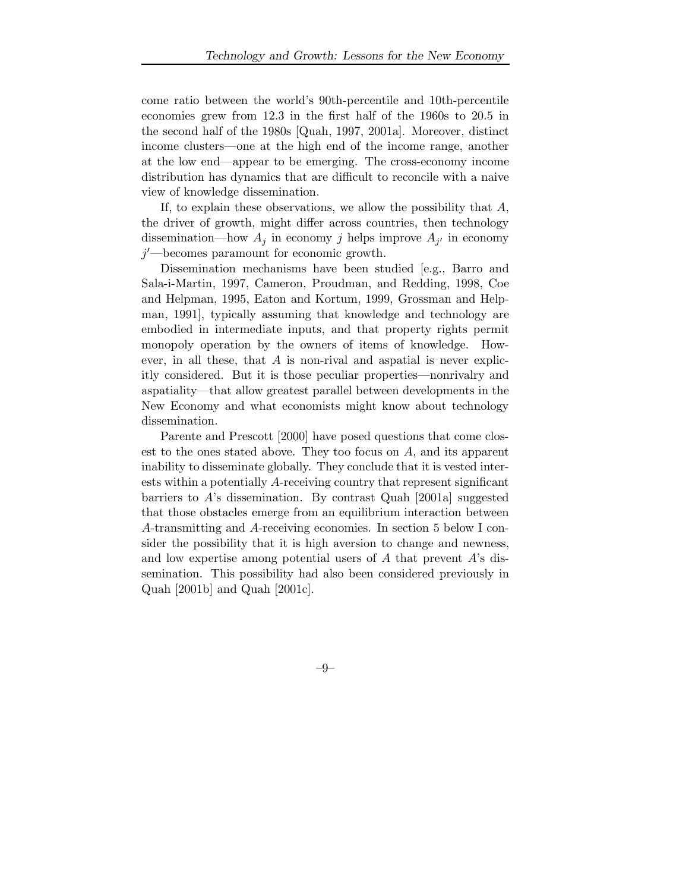come ratio between the world's 90th-percentile and 10th-percentile economies grew from 12.3 in the first half of the 1960s to 20.5 in the second half of the 1980s [Quah, 1997, 2001a]. Moreover, distinct income clusters—one at the high end of the income range, another at the low end—appear to be emerging. The cross-economy income distribution has dynamics that are difficult to reconcile with a naive view of knowledge dissemination.

If, to explain these observations, we allow the possibility that $A$, the driver of growth, might differ across countries, then technology dissemination—how $A_j$ in economy $j$ helps improve $A_{j'}$ in economy $j'$—becomes paramount for economic growth.

Dissemination mechanisms have been studied [e.g., Barro and Sala-i-Martin, 1997, Cameron, Proudman, and Redding, 1998, Coe and Helpman, 1995, Eaton and Kortum, 1999, Grossman and Helpman, 1991], typically assuming that knowledge and technology are embodied in intermediate inputs, and that property rights permit monopoly operation by the owners of items of knowledge. However, in all these, that $A$ is non-rival and aspatial is never explicitly considered. But it is those peculiar properties—nonrivalry and aspatiality—that allow greatest parallel between developments in the New Economy and what economists might know about technology dissemination.

Parente and Prescott [2000] have posed questions that come closest to the ones stated above. They too focus on $A$, and its apparent inability to disseminate globally. They conclude that it is vested interests within a potentially $A$-receiving country that represent significant barriers to $A$'s dissemination. By contrast Quah [2001a] suggested that those obstacles emerge from an equilibrium interaction between $A$-transmitting and $A$-receiving economies. In section 5 below I consider the possibility that it is high aversion to change and newness, and low expertise among potential users of $A$ that prevent $A$'s dissemination. This possibility had also been considered previously in Quah [2001b] and Quah [2001c].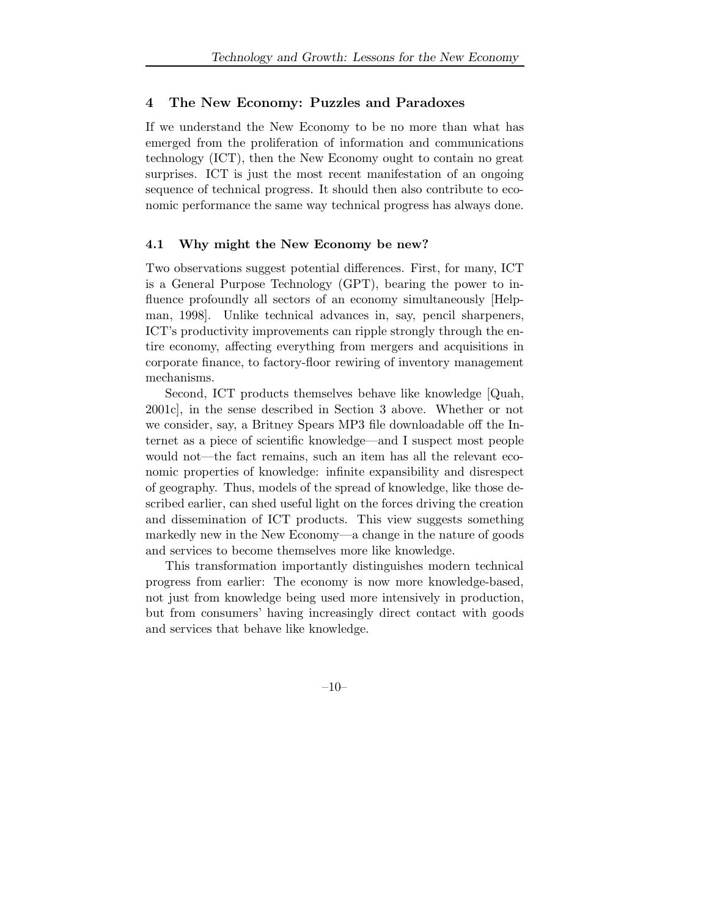## 4 The New Economy: Puzzles and Paradoxes

If we understand the New Economy to be no more than what has emerged from the proliferation of information and communications technology (ICT), then the New Economy ought to contain no great surprises. ICT is just the most recent manifestation of an ongoing sequence of technical progress. It should then also contribute to economic performance the same way technical progress has always done.

### 4.1 Why might the New Economy be new?

Two observations suggest potential differences. First, for many, ICT is a General Purpose Technology (GPT), bearing the power to influence profoundly all sectors of an economy simultaneously [Helpman, 1998]. Unlike technical advances in, say, pencil sharpeners, ICT's productivity improvements can ripple strongly through the entire economy, affecting everything from mergers and acquisitions in corporate finance, to factory-floor rewiring of inventory management mechanisms.

Second, ICT products themselves behave like knowledge [Quah, 2001c], in the sense described in Section 3 above. Whether or not we consider, say, a Britney Spears MP3 file downloadable off the Internet as a piece of scientific knowledge—and I suspect most people would not—the fact remains, such an item has all the relevant economic properties of knowledge: infinite expansibility and disrespect of geography. Thus, models of the spread of knowledge, like those described earlier, can shed useful light on the forces driving the creation and dissemination of ICT products. This view suggests something markedly new in the New Economy—a change in the nature of goods and services to become themselves more like knowledge.

This transformation importantly distinguishes modern technical progress from earlier: The economy is now more knowledge-based, not just from knowledge being used more intensively in production, but from consumers' having increasingly direct contact with goods and services that behave like knowledge.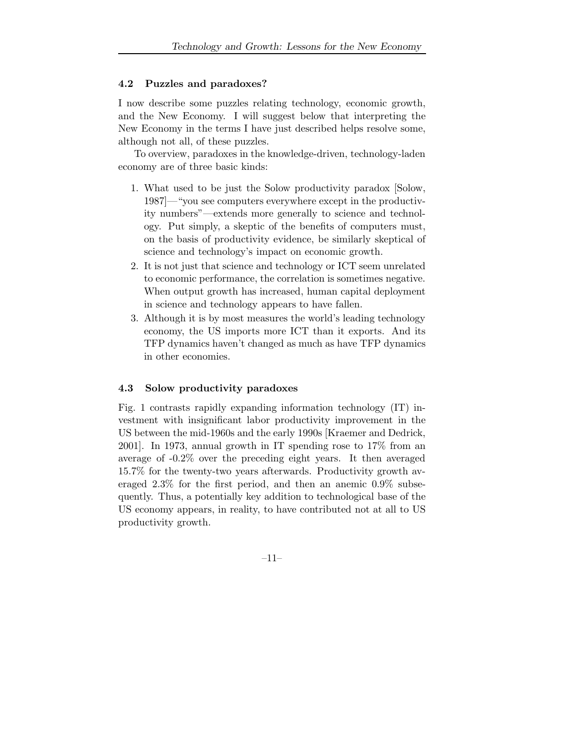### 4.2 Puzzles and paradoxes?

I now describe some puzzles relating technology, economic growth, and the New Economy. I will suggest below that interpreting the New Economy in the terms I have just described helps resolve some, although not all, of these puzzles.

To overview, paradoxes in the knowledge-driven, technology-laden economy are of three basic kinds:

1. What used to be just the Solow productivity paradox [Solow, 1987]—"you see computers everywhere except in the productivity numbers"—extends more generally to science and technology. Put simply, a skeptic of the benefits of computers must, on the basis of productivity evidence, be similarly skeptical of science and technology's impact on economic growth.
2. It is not just that science and technology or ICT seem unrelated to economic performance, the correlation is sometimes negative. When output growth has increased, human capital deployment in science and technology appears to have fallen.
3. Although it is by most measures the world's leading technology economy, the US imports more ICT than it exports. And its TFP dynamics haven't changed as much as have TFP dynamics in other economies.

### 4.3 Solow productivity paradoxes

Fig. 1 contrasts rapidly expanding information technology (IT) investment with insignificant labor productivity improvement in the US between the mid-1960s and the early 1990s [Kraemer and Dedrick, 2001]. In 1973, annual growth in IT spending rose to 17% from an average of -0.2% over the preceding eight years. It then averaged 15.7% for the twenty-two years afterwards. Productivity growth averaged 2.3% for the first period, and then an anemic 0.9% subsequently. Thus, a potentially key addition to technological base of the US economy appears, in reality, to have contributed not at all to US productivity growth.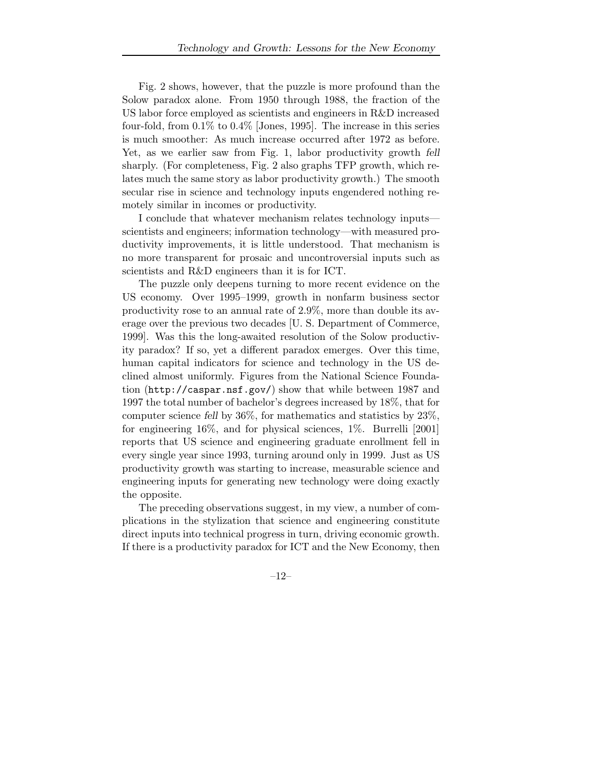Fig. 2 shows, however, that the puzzle is more profound than the Solow paradox alone. From 1950 through 1988, the fraction of the US labor force employed as scientists and engineers in R&D increased four-fold, from 0.1% to 0.4% [Jones, 1995]. The increase in this series is much smoother: As much increase occurred after 1972 as before. Yet, as we earlier saw from Fig. 1, labor productivity growth *fell* sharply. (For completeness, Fig. 2 also graphs TFP growth, which relates much the same story as labor productivity growth.) The smooth secular rise in science and technology inputs engendered nothing remotely similar in incomes or productivity.

I conclude that whatever mechanism relates technology inputs—scientists and engineers; information technology—with measured productivity improvements, it is little understood. That mechanism is no more transparent for prosaic and uncontroversial inputs such as scientists and R&D engineers than it is for ICT.

The puzzle only deepens turning to more recent evidence on the US economy. Over 1995–1999, growth in nonfarm business sector productivity rose to an annual rate of 2.9%, more than double its average over the previous two decades [U. S. Department of Commerce, 1999]. Was this the long-awaited resolution of the Solow productivity paradox? If so, yet a different paradox emerges. Over this time, human capital indicators for science and technology in the US declined almost uniformly. Figures from the National Science Foundation (`http://caspar.nsf.gov/`) show that while between 1987 and 1997 the total number of bachelor's degrees increased by 18%, that for computer science *fell* by 36%, for mathematics and statistics by 23%, for engineering 16%, and for physical sciences, 1%. Burrelli [2001] reports that US science and engineering graduate enrollment fell in every single year since 1993, turning around only in 1999. Just as US productivity growth was starting to increase, measurable science and engineering inputs for generating new technology were doing exactly the opposite.

The preceding observations suggest, in my view, a number of complications in the stylization that science and engineering constitute direct inputs into technical progress in turn, driving economic growth. If there is a productivity paradox for ICT and the New Economy, then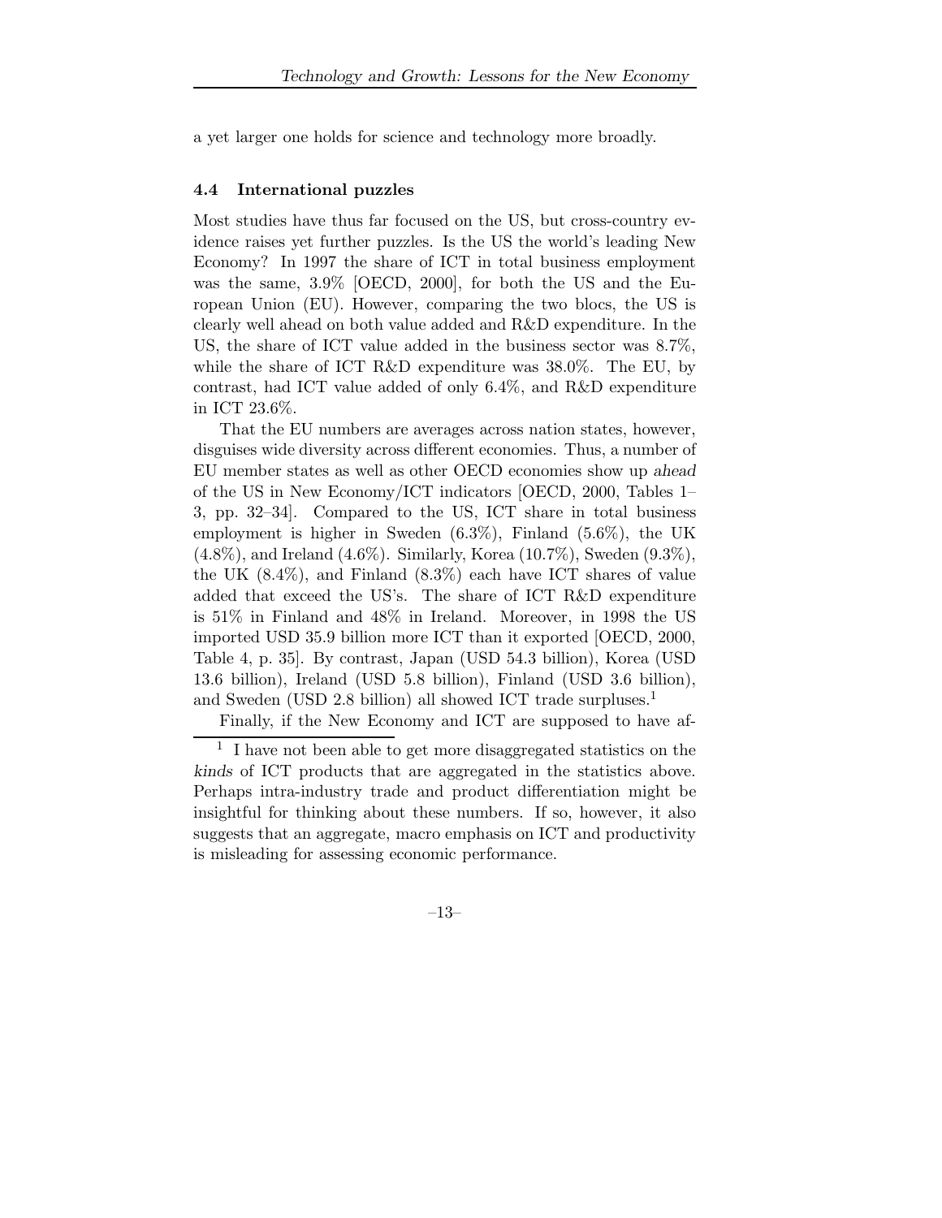a yet larger one holds for science and technology more broadly.

### 4.4 International puzzles

Most studies have thus far focused on the US, but cross-country evidence raises yet further puzzles. Is the US the world's leading New Economy? In 1997 the share of ICT in total business employment was the same, 3.9% [OECD, 2000], for both the US and the European Union (EU). However, comparing the two blocs, the US is clearly well ahead on both value added and R&D expenditure. In the US, the share of ICT value added in the business sector was 8.7%, while the share of ICT R&D expenditure was 38.0%. The EU, by contrast, had ICT value added of only 6.4%, and R&D expenditure in ICT 23.6%.

That the EU numbers are averages across nation states, however, disguises wide diversity across different economies. Thus, a number of EU member states as well as other OECD economies show up *ahead* of the US in New Economy/ICT indicators [OECD, 2000, Tables 1–3, pp. 32–34]. Compared to the US, ICT share in total business employment is higher in Sweden (6.3%), Finland (5.6%), the UK (4.8%), and Ireland (4.6%). Similarly, Korea (10.7%), Sweden (9.3%), the UK (8.4%), and Finland (8.3%) each have ICT shares of value added that exceed the US's. The share of ICT R&D expenditure is 51% in Finland and 48% in Ireland. Moreover, in 1998 the US imported USD 35.9 billion more ICT than it exported [OECD, 2000, Table 4, p. 35]. By contrast, Japan (USD 54.3 billion), Korea (USD 13.6 billion), Ireland (USD 5.8 billion), Finland (USD 3.6 billion), and Sweden (USD 2.8 billion) all showed ICT trade surpluses.[1]

Finally, if the New Economy and ICT are supposed to have af-

[1] I have not been able to get more disaggregated statistics on the *kinds* of ICT products that are aggregated in the statistics above. Perhaps intra-industry trade and product differentiation might be insightful for thinking about these numbers. If so, however, it also suggests that an aggregate, macro emphasis on ICT and productivity is misleading for assessing economic performance.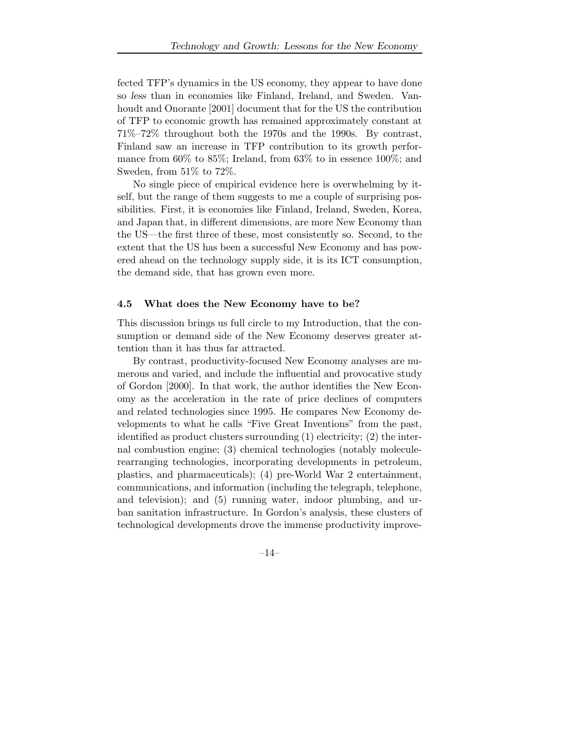fected TFP's dynamics in the US economy, they appear to have done so *less* than in economies like Finland, Ireland, and Sweden. Vanhoudt and Onorante [2001] document that for the US the contribution of TFP to economic growth has remained approximately constant at 71%–72% throughout both the 1970s and the 1990s. By contrast, Finland saw an increase in TFP contribution to its growth performance from 60% to 85%; Ireland, from 63% to in essence 100%; and Sweden, from 51% to 72%.

No single piece of empirical evidence here is overwhelming by itself, but the range of them suggests to me a couple of surprising possibilities. First, it is economies like Finland, Ireland, Sweden, Korea, and Japan that, in different dimensions, are more New Economy than the US—the first three of these, most consistently so. Second, to the extent that the US has been a successful New Economy and has powered ahead on the technology supply side, it is its ICT consumption, the demand side, that has grown even more.

### 4.5 What does the New Economy have to be?

This discussion brings us full circle to my Introduction, that the consumption or demand side of the New Economy deserves greater attention than it has thus far attracted.

By contrast, productivity-focused New Economy analyses are numerous and varied, and include the influential and provocative study of Gordon [2000]. In that work, the author identifies the New Economy as the acceleration in the rate of price declines of computers and related technologies since 1995. He compares New Economy developments to what he calls "Five Great Inventions" from the past, identified as product clusters surrounding (1) electricity; (2) the internal combustion engine; (3) chemical technologies (notably molecule-rearranging technologies, incorporating developments in petroleum, plastics, and pharmaceuticals); (4) pre-World War 2 entertainment, communications, and information (including the telegraph, telephone, and television); and (5) running water, indoor plumbing, and urban sanitation infrastructure. In Gordon's analysis, these clusters of technological developments drove the immense productivity improve-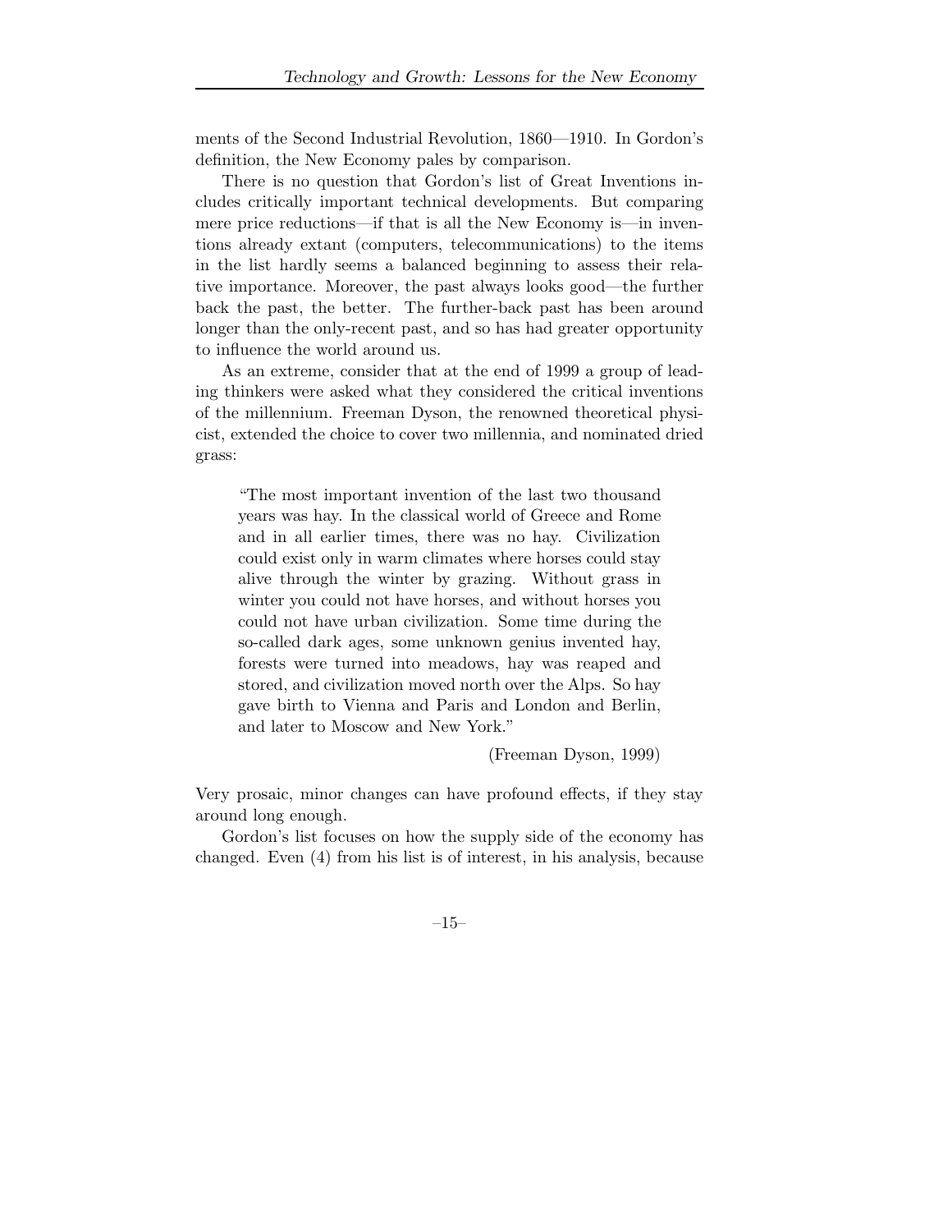ments of the Second Industrial Revolution, 1860—1910. In Gordon's definition, the New Economy pales by comparison.

There is no question that Gordon's list of Great Inventions includes critically important technical developments. But comparing mere price reductions—if that is all the New Economy is—in inventions already extant (computers, telecommunications) to the items in the list hardly seems a balanced beginning to assess their relative importance. Moreover, the past always looks good—the further back the past, the better. The further-back past has been around longer than the only-recent past, and so has had greater opportunity to influence the world around us.

As an extreme, consider that at the end of 1999 a group of leading thinkers were asked what they considered the critical inventions of the millennium. Freeman Dyson, the renowned theoretical physicist, extended the choice to cover two millennia, and nominated dried grass:

> "The most important invention of the last two thousand years was hay. In the classical world of Greece and Rome and in all earlier times, there was no hay. Civilization could exist only in warm climates where horses could stay alive through the winter by grazing. Without grass in winter you could not have horses, and without horses you could not have urban civilization. Some time during the so-called dark ages, some unknown genius invented hay, forests were turned into meadows, hay was reaped and stored, and civilization moved north over the Alps. So hay gave birth to Vienna and Paris and London and Berlin, and later to Moscow and New York."
>
> (Freeman Dyson, 1999)

Very prosaic, minor changes can have profound effects, if they stay around long enough.

Gordon's list focuses on how the supply side of the economy has changed. Even (4) from his list is of interest, in his analysis, because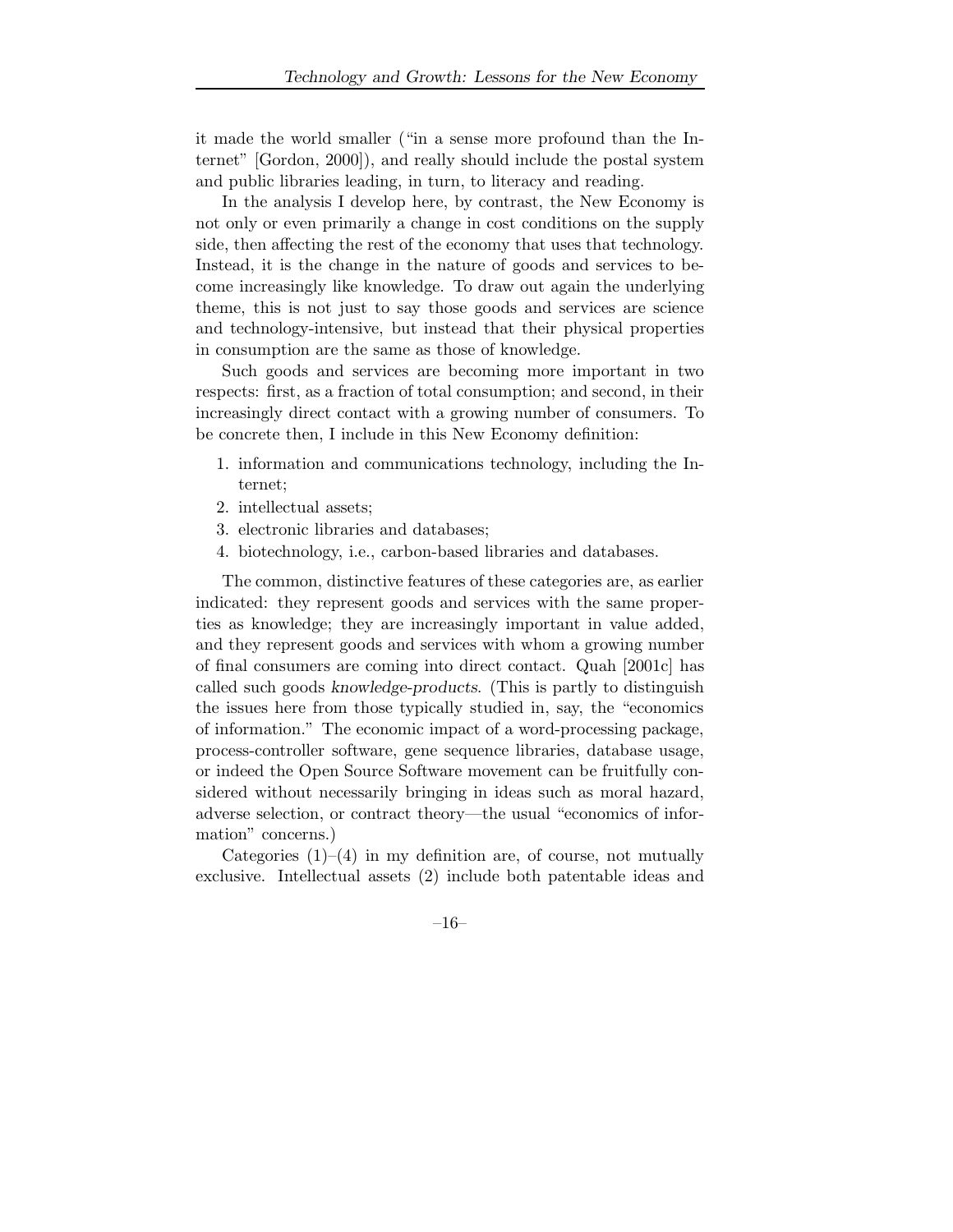it made the world smaller ("in a sense more profound than the Internet" [Gordon, 2000]), and really should include the postal system and public libraries leading, in turn, to literacy and reading.

In the analysis I develop here, by contrast, the New Economy is not only or even primarily a change in cost conditions on the supply side, then affecting the rest of the economy that uses that technology. Instead, it is the change in the nature of goods and services to become increasingly like knowledge. To draw out again the underlying theme, this is not just to say those goods and services are science and technology-intensive, but instead that their physical properties in consumption are the same as those of knowledge.

Such goods and services are becoming more important in two respects: first, as a fraction of total consumption; and second, in their increasingly direct contact with a growing number of consumers. To be concrete then, I include in this New Economy definition:

1. information and communications technology, including the Internet;
2. intellectual assets;
3. electronic libraries and databases;
4. biotechnology, i.e., carbon-based libraries and databases.

The common, distinctive features of these categories are, as earlier indicated: they represent goods and services with the same properties as knowledge; they are increasingly important in value added, and they represent goods and services with whom a growing number of final consumers are coming into direct contact. Quah [2001c] has called such goods *knowledge-products*. (This is partly to distinguish the issues here from those typically studied in, say, the "economics of information." The economic impact of a word-processing package, process-controller software, gene sequence libraries, database usage, or indeed the Open Source Software movement can be fruitfully considered without necessarily bringing in ideas such as moral hazard, adverse selection, or contract theory—the usual "economics of information" concerns.)

Categories (1)–(4) in my definition are, of course, not mutually exclusive. Intellectual assets (2) include both patentable ideas and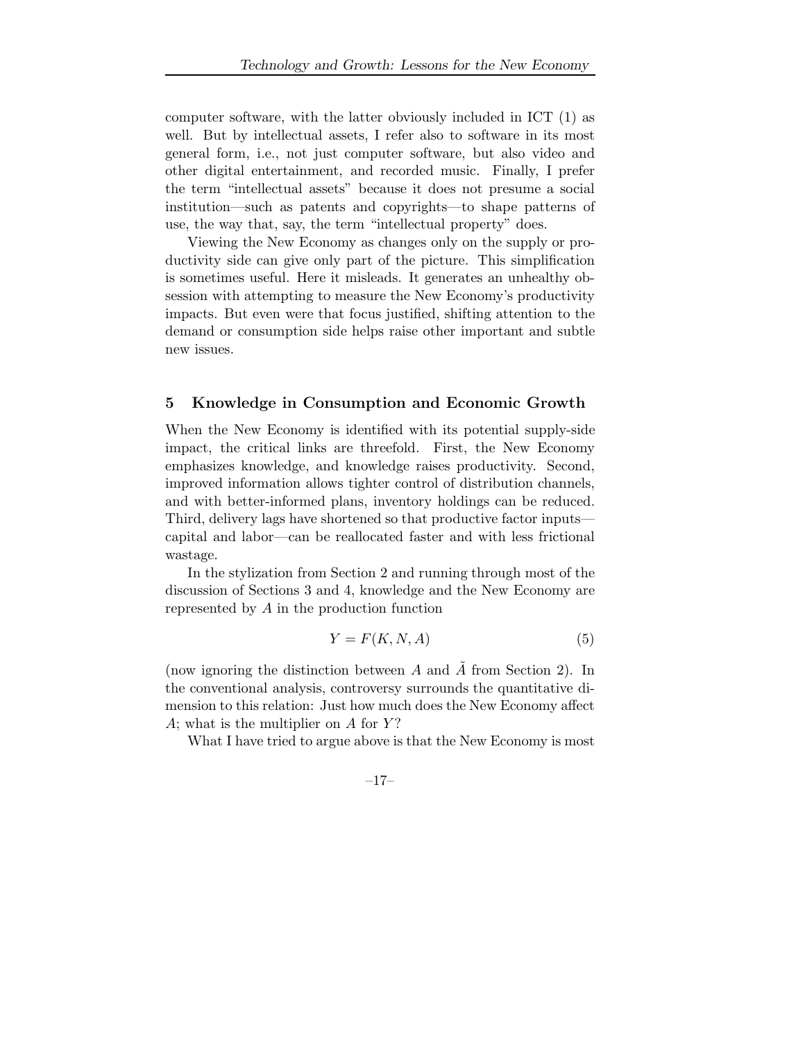computer software, with the latter obviously included in ICT (1) as well. But by intellectual assets, I refer also to software in its most general form, i.e., not just computer software, but also video and other digital entertainment, and recorded music. Finally, I prefer the term "intellectual assets" because it does not presume a social institution—such as patents and copyrights—to shape patterns of use, the way that, say, the term "intellectual property" does.

Viewing the New Economy as changes only on the supply or productivity side can give only part of the picture. This simplification is sometimes useful. Here it misleads. It generates an unhealthy obsession with attempting to measure the New Economy's productivity impacts. But even were that focus justified, shifting attention to the demand or consumption side helps raise other important and subtle new issues.

## 5 Knowledge in Consumption and Economic Growth

When the New Economy is identified with its potential supply-side impact, the critical links are threefold. First, the New Economy emphasizes knowledge, and knowledge raises productivity. Second, improved information allows tighter control of distribution channels, and with better-informed plans, inventory holdings can be reduced. Third, delivery lags have shortened so that productive factor inputs—capital and labor—can be reallocated faster and with less frictional wastage.

In the stylization from Section 2 and running through most of the discussion of Sections 3 and 4, knowledge and the New Economy are represented by $A$ in the production function

$$Y = F(K, N, A) \tag{5}$$

(now ignoring the distinction between $A$ and $\tilde{A}$ from Section 2). In the conventional analysis, controversy surrounds the quantitative dimension to this relation: Just how much does the New Economy affect $A$; what is the multiplier on $A$ for $Y$?

What I have tried to argue above is that the New Economy is most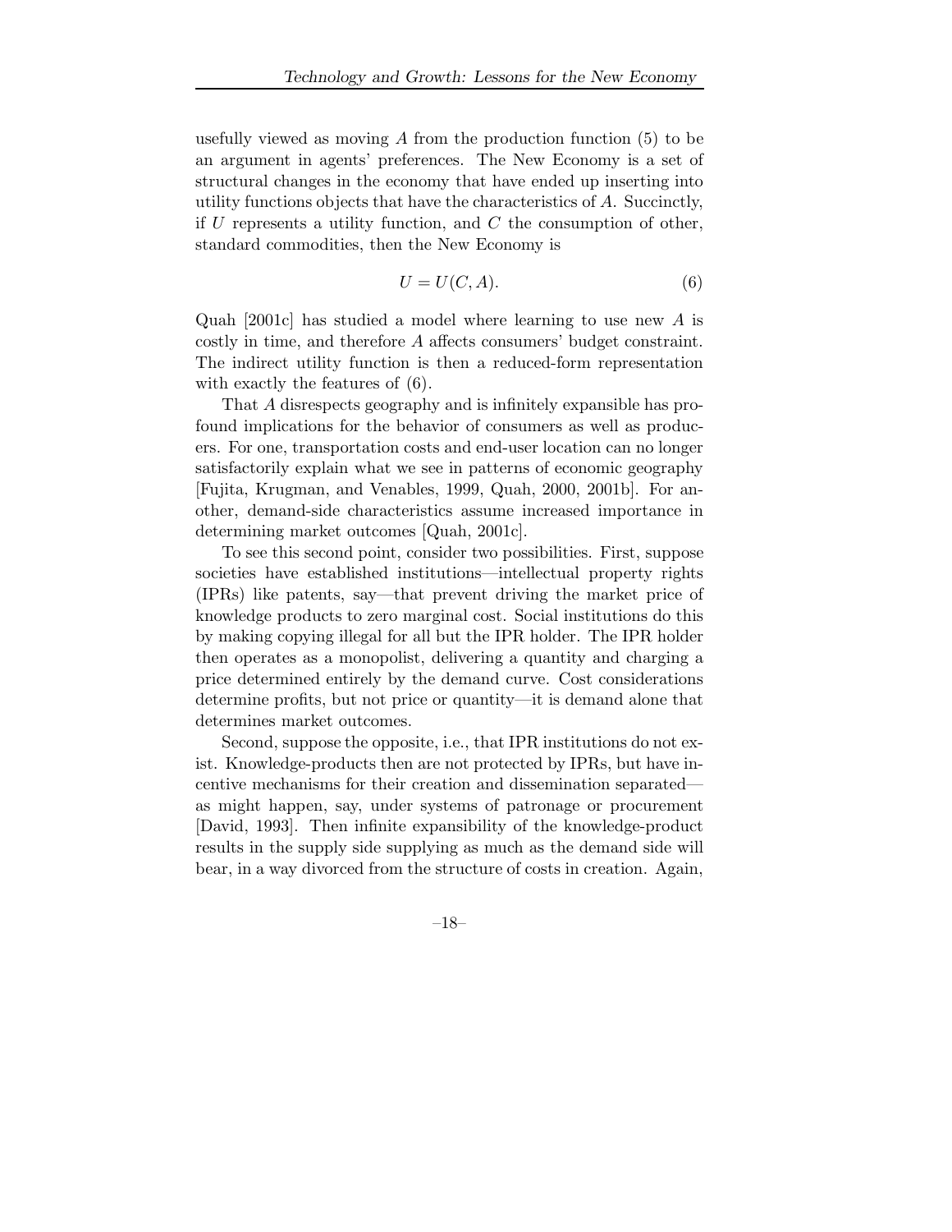usefully viewed as moving $A$ from the production function (5) to be an argument in agents' preferences. The New Economy is a set of structural changes in the economy that have ended up inserting into utility functions objects that have the characteristics of $A$. Succinctly, if $U$ represents a utility function, and $C$ the consumption of other, standard commodities, then the New Economy is

$$U = U(C, A). \tag{6}$$

Quah [2001c] has studied a model where learning to use new $A$ is costly in time, and therefore $A$ affects consumers' budget constraint. The indirect utility function is then a reduced-form representation with exactly the features of (6).

That $A$ disrespects geography and is infinitely expansible has profound implications for the behavior of consumers as well as producers. For one, transportation costs and end-user location can no longer satisfactorily explain what we see in patterns of economic geography [Fujita, Krugman, and Venables, 1999, Quah, 2000, 2001b]. For another, demand-side characteristics assume increased importance in determining market outcomes [Quah, 2001c].

To see this second point, consider two possibilities. First, suppose societies have established institutions—intellectual property rights (IPRs) like patents, say—that prevent driving the market price of knowledge products to zero marginal cost. Social institutions do this by making copying illegal for all but the IPR holder. The IPR holder then operates as a monopolist, delivering a quantity and charging a price determined entirely by the demand curve. Cost considerations determine profits, but not price or quantity—it is demand alone that determines market outcomes.

Second, suppose the opposite, i.e., that IPR institutions do not exist. Knowledge-products then are not protected by IPRs, but have incentive mechanisms for their creation and dissemination separated—as might happen, say, under systems of patronage or procurement [David, 1993]. Then infinite expansibility of the knowledge-product results in the supply side supplying as much as the demand side will bear, in a way divorced from the structure of costs in creation. Again,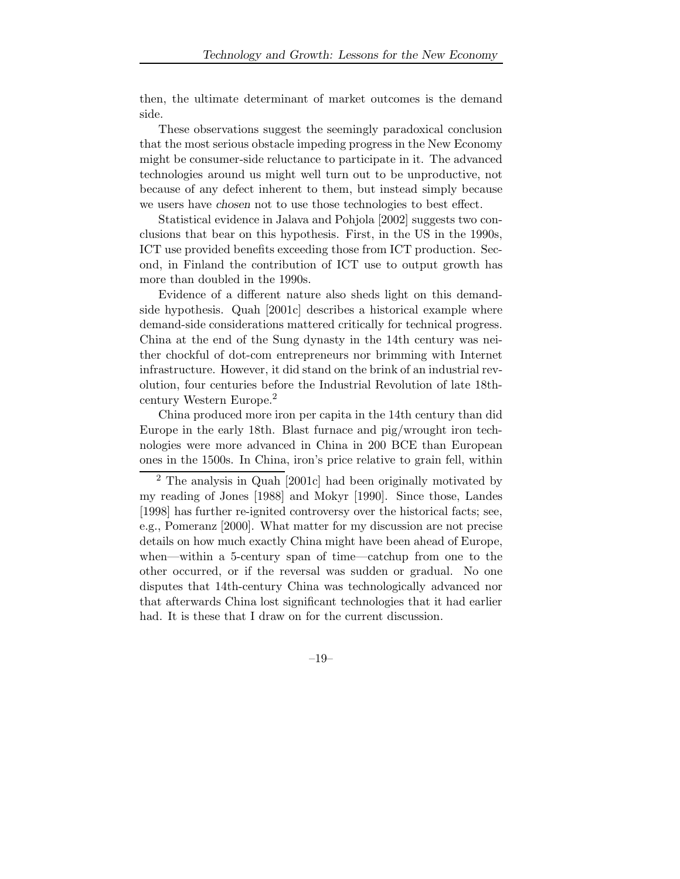then, the ultimate determinant of market outcomes is the demand side.

These observations suggest the seemingly paradoxical conclusion that the most serious obstacle impeding progress in the New Economy might be consumer-side reluctance to participate in it. The advanced technologies around us might well turn out to be unproductive, not because of any defect inherent to them, but instead simply because we users have *chosen* not to use those technologies to best effect.

Statistical evidence in Jalava and Pohjola [2002] suggests two conclusions that bear on this hypothesis. First, in the US in the 1990s, ICT use provided benefits exceeding those from ICT production. Second, in Finland the contribution of ICT use to output growth has more than doubled in the 1990s.

Evidence of a different nature also sheds light on this demand-side hypothesis. Quah [2001c] describes a historical example where demand-side considerations mattered critically for technical progress. China at the end of the Sung dynasty in the 14th century was neither chockful of dot-com entrepreneurs nor brimming with Internet infrastructure. However, it did stand on the brink of an industrial revolution, four centuries before the Industrial Revolution of late 18th-century Western Europe.[2]

China produced more iron per capita in the 14th century than did Europe in the early 18th. Blast furnace and pig/wrought iron technologies were more advanced in China in 200 BCE than European ones in the 1500s. In China, iron's price relative to grain fell, within

[2] The analysis in Quah [2001c] had been originally motivated by my reading of Jones [1988] and Mokyr [1990]. Since those, Landes [1998] has further re-ignited controversy over the historical facts; see, e.g., Pomeranz [2000]. What matter for my discussion are not precise details on how much exactly China might have been ahead of Europe, when—within a 5-century span of time—catchup from one to the other occurred, or if the reversal was sudden or gradual. No one disputes that 14th-century China was technologically advanced nor that afterwards China lost significant technologies that it had earlier had. It is these that I draw on for the current discussion.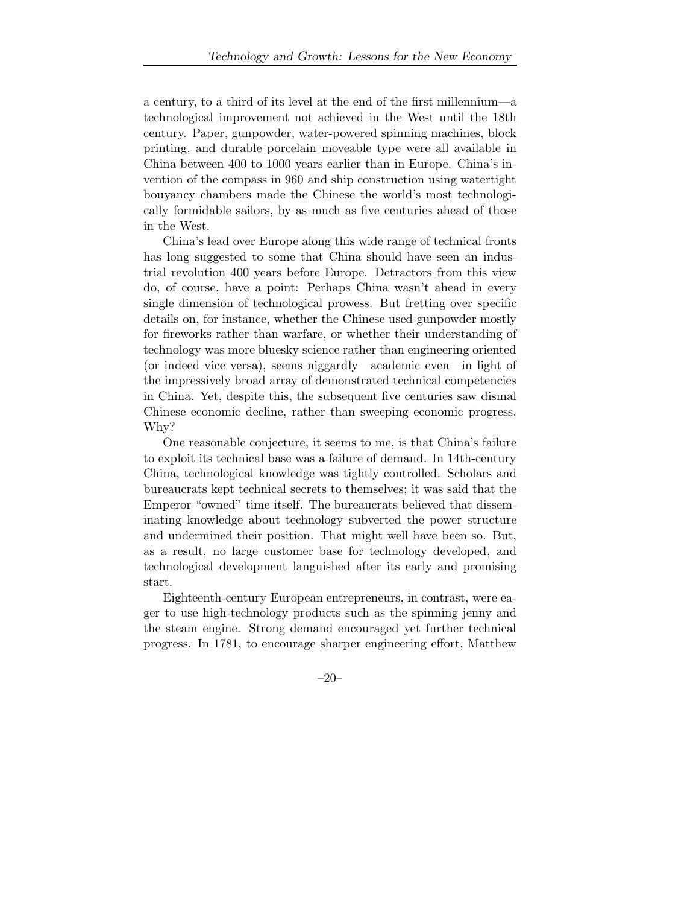a century, to a third of its level at the end of the first millennium—a technological improvement not achieved in the West until the 18th century. Paper, gunpowder, water-powered spinning machines, block printing, and durable porcelain moveable type were all available in China between 400 to 1000 years earlier than in Europe. China's invention of the compass in 960 and ship construction using watertight bouyancy chambers made the Chinese the world's most technologically formidable sailors, by as much as five centuries ahead of those in the West.

China's lead over Europe along this wide range of technical fronts has long suggested to some that China should have seen an industrial revolution 400 years before Europe. Detractors from this view do, of course, have a point: Perhaps China wasn't ahead in every single dimension of technological prowess. But fretting over specific details on, for instance, whether the Chinese used gunpowder mostly for fireworks rather than warfare, or whether their understanding of technology was more bluesky science rather than engineering oriented (or indeed vice versa), seems niggardly—academic even—in light of the impressively broad array of demonstrated technical competencies in China. Yet, despite this, the subsequent five centuries saw dismal Chinese economic decline, rather than sweeping economic progress. Why?

One reasonable conjecture, it seems to me, is that China's failure to exploit its technical base was a failure of demand. In 14th-century China, technological knowledge was tightly controlled. Scholars and bureaucrats kept technical secrets to themselves; it was said that the Emperor "owned" time itself. The bureaucrats believed that disseminating knowledge about technology subverted the power structure and undermined their position. That might well have been so. But, as a result, no large customer base for technology developed, and technological development languished after its early and promising start.

Eighteenth-century European entrepreneurs, in contrast, were eager to use high-technology products such as the spinning jenny and the steam engine. Strong demand encouraged yet further technical progress. In 1781, to encourage sharper engineering effort, Matthew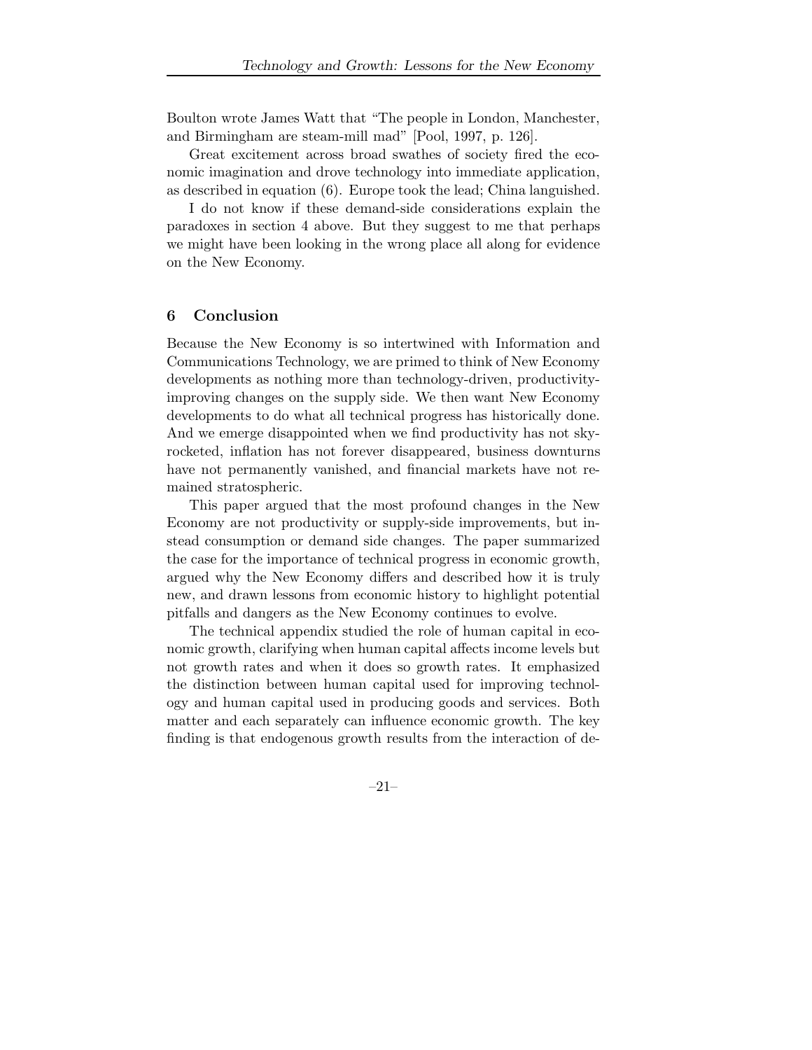Boulton wrote James Watt that "The people in London, Manchester, and Birmingham are steam-mill mad" [Pool, 1997, p. 126].

Great excitement across broad swathes of society fired the economic imagination and drove technology into immediate application, as described in equation (6). Europe took the lead; China languished.

I do not know if these demand-side considerations explain the paradoxes in section 4 above. But they suggest to me that perhaps we might have been looking in the wrong place all along for evidence on the New Economy.

## 6 Conclusion

Because the New Economy is so intertwined with Information and Communications Technology, we are primed to think of New Economy developments as nothing more than technology-driven, productivity-improving changes on the supply side. We then want New Economy developments to do what all technical progress has historically done. And we emerge disappointed when we find productivity has not skyrocketed, inflation has not forever disappeared, business downturns have not permanently vanished, and financial markets have not remained stratospheric.

This paper argued that the most profound changes in the New Economy are not productivity or supply-side improvements, but instead consumption or demand side changes. The paper summarized the case for the importance of technical progress in economic growth, argued why the New Economy differs and described how it is truly new, and drawn lessons from economic history to highlight potential pitfalls and dangers as the New Economy continues to evolve.

The technical appendix studied the role of human capital in economic growth, clarifying when human capital affects income levels but not growth rates and when it does so growth rates. It emphasized the distinction between human capital used for improving technology and human capital used in producing goods and services. Both matter and each separately can influence economic growth. The key finding is that endogenous growth results from the interaction of de-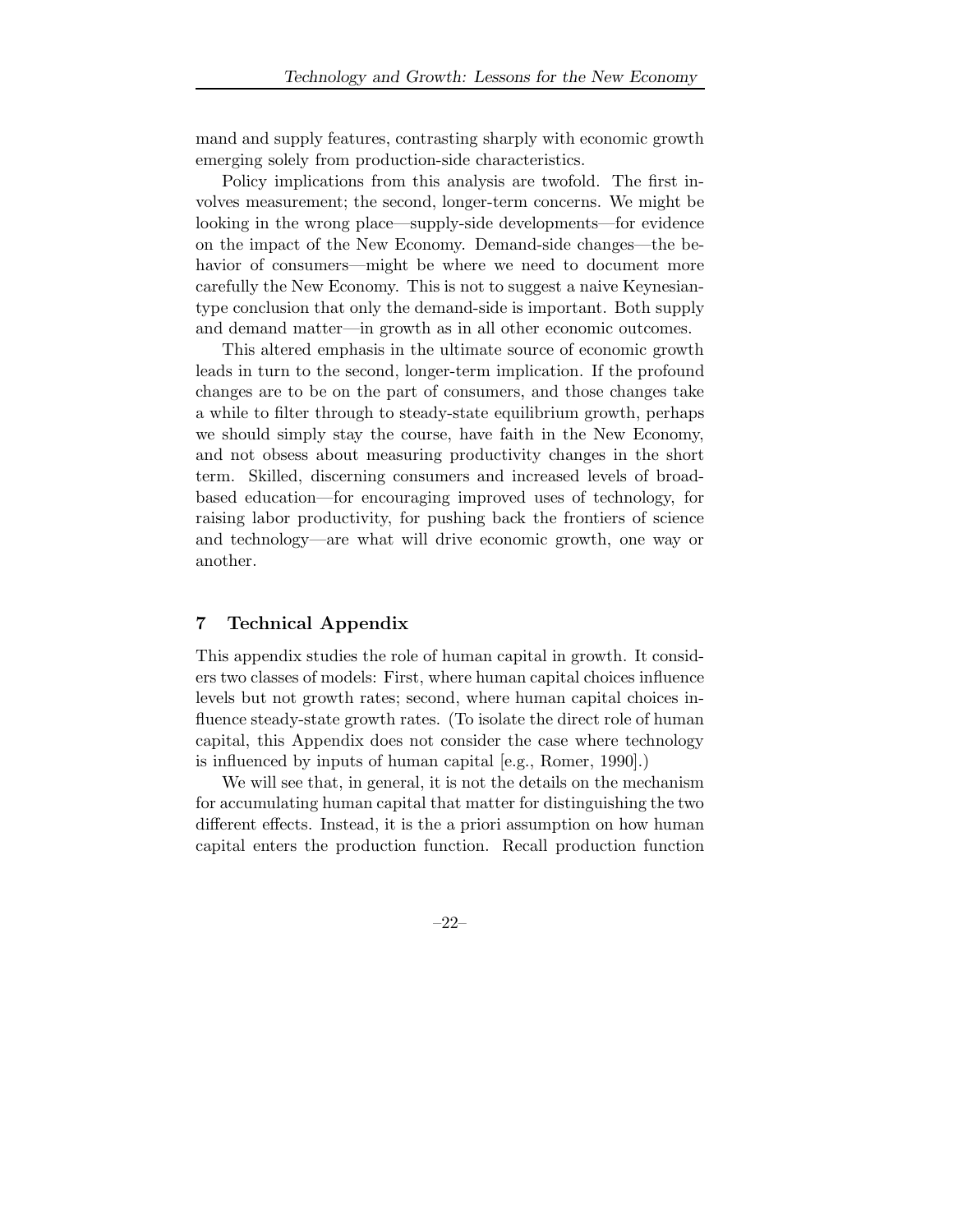mand and supply features, contrasting sharply with economic growth emerging solely from production-side characteristics.

Policy implications from this analysis are twofold. The first involves measurement; the second, longer-term concerns. We might be looking in the wrong place—supply-side developments—for evidence on the impact of the New Economy. Demand-side changes—the behavior of consumers—might be where we need to document more carefully the New Economy. This is not to suggest a naive Keynesian-type conclusion that only the demand-side is important. Both supply and demand matter—in growth as in all other economic outcomes.

This altered emphasis in the ultimate source of economic growth leads in turn to the second, longer-term implication. If the profound changes are to be on the part of consumers, and those changes take a while to filter through to steady-state equilibrium growth, perhaps we should simply stay the course, have faith in the New Economy, and not obsess about measuring productivity changes in the short term. Skilled, discerning consumers and increased levels of broad-based education—for encouraging improved uses of technology, for raising labor productivity, for pushing back the frontiers of science and technology—are what will drive economic growth, one way or another.

## 7 Technical Appendix

This appendix studies the role of human capital in growth. It considers two classes of models: First, where human capital choices influence levels but not growth rates; second, where human capital choices influence steady-state growth rates. (To isolate the direct role of human capital, this Appendix does not consider the case where technology is influenced by inputs of human capital [e.g., Romer, 1990].)

We will see that, in general, it is not the details on the mechanism for accumulating human capital that matter for distinguishing the two different effects. Instead, it is the a priori assumption on how human capital enters the production function. Recall production function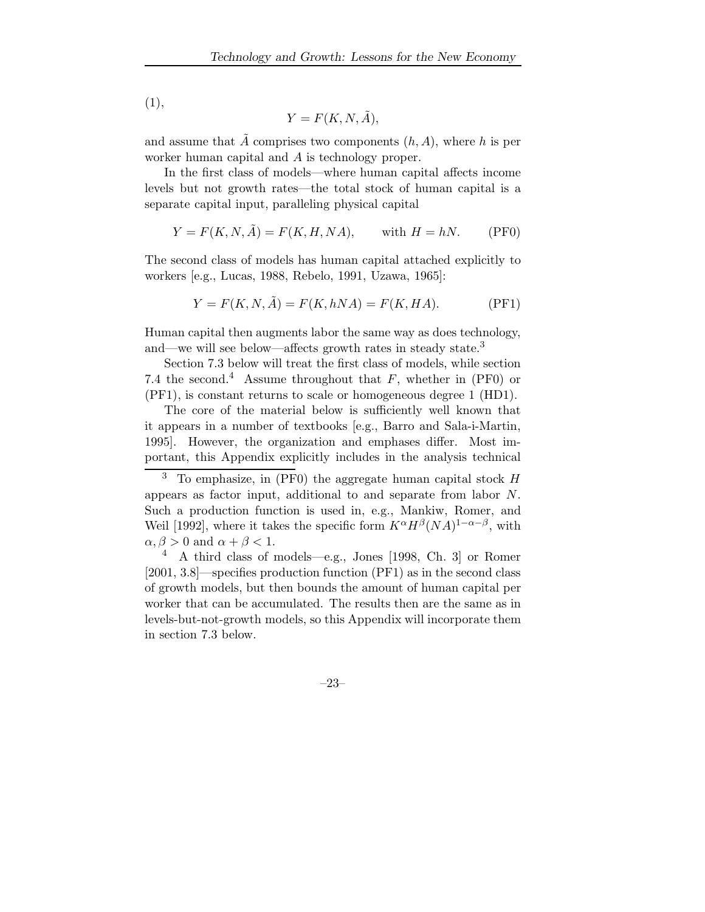(1),

$$Y = F(K, N, \tilde{A}),$$

and assume that $\tilde{A}$ comprises two components $(h, A)$, where $h$ is per worker human capital and $A$ is technology proper.

In the first class of models—where human capital affects income levels but not growth rates—the total stock of human capital is a separate capital input, paralleling physical capital

$$Y = F(K, N, \tilde{A}) = F(K, H, NA), \qquad \text{with } H = hN. \tag{PF0}$$

The second class of models has human capital attached explicitly to workers [e.g., Lucas, 1988, Rebelo, 1991, Uzawa, 1965]:

$$Y = F(K, N, \tilde{A}) = F(K, hNA) = F(K, HA). \tag{PF1}$$

Human capital then augments labor the same way as does technology, and—we will see below—affects growth rates in steady state.[3]

Section 7.3 below will treat the first class of models, while section 7.4 the second.[4] Assume throughout that $F$, whether in (PF0) or (PF1), is constant returns to scale or homogeneous degree 1 (HD1).

The core of the material below is sufficiently well known that it appears in a number of textbooks [e.g., Barro and Sala-i-Martin, 1995]. However, the organization and emphases differ. Most important, this Appendix explicitly includes in the analysis technical

---

[3] To emphasize, in (PF0) the aggregate human capital stock $H$ appears as factor input, additional to and separate from labor $N$. Such a production function is used in, e.g., Mankiw, Romer, and Weil [1992], where it takes the specific form $K^{\alpha}H^{\beta}(NA)^{1-\alpha-\beta}$, with $\alpha, \beta > 0$ and $\alpha + \beta < 1$.

[4] A third class of models—e.g., Jones [1998, Ch. 3] or Romer [2001, 3.8]—specifies production function (PF1) as in the second class of growth models, but then bounds the amount of human capital per worker that can be accumulated. The results then are the same as in levels-but-not-growth models, so this Appendix will incorporate them in section 7.3 below.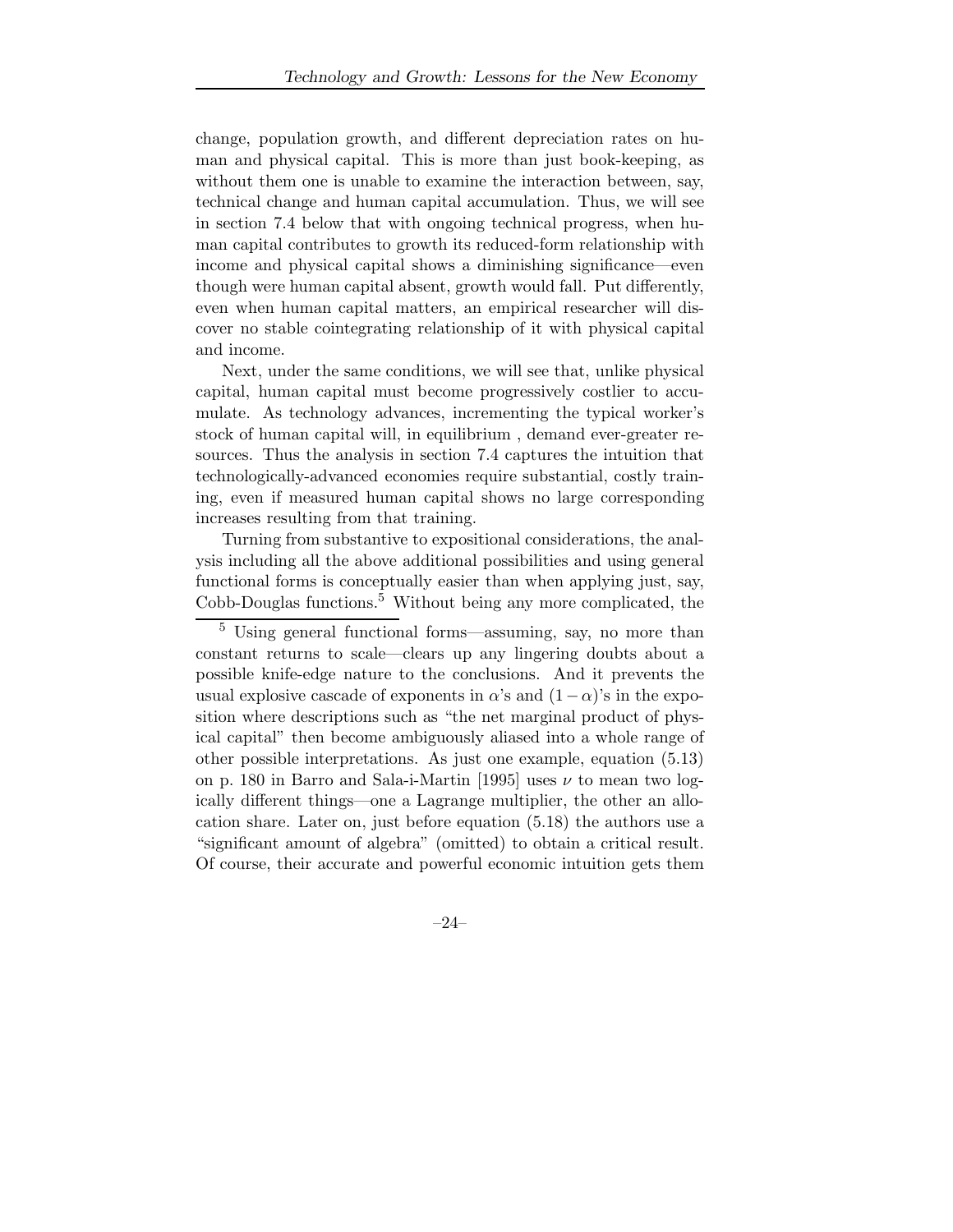change, population growth, and different depreciation rates on human and physical capital. This is more than just book-keeping, as without them one is unable to examine the interaction between, say, technical change and human capital accumulation. Thus, we will see in section 7.4 below that with ongoing technical progress, when human capital contributes to growth its reduced-form relationship with income and physical capital shows a diminishing significance—even though were human capital absent, growth would fall. Put differently, even when human capital matters, an empirical researcher will discover no stable cointegrating relationship of it with physical capital and income.

Next, under the same conditions, we will see that, unlike physical capital, human capital must become progressively costlier to accumulate. As technology advances, incrementing the typical worker's stock of human capital will, in equilibrium , demand ever-greater resources. Thus the analysis in section 7.4 captures the intuition that technologically-advanced economies require substantial, costly training, even if measured human capital shows no large corresponding increases resulting from that training.

Turning from substantive to expositional considerations, the analysis including all the above additional possibilities and using general functional forms is conceptually easier than when applying just, say, Cobb-Douglas functions.[5] Without being any more complicated, the

[5] Using general functional forms—assuming, say, no more than constant returns to scale—clears up any lingering doubts about a possible knife-edge nature to the conclusions. And it prevents the usual explosive cascade of exponents in $\alpha$'s and $(1-\alpha)$'s in the exposition where descriptions such as "the net marginal product of physical capital" then become ambiguously aliased into a whole range of other possible interpretations. As just one example, equation (5.13) on p. 180 in Barro and Sala-i-Martin [1995] uses $\nu$ to mean two logically different things—one a Lagrange multiplier, the other an allocation share. Later on, just before equation (5.18) the authors use a "significant amount of algebra" (omitted) to obtain a critical result. Of course, their accurate and powerful economic intuition gets them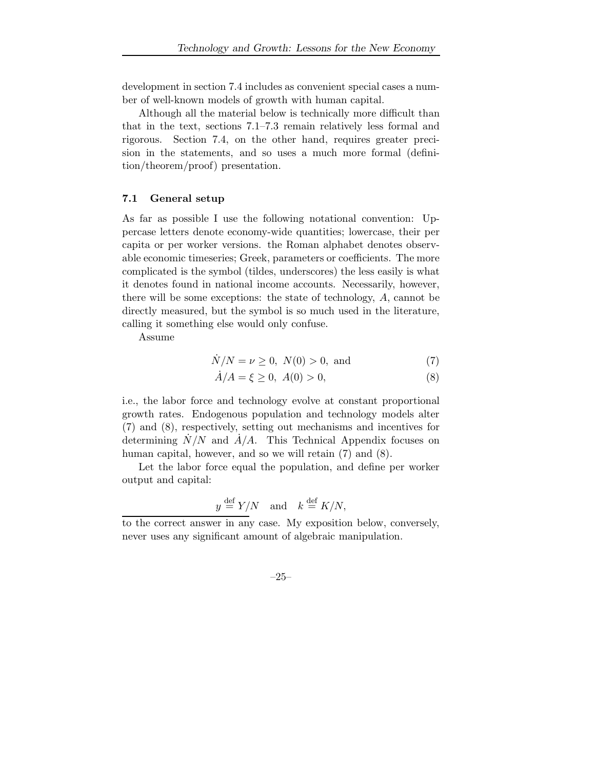development in section 7.4 includes as convenient special cases a number of well-known models of growth with human capital.

Although all the material below is technically more difficult than that in the text, sections 7.1–7.3 remain relatively less formal and rigorous. Section 7.4, on the other hand, requires greater precision in the statements, and so uses a much more formal (definition/theorem/proof) presentation.

### 7.1 General setup

As far as possible I use the following notational convention: Uppercase letters denote economy-wide quantities; lowercase, their per capita or per worker versions. the Roman alphabet denotes observable economic timeseries; Greek, parameters or coefficients. The more complicated is the symbol (tildes, underscores) the less easily is what it denotes found in national income accounts. Necessarily, however, there will be some exceptions: the state of technology, $A$, cannot be directly measured, but the symbol is so much used in the literature, calling it something else would only confuse.

Assume

$$\dot{N}/N = \nu \geq 0, \; N(0) > 0, \text{ and} \tag{7}$$

$$\dot{A}/A = \xi \geq 0, \; A(0) > 0, \tag{8}$$

i.e., the labor force and technology evolve at constant proportional growth rates. Endogenous population and technology models alter (7) and (8), respectively, setting out mechanisms and incentives for determining $\dot{N}/N$ and $\dot{A}/A$. This Technical Appendix focuses on human capital, however, and so we will retain (7) and (8).

Let the labor force equal the population, and define per worker output and capital:

$$y \stackrel{\text{def}}{=} Y/N \quad \text{and} \quad k \stackrel{\text{def}}{=} K/N,$$

---

to the correct answer in any case. My exposition below, conversely, never uses any significant amount of algebraic manipulation.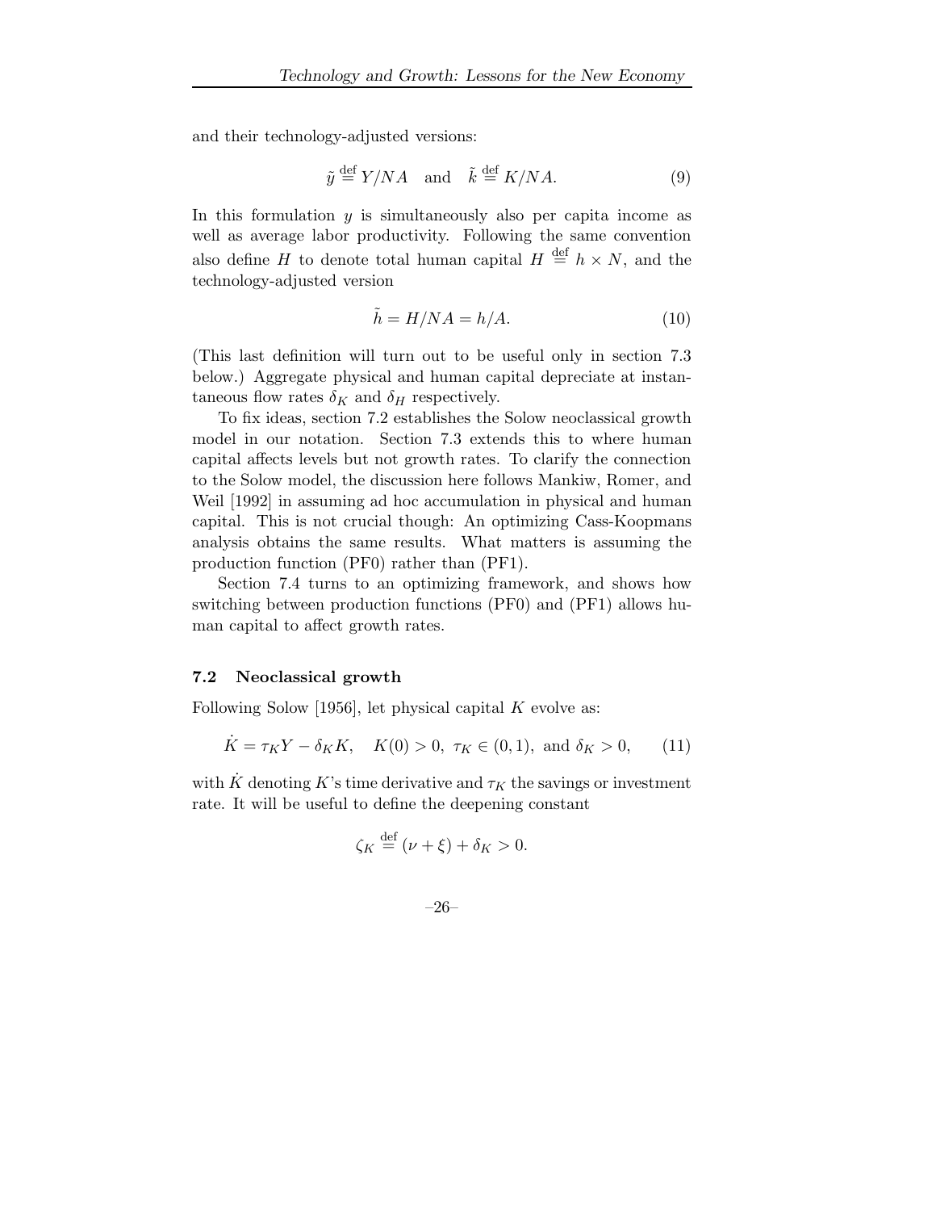and their technology-adjusted versions:

$$\tilde{y} \stackrel{\text{def}}{=} Y/NA \quad \text{and} \quad \tilde{k} \stackrel{\text{def}}{=} K/NA. \tag{9}$$

In this formulation $y$ is simultaneously also per capita income as well as average labor productivity. Following the same convention also define $H$ to denote total human capital $H \stackrel{\text{def}}{=} h \times N$, and the technology-adjusted version

$$\tilde{h} = H/NA = h/A. \tag{10}$$

(This last definition will turn out to be useful only in section 7.3 below.) Aggregate physical and human capital depreciate at instantaneous flow rates $\delta_K$ and $\delta_H$ respectively.

To fix ideas, section 7.2 establishes the Solow neoclassical growth model in our notation. Section 7.3 extends this to where human capital affects levels but not growth rates. To clarify the connection to the Solow model, the discussion here follows Mankiw, Romer, and Weil [1992] in assuming ad hoc accumulation in physical and human capital. This is not crucial though: An optimizing Cass-Koopmans analysis obtains the same results. What matters is assuming the production function (PF0) rather than (PF1).

Section 7.4 turns to an optimizing framework, and shows how switching between production functions (PF0) and (PF1) allows human capital to affect growth rates.

### 7.2 Neoclassical growth

Following Solow [1956], let physical capital $K$ evolve as:

$$\dot{K} = \tau_K Y - \delta_K K, \quad K(0) > 0, \ \tau_K \in (0,1), \text{ and } \delta_K > 0, \tag{11}$$

with $\dot{K}$ denoting $K$'s time derivative and $\tau_K$ the savings or investment rate. It will be useful to define the deepening constant

$$\zeta_K \stackrel{\text{def}}{=} (\nu + \xi) + \delta_K > 0.$$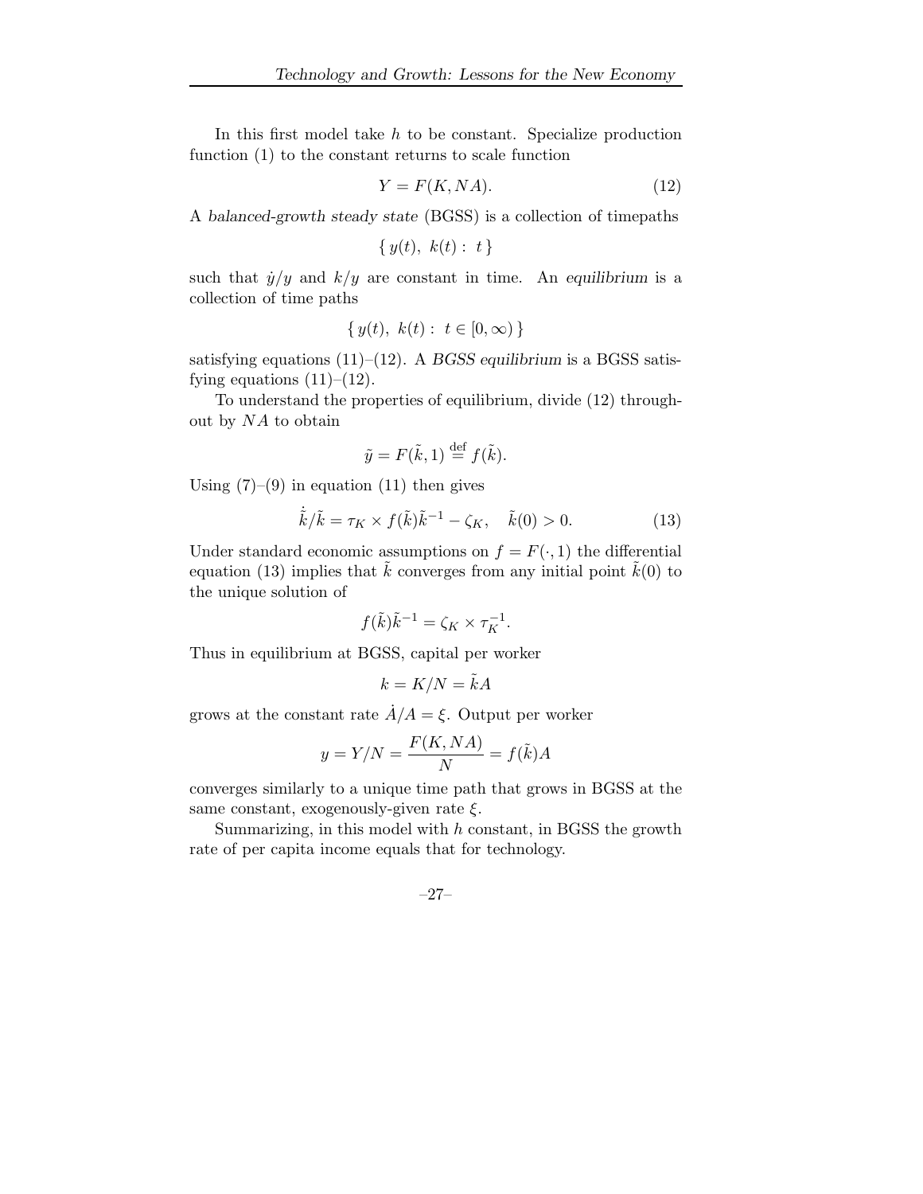In this first model take $h$ to be constant. Specialize production function (1) to the constant returns to scale function

$$Y = F(K, NA). \tag{12}$$

A *balanced-growth steady state* (BGSS) is a collection of timepaths

$$\{\, y(t),\ k(t) :\ t \,\}$$

such that $\dot{y}/y$ and $k/y$ are constant in time. An *equilibrium* is a collection of time paths

$$\{\, y(t),\ k(t) :\ t \in [0, \infty) \,\}$$

satisfying equations (11)–(12). A *BGSS equilibrium* is a BGSS satisfying equations (11)–(12).

To understand the properties of equilibrium, divide (12) throughout by $NA$ to obtain

$$\tilde{y} = F(\tilde{k}, 1) \stackrel{\text{def}}{=} f(\tilde{k}).$$

Using (7)–(9) in equation (11) then gives

$$\dot{\tilde{k}}/\tilde{k} = \tau_K \times f(\tilde{k})\tilde{k}^{-1} - \zeta_K, \quad \tilde{k}(0) > 0. \tag{13}$$

Under standard economic assumptions on $f = F(\cdot, 1)$ the differential equation (13) implies that $\tilde{k}$ converges from any initial point $\tilde{k}(0)$ to the unique solution of

$$f(\tilde{k})\tilde{k}^{-1} = \zeta_K \times \tau_K^{-1}.$$

Thus in equilibrium at BGSS, capital per worker

$$k = K/N = \tilde{k}A$$

grows at the constant rate $\dot{A}/A = \xi$. Output per worker

$$y = Y/N = \frac{F(K, NA)}{N} = f(\tilde{k})A$$

converges similarly to a unique time path that grows in BGSS at the same constant, exogenously-given rate $\xi$.

Summarizing, in this model with $h$ constant, in BGSS the growth rate of per capita income equals that for technology.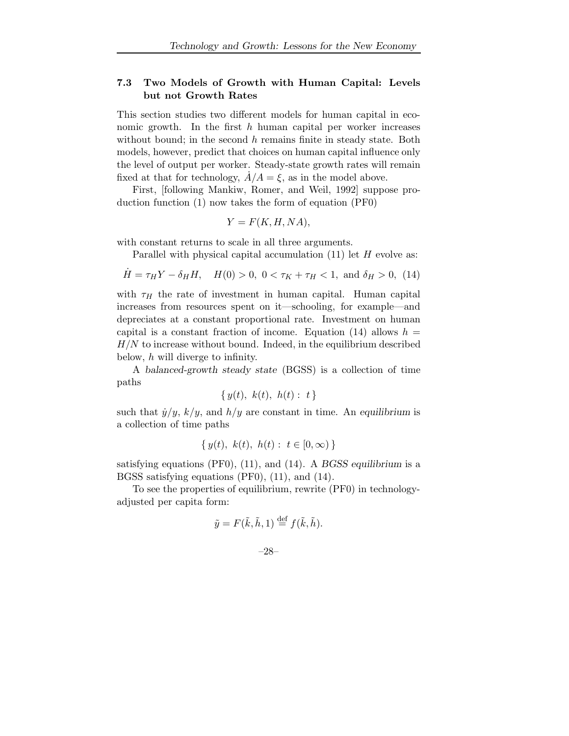### 7.3 Two Models of Growth with Human Capital: Levels but not Growth Rates

This section studies two different models for human capital in economic growth. In the first $h$ human capital per worker increases without bound; in the second $h$ remains finite in steady state. Both models, however, predict that choices on human capital influence only the level of output per worker. Steady-state growth rates will remain fixed at that for technology, $\dot{A}/A = \xi$, as in the model above.

First, [following Mankiw, Romer, and Weil, 1992] suppose production function (1) now takes the form of equation (PF0)

$$Y = F(K, H, NA),$$

with constant returns to scale in all three arguments.

Parallel with physical capital accumulation (11) let $H$ evolve as:

$$\dot{H} = \tau_H Y - \delta_H H, \quad H(0) > 0, \ 0 < \tau_K + \tau_H < 1, \text{ and } \delta_H > 0, \quad (14)$$

with $\tau_H$ the rate of investment in human capital. Human capital increases from resources spent on it—schooling, for example—and depreciates at a constant proportional rate. Investment on human capital is a constant fraction of income. Equation (14) allows $h = H/N$ to increase without bound. Indeed, in the equilibrium described below, $h$ will diverge to infinity.

A *balanced-growth steady state* (BGSS) is a collection of time paths

$$\{ \, y(t), \ k(t), \ h(t) : \ t \, \}$$

such that $\dot{y}/y$, $k/y$, and $h/y$ are constant in time. An *equilibrium* is a collection of time paths

$$\{ \, y(t), \ k(t), \ h(t) : \ t \in [0, \infty) \, \}$$

satisfying equations (PF0), (11), and (14). A *BGSS equilibrium* is a BGSS satisfying equations (PF0), (11), and (14).

To see the properties of equilibrium, rewrite (PF0) in technology-adjusted per capita form:

$$\tilde{y} = F(\tilde{k}, \tilde{h}, 1) \stackrel{\text{def}}{=} f(\tilde{k}, \tilde{h}).$$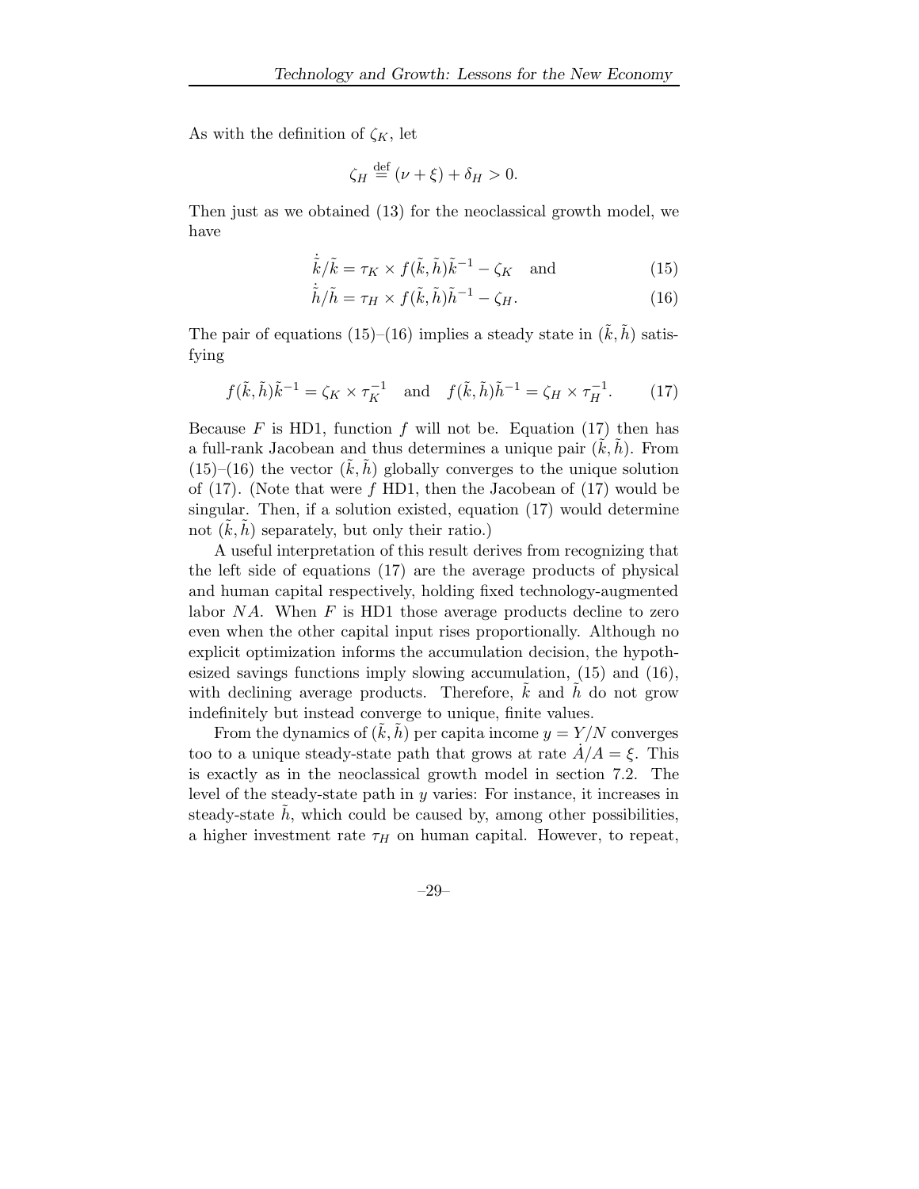As with the definition of $\zeta_K$, let

$$\zeta_H \stackrel{\text{def}}{=} (\nu + \xi) + \delta_H > 0.$$

Then just as we obtained (13) for the neoclassical growth model, we have

$$\dot{\tilde{k}}/\tilde{k} = \tau_K \times f(\tilde{k}, \tilde{h})\tilde{k}^{-1} - \zeta_K \quad \text{and} \tag{15}$$

$$\dot{\tilde{h}}/\tilde{h} = \tau_H \times f(\tilde{k}, \tilde{h})\tilde{h}^{-1} - \zeta_H. \tag{16}$$

The pair of equations (15)–(16) implies a steady state in $(\tilde{k}, \tilde{h})$ satisfying

$$f(\tilde{k}, \tilde{h})\tilde{k}^{-1} = \zeta_K \times \tau_K^{-1} \quad \text{and} \quad f(\tilde{k}, \tilde{h})\tilde{h}^{-1} = \zeta_H \times \tau_H^{-1}. \tag{17}$$

Because $F$ is HD1, function $f$ will not be. Equation (17) then has a full-rank Jacobean and thus determines a unique pair $(\tilde{k}, \tilde{h})$. From (15)–(16) the vector $(\tilde{k}, \tilde{h})$ globally converges to the unique solution of (17). (Note that were $f$ HD1, then the Jacobean of (17) would be singular. Then, if a solution existed, equation (17) would determine not $(\tilde{k}, \tilde{h})$ separately, but only their ratio.)

A useful interpretation of this result derives from recognizing that the left side of equations (17) are the average products of physical and human capital respectively, holding fixed technology-augmented labor $NA$. When $F$ is HD1 those average products decline to zero even when the other capital input rises proportionally. Although no explicit optimization informs the accumulation decision, the hypothesized savings functions imply slowing accumulation, (15) and (16), with declining average products. Therefore, $\tilde{k}$ and $\tilde{h}$ do not grow indefinitely but instead converge to unique, finite values.

From the dynamics of $(\tilde{k}, \tilde{h})$ per capita income $y = Y/N$ converges too to a unique steady-state path that grows at rate $\dot{A}/A = \xi$. This is exactly as in the neoclassical growth model in section 7.2. The level of the steady-state path in $y$ varies: For instance, it increases in steady-state $\tilde{h}$, which could be caused by, among other possibilities, a higher investment rate $\tau_H$ on human capital. However, to repeat,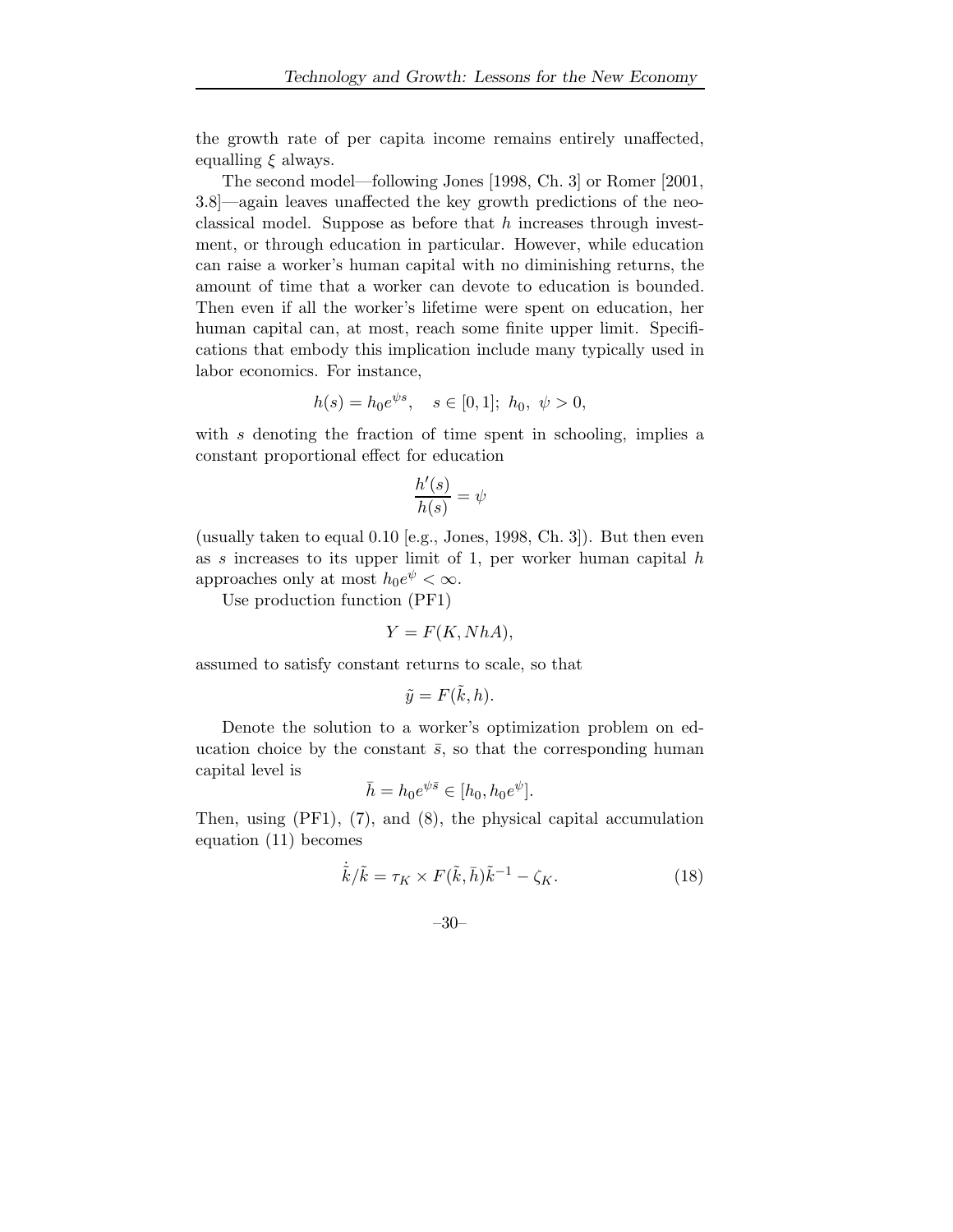the growth rate of per capita income remains entirely unaffected, equalling $\xi$ always.

The second model—following Jones [1998, Ch. 3] or Romer [2001, 3.8]—again leaves unaffected the key growth predictions of the neoclassical model. Suppose as before that $h$ increases through investment, or through education in particular. However, while education can raise a worker's human capital with no diminishing returns, the amount of time that a worker can devote to education is bounded. Then even if all the worker's lifetime were spent on education, her human capital can, at most, reach some finite upper limit. Specifications that embody this implication include many typically used in labor economics. For instance,

$$h(s) = h_0 e^{\psi s}, \quad s \in [0, 1];\ h_0,\ \psi > 0,$$

with $s$ denoting the fraction of time spent in schooling, implies a constant proportional effect for education

$$\frac{h'(s)}{h(s)} = \psi$$

(usually taken to equal 0.10 [e.g., Jones, 1998, Ch. 3]). But then even as $s$ increases to its upper limit of 1, per worker human capital $h$ approaches only at most $h_0 e^{\psi} < \infty$.

Use production function (PF1)

$$Y = F(K, NhA),$$

assumed to satisfy constant returns to scale, so that

$$\tilde{y} = F(\tilde{k}, h).$$

Denote the solution to a worker's optimization problem on education choice by the constant $\bar{s}$, so that the corresponding human capital level is

$$\bar{h} = h_0 e^{\psi \bar{s}} \in [h_0, h_0 e^{\psi}].$$

Then, using (PF1), (7), and (8), the physical capital accumulation equation (11) becomes

$$\dot{\tilde{k}}/\tilde{k} = \tau_K \times F(\tilde{k}, \bar{h})\tilde{k}^{-1} - \zeta_K. \tag{18}$$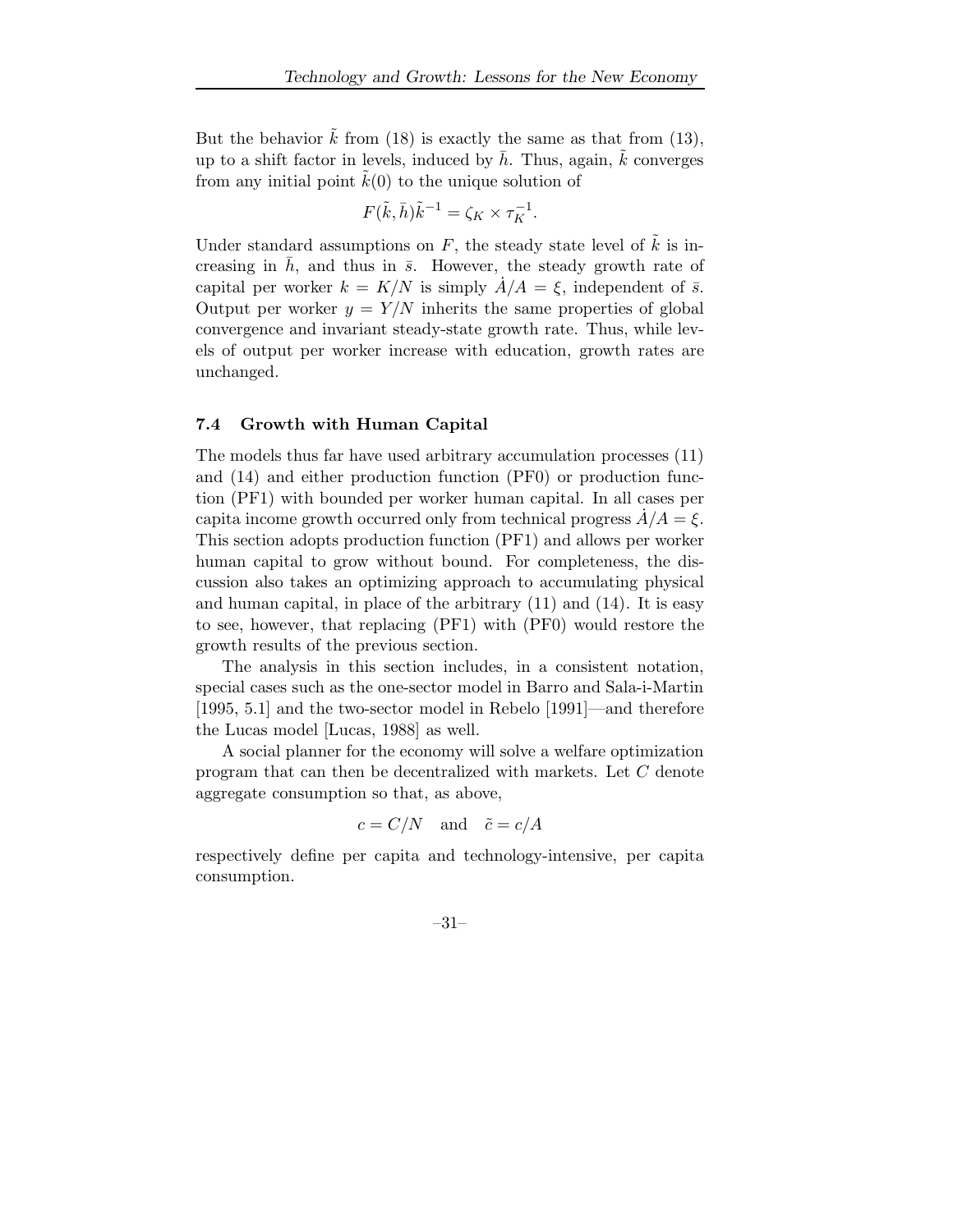But the behavior $\tilde{k}$ from (18) is exactly the same as that from (13), up to a shift factor in levels, induced by $\bar{h}$. Thus, again, $\tilde{k}$ converges from any initial point $\tilde{k}(0)$ to the unique solution of

$$F(\tilde{k}, \bar{h})\tilde{k}^{-1} = \zeta_K \times \tau_K^{-1}.$$

Under standard assumptions on $F$, the steady state level of $\tilde{k}$ is increasing in $\bar{h}$, and thus in $\bar{s}$. However, the steady growth rate of capital per worker $k = K/N$ is simply $\dot{A}/A = \xi$, independent of $\bar{s}$. Output per worker $y = Y/N$ inherits the same properties of global convergence and invariant steady-state growth rate. Thus, while levels of output per worker increase with education, growth rates are unchanged.

### 7.4 Growth with Human Capital

The models thus far have used arbitrary accumulation processes (11) and (14) and either production function (PF0) or production function (PF1) with bounded per worker human capital. In all cases per capita income growth occurred only from technical progress $\dot{A}/A = \xi$. This section adopts production function (PF1) and allows per worker human capital to grow without bound. For completeness, the discussion also takes an optimizing approach to accumulating physical and human capital, in place of the arbitrary (11) and (14). It is easy to see, however, that replacing (PF1) with (PF0) would restore the growth results of the previous section.

The analysis in this section includes, in a consistent notation, special cases such as the one-sector model in Barro and Sala-i-Martin [1995, 5.1] and the two-sector model in Rebelo [1991]—and therefore the Lucas model [Lucas, 1988] as well.

A social planner for the economy will solve a welfare optimization program that can then be decentralized with markets. Let $C$ denote aggregate consumption so that, as above,

$$c = C/N \quad \text{and} \quad \tilde{c} = c/A$$

respectively define per capita and technology-intensive, per capita consumption.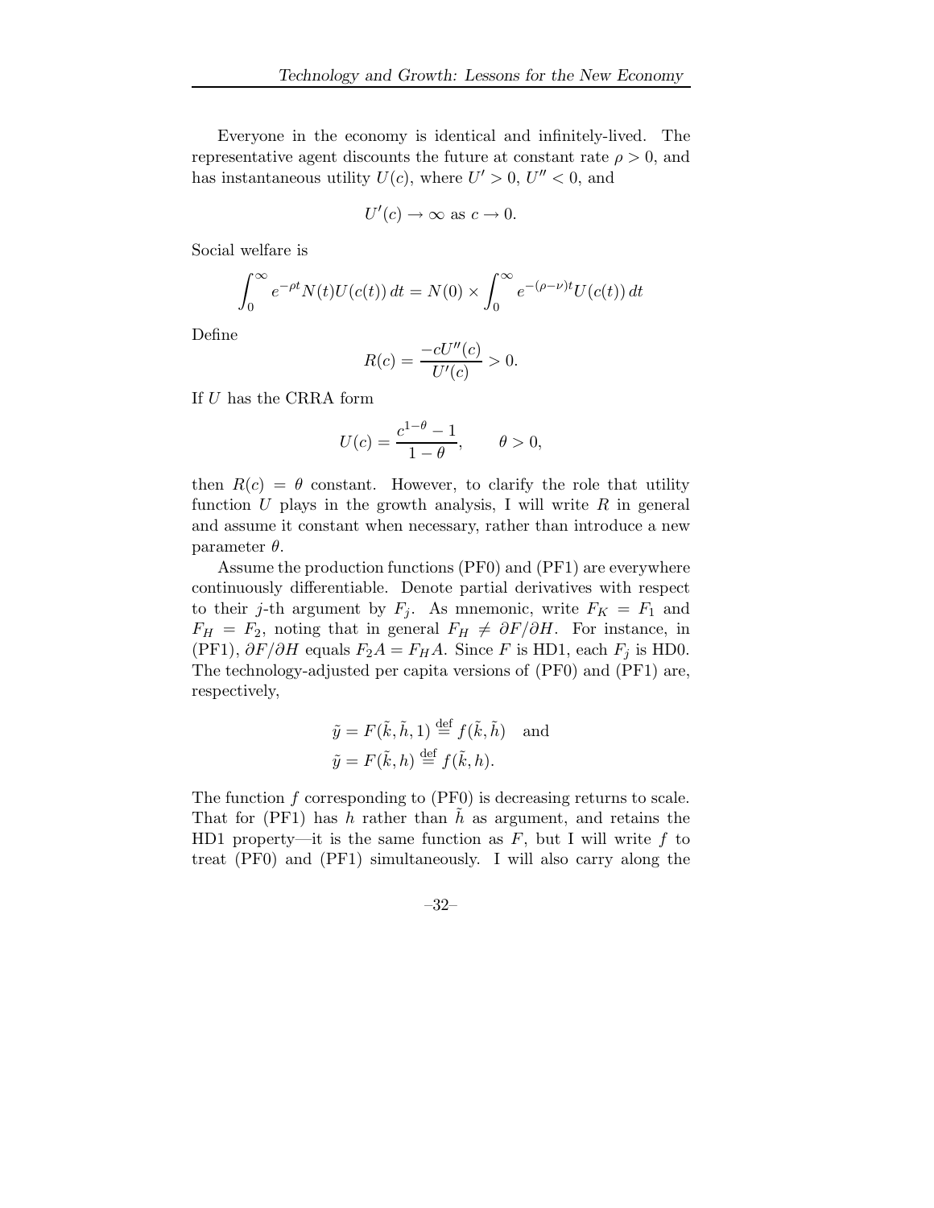Everyone in the economy is identical and infinitely-lived. The representative agent discounts the future at constant rate $\rho > 0$, and has instantaneous utility $U(c)$, where $U' > 0$, $U'' < 0$, and

$$U'(c) \to \infty \text{ as } c \to 0.$$

Social welfare is

$$\int_0^\infty e^{-\rho t} N(t) U(c(t))\, dt = N(0) \times \int_0^\infty e^{-(\rho-\nu)t} U(c(t))\, dt$$

Define

$$R(c) = \frac{-cU''(c)}{U'(c)} > 0.$$

If $U$ has the CRRA form

$$U(c) = \frac{c^{1-\theta} - 1}{1 - \theta}, \qquad \theta > 0,$$

then $R(c) = \theta$ constant. However, to clarify the role that utility function $U$ plays in the growth analysis, I will write $R$ in general and assume it constant when necessary, rather than introduce a new parameter $\theta$.

Assume the production functions (PF0) and (PF1) are everywhere continuously differentiable. Denote partial derivatives with respect to their $j$-th argument by $F_j$. As mnemonic, write $F_K = F_1$ and $F_H = F_2$, noting that in general $F_H \neq \partial F/\partial H$. For instance, in (PF1), $\partial F/\partial H$ equals $F_2 A = F_H A$. Since $F$ is HD1, each $F_j$ is HD0. The technology-adjusted per capita versions of (PF0) and (PF1) are, respectively,

$$\tilde{y} = F(\tilde{k}, \tilde{h}, 1) \stackrel{\text{def}}{=} f(\tilde{k}, \tilde{h}) \quad \text{and}$$
$$\tilde{y} = F(\tilde{k}, h) \stackrel{\text{def}}{=} f(\tilde{k}, h).$$

The function $f$ corresponding to (PF0) is decreasing returns to scale. That for (PF1) has $h$ rather than $\tilde{h}$ as argument, and retains the HD1 property—it is the same function as $F$, but I will write $f$ to treat (PF0) and (PF1) simultaneously. I will also carry along the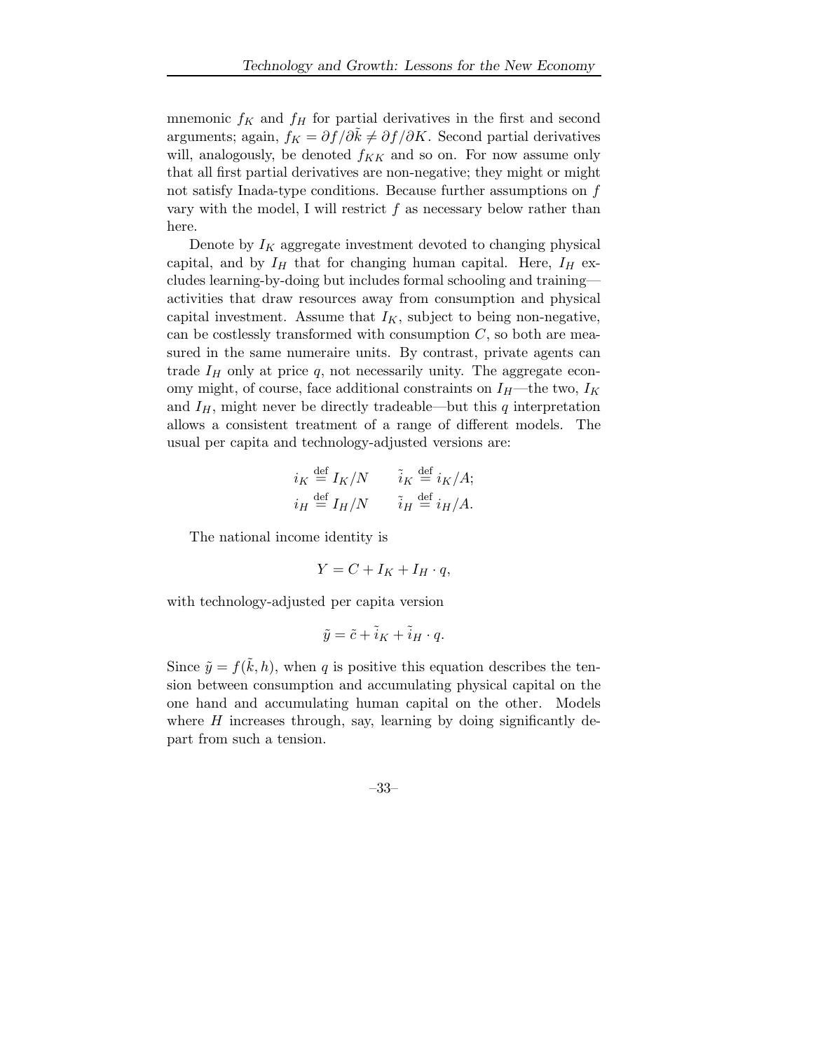mnemonic $f_K$ and $f_H$ for partial derivatives in the first and second arguments; again, $f_K = \partial f/\partial\tilde{k} \neq \partial f/\partial K$. Second partial derivatives will, analogously, be denoted $f_{KK}$ and so on. For now assume only that all first partial derivatives are non-negative; they might or might not satisfy Inada-type conditions. Because further assumptions on $f$ vary with the model, I will restrict $f$ as necessary below rather than here.

Denote by $I_K$ aggregate investment devoted to changing physical capital, and by $I_H$ that for changing human capital. Here, $I_H$ excludes learning-by-doing but includes formal schooling and training—activities that draw resources away from consumption and physical capital investment. Assume that $I_K$, subject to being non-negative, can be costlessly transformed with consumption $C$, so both are measured in the same numeraire units. By contrast, private agents can trade $I_H$ only at price $q$, not necessarily unity. The aggregate economy might, of course, face additional constraints on $I_H$—the two, $I_K$ and $I_H$, might never be directly tradeable—but this $q$ interpretation allows a consistent treatment of a range of different models. The usual per capita and technology-adjusted versions are:

$$i_K \stackrel{\text{def}}{=} I_K/N \qquad \tilde{i}_K \stackrel{\text{def}}{=} i_K/A;$$
$$i_H \stackrel{\text{def}}{=} I_H/N \qquad \tilde{i}_H \stackrel{\text{def}}{=} i_H/A.$$

The national income identity is

$$Y = C + I_K + I_H \cdot q,$$

with technology-adjusted per capita version

$$\tilde{y} = \tilde{c} + \tilde{i}_K + \tilde{i}_H \cdot q.$$

Since $\tilde{y} = f(\tilde{k}, h)$, when $q$ is positive this equation describes the tension between consumption and accumulating physical capital on the one hand and accumulating human capital on the other. Models where $H$ increases through, say, learning by doing significantly depart from such a tension.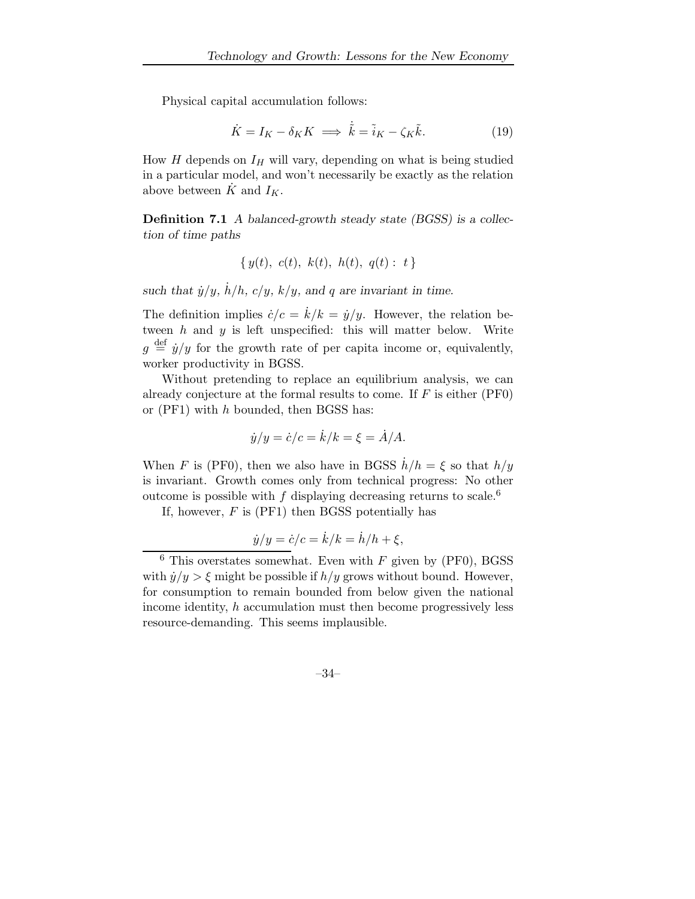Physical capital accumulation follows:

$$\dot{K} = I_K - \delta_K K \implies \dot{\tilde{k}} = \tilde{i}_K - \zeta_K \tilde{k}. \tag{19}$$

How $H$ depends on $I_H$ will vary, depending on what is being studied in a particular model, and won't necessarily be exactly as the relation above between $\dot{K}$ and $I_K$.

**Definition 7.1** *A balanced-growth steady state (BGSS) is a collection of time paths*

$$\{\, y(t),\ c(t),\ k(t),\ h(t),\ q(t) :\ t\,\}$$

*such that $\dot{y}/y$, $\dot{h}/h$, $c/y$, $k/y$, and $q$ are invariant in time.*

The definition implies $\dot{c}/c = \dot{k}/k = \dot{y}/y$. However, the relation between $h$ and $y$ is left unspecified: this will matter below. Write $g \stackrel{\text{def}}{=} \dot{y}/y$ for the growth rate of per capita income or, equivalently, worker productivity in BGSS.

Without pretending to replace an equilibrium analysis, we can already conjecture at the formal results to come. If $F$ is either (PF0) or (PF1) with $h$ bounded, then BGSS has:

$$\dot{y}/y = \dot{c}/c = \dot{k}/k = \xi = \dot{A}/A.$$

When $F$ is (PF0), then we also have in BGSS $\dot{h}/h = \xi$ so that $h/y$ is invariant. Growth comes only from technical progress: No other outcome is possible with $f$ displaying decreasing returns to scale.[6]

If, however, $F$ is (PF1) then BGSS potentially has

$$\dot{y}/y = \dot{c}/c = \dot{k}/k = \dot{h}/h + \xi,$$

[6] This overstates somewhat. Even with $F$ given by (PF0), BGSS with $\dot{y}/y > \xi$ might be possible if $h/y$ grows without bound. However, for consumption to remain bounded from below given the national income identity, $h$ accumulation must then become progressively less resource-demanding. This seems implausible.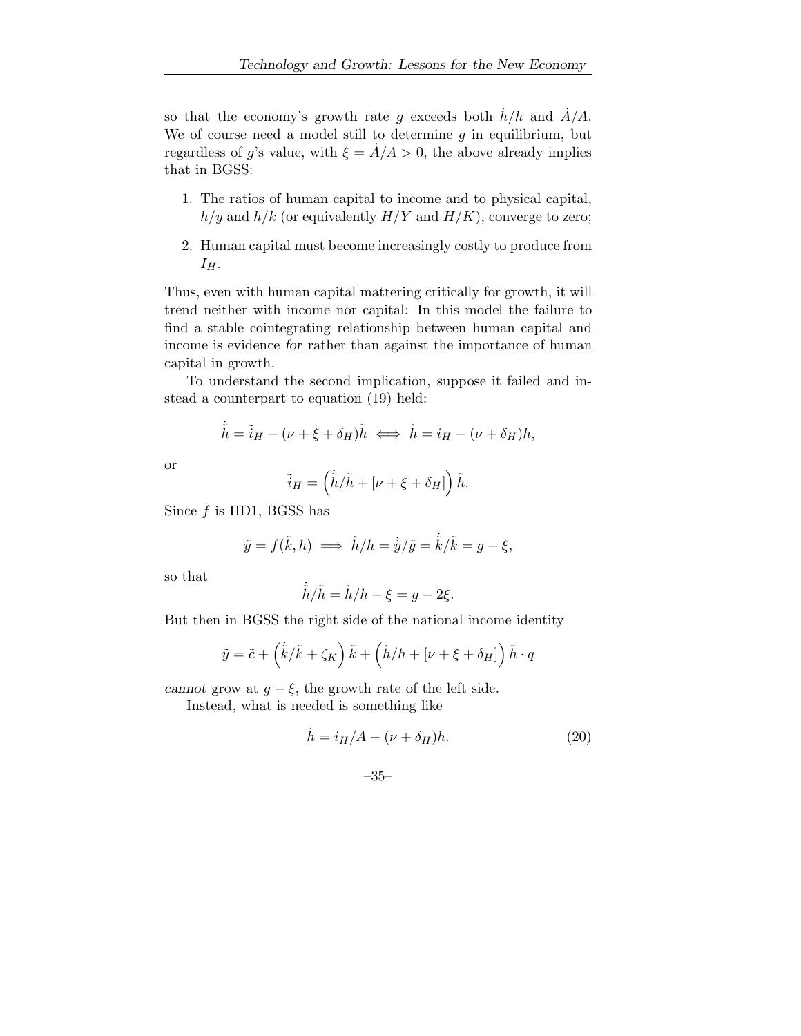so that the economy's growth rate $g$ exceeds both $\dot{h}/h$ and $\dot{A}/A$. We of course need a model still to determine $g$ in equilibrium, but regardless of $g$'s value, with $\xi = \dot{A}/A > 0$, the above already implies that in BGSS:

1. The ratios of human capital to income and to physical capital, $h/y$ and $h/k$ (or equivalently $H/Y$ and $H/K$), converge to zero;
2. Human capital must become increasingly costly to produce from $I_H$.

Thus, even with human capital mattering critically for growth, it will trend neither with income nor capital: In this model the failure to find a stable cointegrating relationship between human capital and income is evidence *for* rather than against the importance of human capital in growth.

To understand the second implication, suppose it failed and instead a counterpart to equation (19) held:

$$\dot{\tilde{h}} = \tilde{i}_H - (\nu + \xi + \delta_H)\tilde{h} \iff \dot{h} = i_H - (\nu + \delta_H)h,$$

or

$$\tilde{i}_H = \left(\dot{\tilde{h}}/\tilde{h} + [\nu + \xi + \delta_H]\right)\tilde{h}.$$

Since $f$ is HD1, BGSS has

$$\tilde{y} = f(\tilde{k}, h) \implies \dot{h}/h = \dot{\tilde{y}}/\tilde{y} = \dot{\tilde{k}}/\tilde{k} = g - \xi,$$

so that

$$\dot{\tilde{h}}/\tilde{h} = \dot{h}/h - \xi = g - 2\xi.$$

But then in BGSS the right side of the national income identity

$$\tilde{y} = \tilde{c} + \left(\dot{\tilde{k}}/\tilde{k} + \zeta_K\right)\tilde{k} + \left(\dot{h}/h + [\nu + \xi + \delta_H]\right)\tilde{h} \cdot q$$

*cannot* grow at $g - \xi$, the growth rate of the left side.

Instead, what is needed is something like

$$\dot{h} = i_H/A - (\nu + \delta_H)h. \tag{20}$$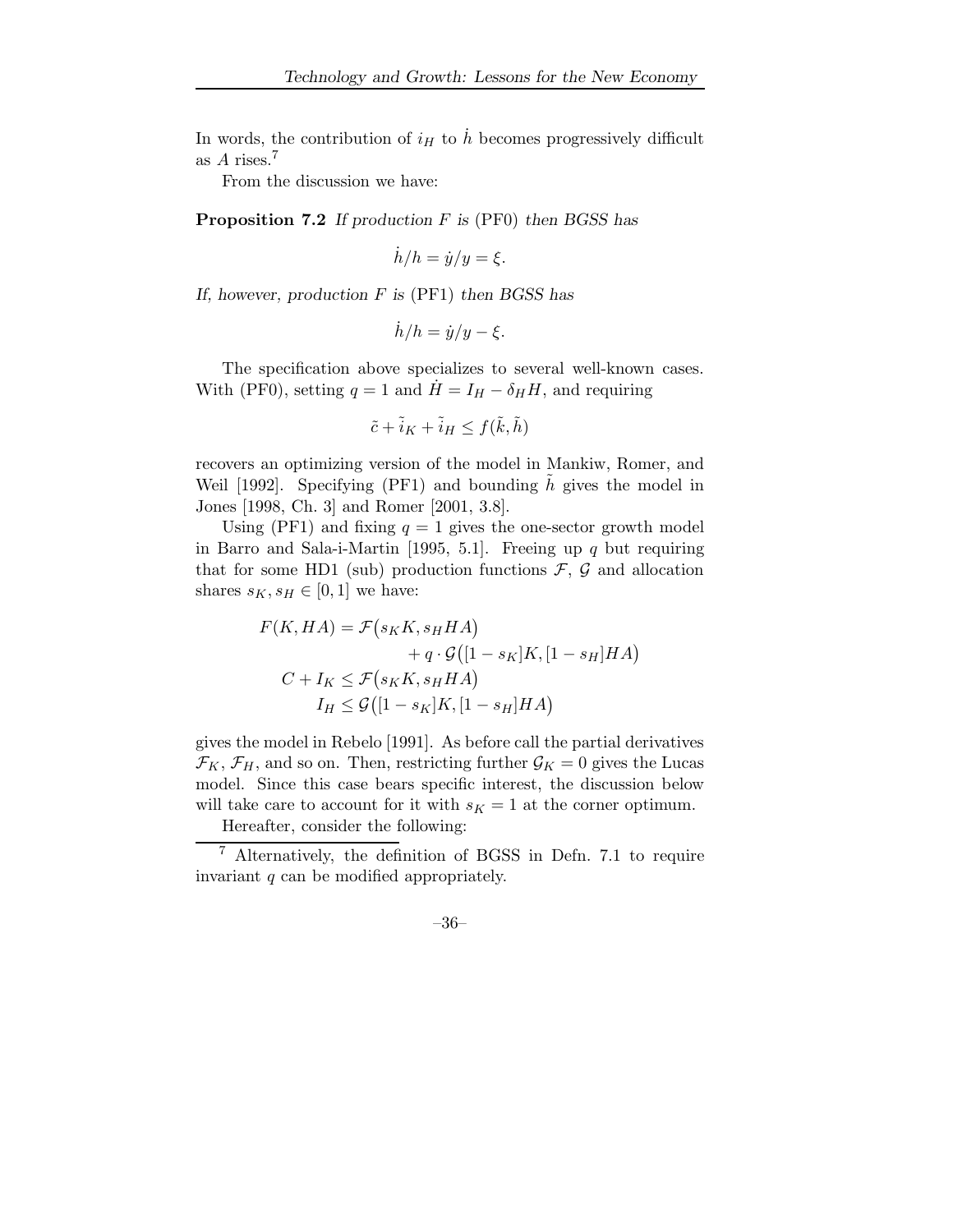In words, the contribution of $i_H$ to $\dot{h}$ becomes progressively difficult as $A$ rises.[7]

From the discussion we have:

**Proposition 7.2** *If production $F$ is* (PF0) *then BGSS has*

$$\dot{h}/h = \dot{y}/y = \xi.$$

*If, however, production $F$ is* (PF1) *then BGSS has*

$$\dot{h}/h = \dot{y}/y - \xi.$$

The specification above specializes to several well-known cases. With (PF0), setting $q = 1$ and $\dot{H} = I_H - \delta_H H$, and requiring

$$\tilde{c} + \tilde{i}_K + \tilde{i}_H \leq f(\tilde{k}, \tilde{h})$$

recovers an optimizing version of the model in Mankiw, Romer, and Weil [1992]. Specifying (PF1) and bounding $\tilde{h}$ gives the model in Jones [1998, Ch. 3] and Romer [2001, 3.8].

Using (PF1) and fixing $q = 1$ gives the one-sector growth model in Barro and Sala-i-Martin [1995, 5.1]. Freeing up $q$ but requiring that for some HD1 (sub) production functions $\mathcal{F}$, $\mathcal{G}$ and allocation shares $s_K, s_H \in [0, 1]$ we have:

$$\begin{aligned}
F(K, HA) = \mathcal{F}\big(s_K K, s_H HA\big)& \\
+ q \cdot \mathcal{G}&\big([1 - s_K]K, [1 - s_H]HA\big) \\
C + I_K \leq \mathcal{F}\big(s_K K, s_H HA\big)& \\
I_H \leq \mathcal{G}\big([1 - s_K]K, [1 - s_H]HA\big)&
\end{aligned}$$

gives the model in Rebelo [1991]. As before call the partial derivatives $\mathcal{F}_K$, $\mathcal{F}_H$, and so on. Then, restricting further $\mathcal{G}_K = 0$ gives the Lucas model. Since this case bears specific interest, the discussion below will take care to account for it with $s_K = 1$ at the corner optimum.

Hereafter, consider the following:

[7] Alternatively, the definition of BGSS in Defn. 7.1 to require invariant $q$ can be modified appropriately.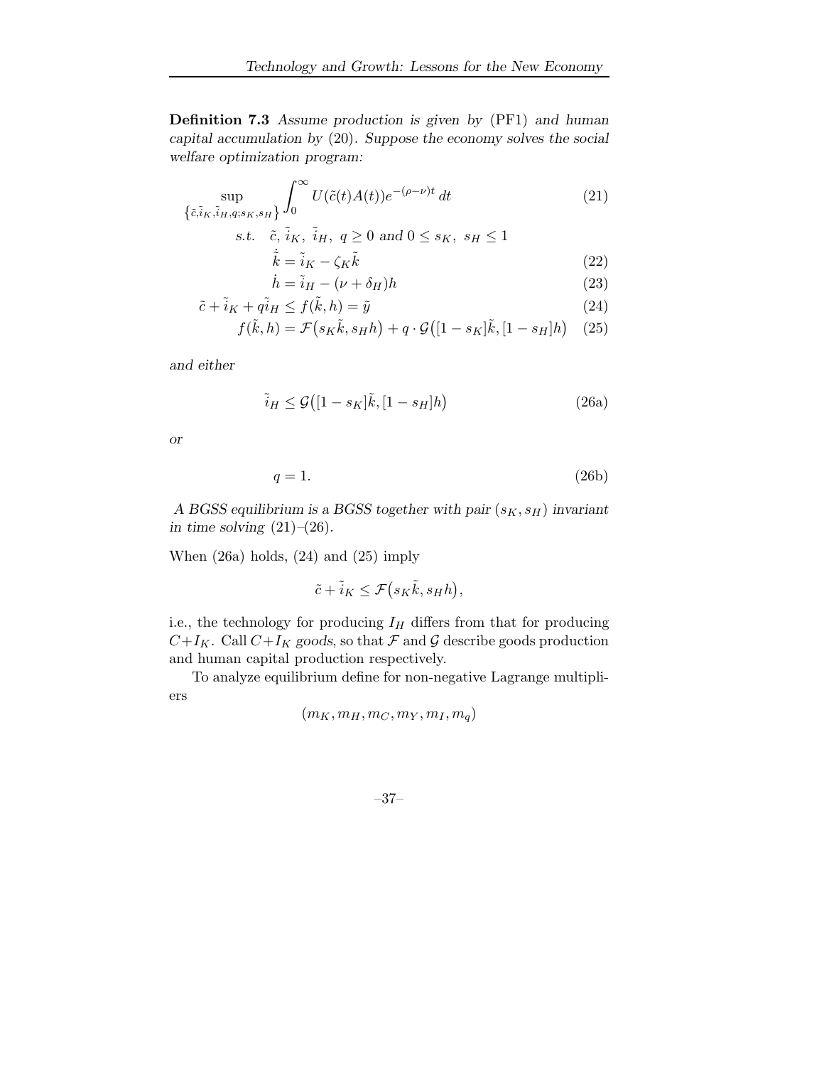**Definition 7.3** *Assume production is given by* (PF1) *and human capital accumulation by* (20). *Suppose the economy solves the social welfare optimization program:*

$$\sup_{\{\tilde{c},\tilde{i}_K,\tilde{i}_H,q;s_K,s_H\}} \int_0^\infty U(\tilde{c}(t)A(t))e^{-(\rho-\nu)t}\,dt \tag{21}$$

$$\text{s.t.} \quad \tilde{c},\ \tilde{i}_K,\ \tilde{i}_H,\ q \geq 0 \text{ and } 0 \leq s_K,\ s_H \leq 1$$

$$\dot{\tilde{k}} = \tilde{i}_K - \zeta_K \tilde{k} \tag{22}$$

$$\dot{h} = \tilde{i}_H - (\nu + \delta_H)h \tag{23}$$

$$\tilde{c} + \tilde{i}_K + q\tilde{i}_H \leq f(\tilde{k}, h) = \tilde{y} \tag{24}$$

$$f(\tilde{k}, h) = \mathcal{F}\big(s_K\tilde{k}, s_H h\big) + q \cdot \mathcal{G}\big([1-s_K]\tilde{k}, [1-s_H]h\big) \tag{25}$$

*and either*

$$\tilde{i}_H \leq \mathcal{G}\big([1-s_K]\tilde{k}, [1-s_H]h\big) \tag{26a}$$

*or*

$$q = 1. \tag{26b}$$

*A BGSS equilibrium is a BGSS together with pair* $(s_K, s_H)$ *invariant in time solving* (21)–(26).

When (26a) holds, (24) and (25) imply

$$\tilde{c} + \tilde{i}_K \leq \mathcal{F}\big(s_K\tilde{k}, s_H h\big),$$

i.e., the technology for producing $I_H$ differs from that for producing $C + I_K$. Call $C + I_K$ *goods*, so that $\mathcal{F}$ and $\mathcal{G}$ describe goods production and human capital production respectively.

To analyze equilibrium define for non-negative Lagrange multipliers

$$(m_K, m_H, m_C, m_Y, m_I, m_q)$$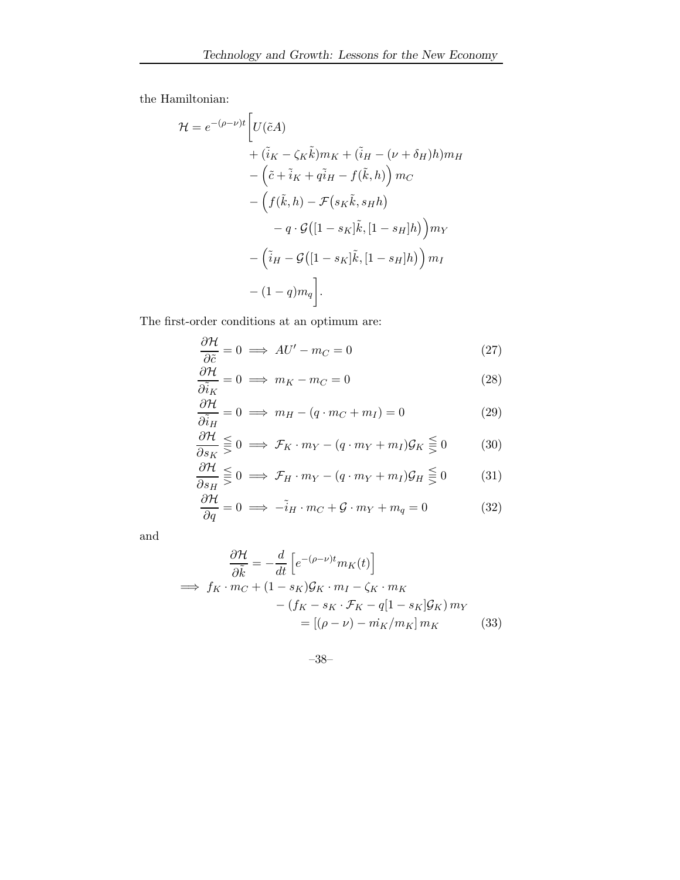the Hamiltonian:

$$
\begin{aligned}
\mathcal{H} = e^{-(\rho-\nu)t} \Bigg[ & U(\tilde{c}A) \\
& + (\tilde{i}_K - \zeta_K \tilde{k}) m_K + (\tilde{i}_H - (\nu + \delta_H) h) m_H \\
& - \left( \tilde{c} + \tilde{i}_K + q\tilde{i}_H - f(\tilde{k}, h) \right) m_C \\
& - \Big( f(\tilde{k}, h) - \mathcal{F}\big(s_K \tilde{k}, s_H h\big) \\
& \qquad - q \cdot \mathcal{G}\big([1 - s_K]\tilde{k}, [1 - s_H]h\big) \Big) m_Y \\
& - \left( \tilde{i}_H - \mathcal{G}\big([1 - s_K]\tilde{k}, [1 - s_H]h\big) \right) m_I \\
& - (1 - q) m_q \Bigg].
\end{aligned}
$$

The first-order conditions at an optimum are:

$$\frac{\partial \mathcal{H}}{\partial \tilde{c}} = 0 \implies AU' - m_C = 0 \tag{27}$$

$$\frac{\partial \mathcal{H}}{\partial \tilde{i}_K} = 0 \implies m_K - m_C = 0 \tag{28}$$

$$\frac{\partial \mathcal{H}}{\partial \tilde{i}_H} = 0 \implies m_H - (q \cdot m_C + m_I) = 0 \tag{29}$$

$$\frac{\partial \mathcal{H}}{\partial s_K} \lesseqqgtr 0 \implies \mathcal{F}_K \cdot m_Y - (q \cdot m_Y + m_I)\mathcal{G}_K \lesseqqgtr 0 \tag{30}$$

$$\frac{\partial \mathcal{H}}{\partial s_H} \lesseqqgtr 0 \implies \mathcal{F}_H \cdot m_Y - (q \cdot m_Y + m_I)\mathcal{G}_H \lesseqqgtr 0 \tag{31}$$

$$\frac{\partial \mathcal{H}}{\partial q} = 0 \implies -\tilde{i}_H \cdot m_C + \mathcal{G} \cdot m_Y + m_q = 0 \tag{32}$$

and

$$
\begin{aligned}
& \frac{\partial \mathcal{H}}{\partial \tilde{k}} = -\frac{d}{dt}\left[ e^{-(\rho-\nu)t} m_K(t) \right] \\
\implies & f_K \cdot m_C + (1 - s_K)\mathcal{G}_K \cdot m_I - \zeta_K \cdot m_K \\
& \qquad - (f_K - s_K \cdot \mathcal{F}_K - q[1 - s_K]\mathcal{G}_K)\, m_Y \\
& \qquad\qquad = [(\rho - \nu) - \dot{m}_K / m_K]\, m_K
\end{aligned} \tag{33}
$$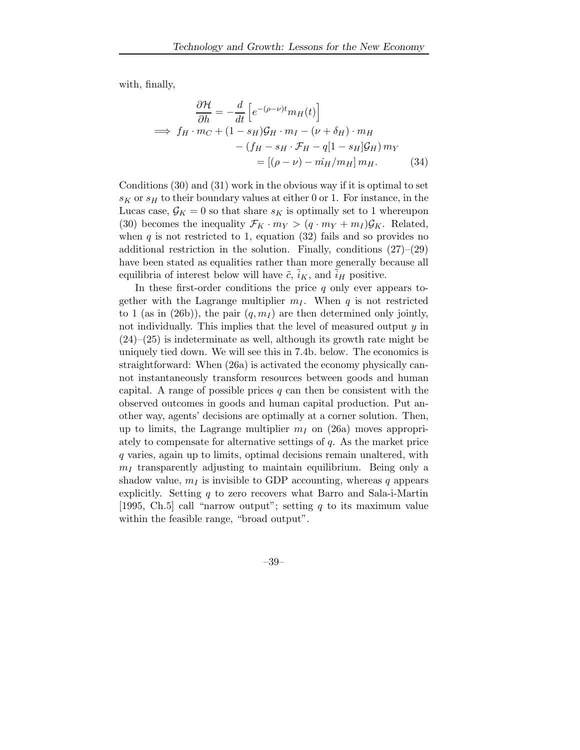with, finally,

$$
\begin{aligned}
&\frac{\partial \mathcal{H}}{\partial h} = -\frac{d}{dt}\left[e^{-(\rho-\nu)t} m_H(t)\right] \\
\Longrightarrow\ & f_H \cdot m_C + (1-s_H)\mathcal{G}_H \cdot m_I - (\nu+\delta_H)\cdot m_H \\
&\qquad - \left(f_H - s_H \cdot \mathcal{F}_H - q[1-s_H]\mathcal{G}_H\right) m_Y \\
&\qquad\qquad = \left[(\rho-\nu) - \dot{m_H}/m_H\right] m_H. \qquad (34)
\end{aligned}
$$

Conditions (30) and (31) work in the obvious way if it is optimal to set $s_K$ or $s_H$ to their boundary values at either 0 or 1. For instance, in the Lucas case, $\mathcal{G}_K = 0$ so that share $s_K$ is optimally set to 1 whereupon (30) becomes the inequality $\mathcal{F}_K \cdot m_Y > (q \cdot m_Y + m_I)\mathcal{G}_K$. Related, when $q$ is not restricted to 1, equation (32) fails and so provides no additional restriction in the solution. Finally, conditions (27)–(29) have been stated as equalities rather than more generally because all equilibria of interest below will have $\tilde{c}$, $\tilde{i}_K$, and $\tilde{i}_H$ positive.

In these first-order conditions the price $q$ only ever appears together with the Lagrange multiplier $m_I$. When $q$ is not restricted to 1 (as in (26b)), the pair $(q, m_I)$ are then determined only jointly, not individually. This implies that the level of measured output $y$ in (24)–(25) is indeterminate as well, although its growth rate might be uniquely tied down. We will see this in 7.4b. below. The economics is straightforward: When (26a) is activated the economy physically cannot instantaneously transform resources between goods and human capital. A range of possible prices $q$ can then be consistent with the observed outcomes in goods and human capital production. Put another way, agents' decisions are optimally at a corner solution. Then, up to limits, the Lagrange multiplier $m_I$ on (26a) moves appropriately to compensate for alternative settings of $q$. As the market price $q$ varies, again up to limits, optimal decisions remain unaltered, with $m_I$ transparently adjusting to maintain equilibrium. Being only a shadow value, $m_I$ is invisible to GDP accounting, whereas $q$ appears explicitly. Setting $q$ to zero recovers what Barro and Sala-i-Martin [1995, Ch.5] call "narrow output"; setting $q$ to its maximum value within the feasible range, "broad output".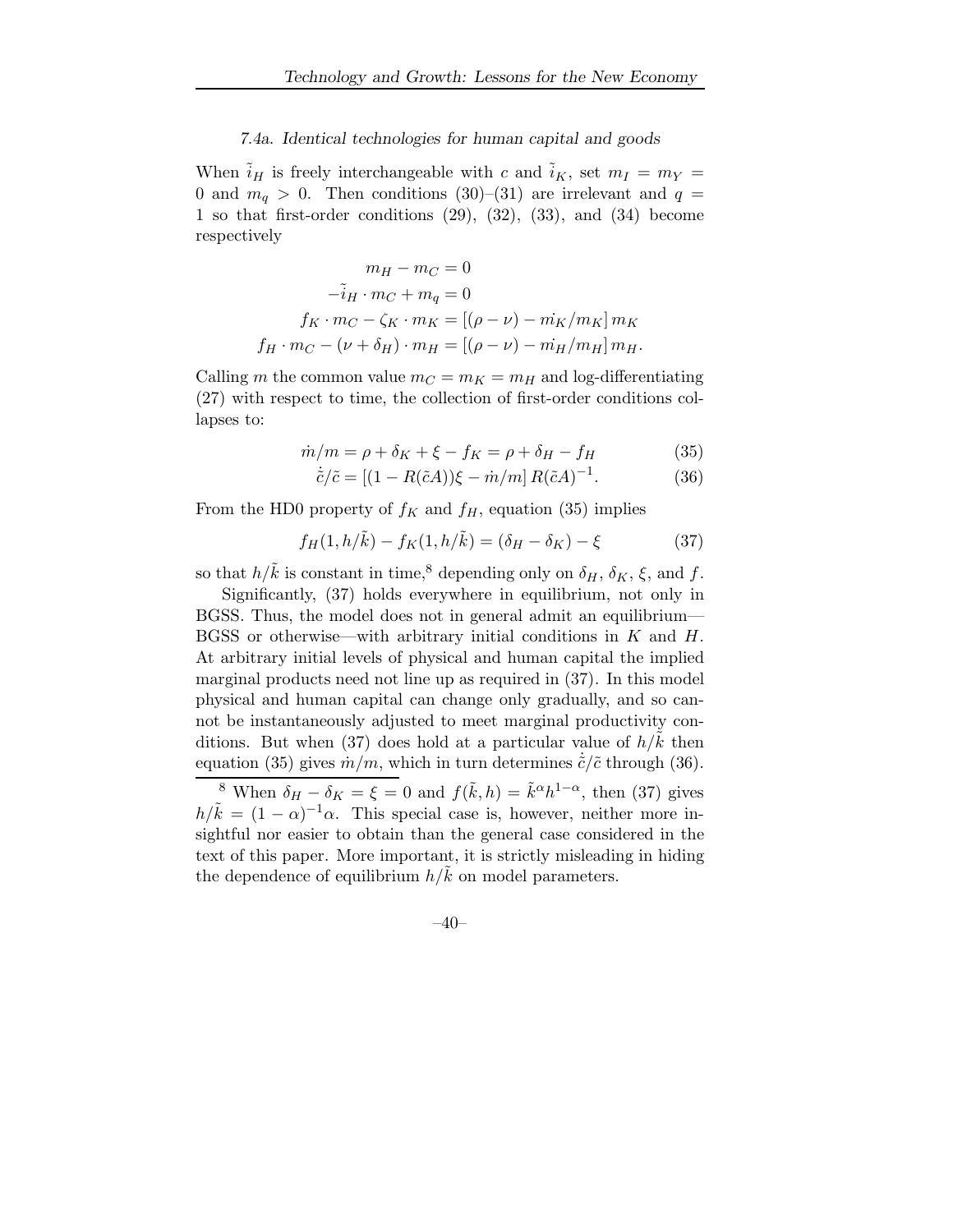### *7.4a. Identical technologies for human capital and goods*

When $\tilde{i}_H$ is freely interchangeable with $c$ and $\tilde{i}_K$, set $m_I = m_Y = 0$ and $m_q > 0$. Then conditions (30)–(31) are irrelevant and $q = 1$ so that first-order conditions (29), (32), (33), and (34) become respectively

$$
\begin{aligned}
m_H - m_C &= 0 \\
-\tilde{i}_H \cdot m_C + m_q &= 0 \\
f_K \cdot m_C - \zeta_K \cdot m_K &= [(\rho - \nu) - \dot{m}_K/m_K]\, m_K \\
f_H \cdot m_C - (\nu + \delta_H) \cdot m_H &= [(\rho - \nu) - \dot{m}_H/m_H]\, m_H.
\end{aligned}
$$

Calling $m$ the common value $m_C = m_K = m_H$ and log-differentiating (27) with respect to time, the collection of first-order conditions collapses to:

$$
\dot{m}/m = \rho + \delta_K + \xi - f_K = \rho + \delta_H - f_H \tag{35}
$$

$$
\dot{\tilde{c}}/\tilde{c} = [(1 - R(\tilde{c}A))\xi - \dot{m}/m]\, R(\tilde{c}A)^{-1}. \tag{36}
$$

From the HD0 property of $f_K$ and $f_H$, equation (35) implies

$$
f_H(1, h/\tilde{k}) - f_K(1, h/\tilde{k}) = (\delta_H - \delta_K) - \xi \tag{37}
$$

so that $h/\tilde{k}$ is constant in time,[8] depending only on $\delta_H$, $\delta_K$, $\xi$, and $f$.

Significantly, (37) holds everywhere in equilibrium, not only in BGSS. Thus, the model does not in general admit an equilibrium—BGSS or otherwise—with arbitrary initial conditions in $K$ and $H$. At arbitrary initial levels of physical and human capital the implied marginal products need not line up as required in (37). In this model physical and human capital can change only gradually, and so cannot be instantaneously adjusted to meet marginal productivity conditions. But when (37) does hold at a particular value of $h/\tilde{k}$ then equation (35) gives $\dot{m}/m$, which in turn determines $\dot{\tilde{c}}/\tilde{c}$ through (36).

[8] When $\delta_H - \delta_K = \xi = 0$ and $f(\tilde{k}, h) = \tilde{k}^{\alpha} h^{1-\alpha}$, then (37) gives $h/\tilde{k} = (1-\alpha)^{-1}\alpha$. This special case is, however, neither more insightful nor easier to obtain than the general case considered in the text of this paper. More important, it is strictly misleading in hiding the dependence of equilibrium $h/\tilde{k}$ on model parameters.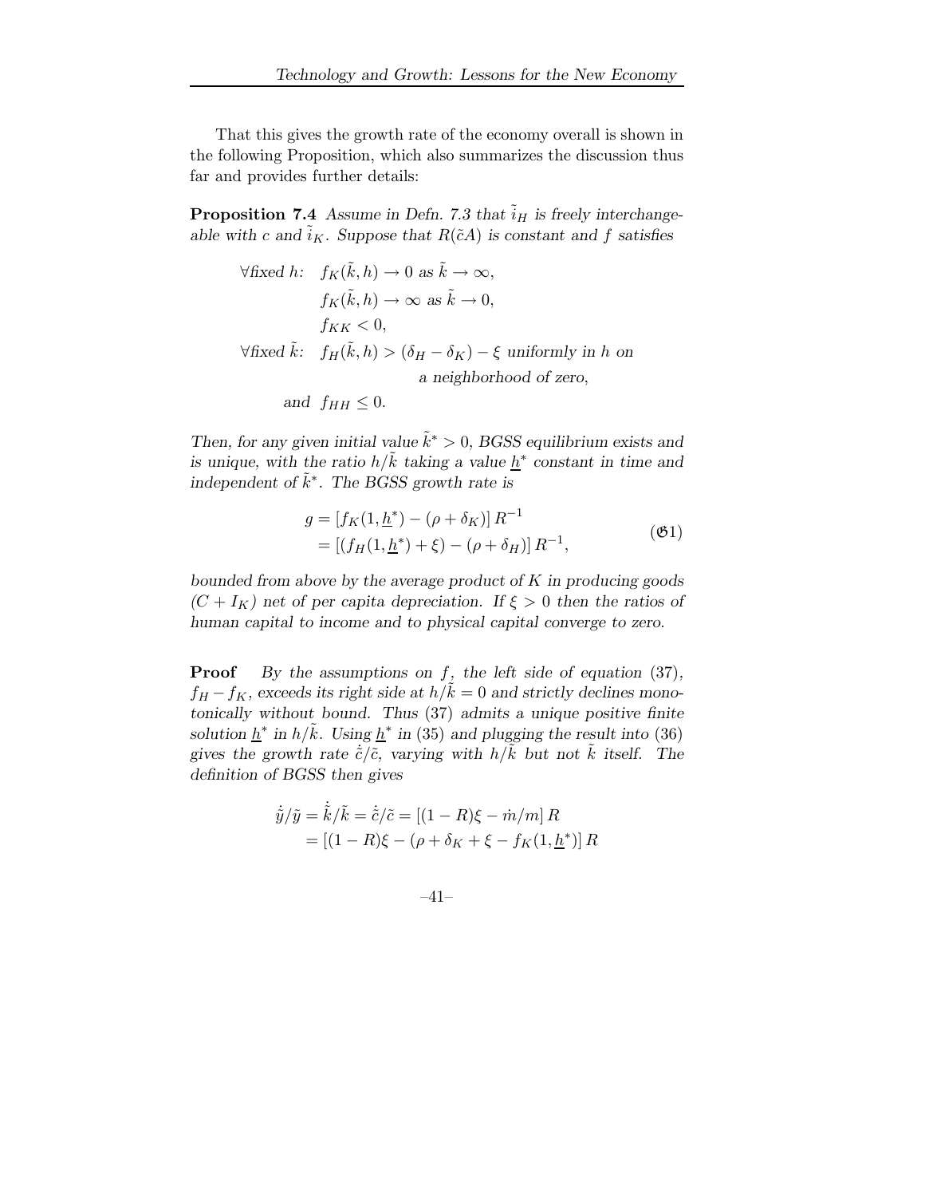That this gives the growth rate of the economy overall is shown in the following Proposition, which also summarizes the discussion thus far and provides further details:

**Proposition 7.4** *Assume in Defn. 7.3 that $\tilde{i}_H$ is freely interchangeable with $c$ and $\tilde{i}_K$. Suppose that $R(\tilde{c}A)$ is constant and $f$ satisfies*

$$
\begin{aligned}
\forall \text{fixed } h:\quad & f_K(\tilde{k}, h) \to 0 \text{ as } \tilde{k} \to \infty,\\
& f_K(\tilde{k}, h) \to \infty \text{ as } \tilde{k} \to 0,\\
& f_{KK} < 0,\\
\forall \text{fixed } \tilde{k}:\quad & f_H(\tilde{k}, h) > (\delta_H - \delta_K) - \xi \text{ uniformly in } h \text{ on}\\
& \qquad\qquad \text{a neighborhood of zero,}\\
\text{and }\ & f_{HH} \leq 0.
\end{aligned}
$$

*Then, for any given initial value $\tilde{k}^* > 0$, BGSS equilibrium exists and is unique, with the ratio $h/\tilde{k}$ taking a value $\underline{h}^*$ constant in time and independent of $\tilde{k}^*$. The BGSS growth rate is*

$$
\begin{aligned}
g &= \left[f_K(1, \underline{h}^*) - (\rho + \delta_K)\right] R^{-1}\\
&= \left[(f_H(1, \underline{h}^*) + \xi) - (\rho + \delta_H)\right] R^{-1},
\end{aligned}
\tag{$\mathfrak{G}1$}
$$

*bounded from above by the average product of $K$ in producing goods $(C + I_K)$ net of per capita depreciation. If $\xi > 0$ then the ratios of human capital to income and to physical capital converge to zero.*

**Proof** *By the assumptions on $f$, the left side of equation (37), $f_H - f_K$, exceeds its right side at $h/\tilde{k} = 0$ and strictly declines monotonically without bound. Thus (37) admits a unique positive finite solution $\underline{h}^*$ in $h/\tilde{k}$. Using $\underline{h}^*$ in (35) and plugging the result into (36) gives the growth rate $\dot{\tilde{c}}/\tilde{c}$, varying with $h/\tilde{k}$ but not $\tilde{k}$ itself. The definition of BGSS then gives*

$$
\begin{aligned}
\dot{\tilde{y}}/\tilde{y} = \dot{\tilde{k}}/\tilde{k} = \dot{\tilde{c}}/\tilde{c} &= \left[(1 - R)\xi - \dot{m}/m\right] R\\
&= \left[(1 - R)\xi - (\rho + \delta_K + \xi - f_K(1, \underline{h}^*))\right] R
\end{aligned}
$$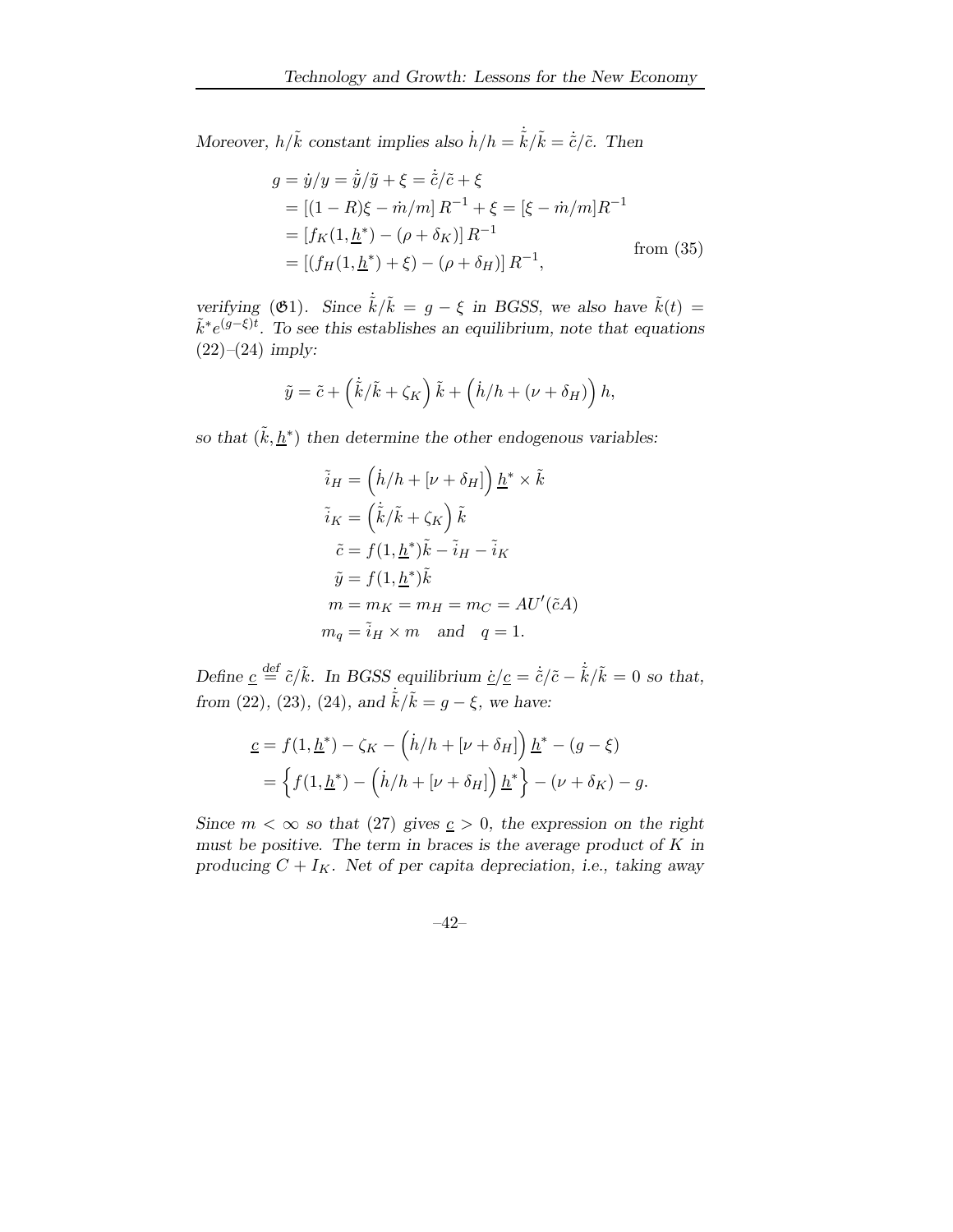*Moreover, $h/\tilde{k}$ constant implies also $\dot{h}/h = \dot{\tilde{k}}/\tilde{k} = \dot{\tilde{c}}/\tilde{c}$. Then*

$$
\begin{aligned}
g = \dot{y}/y &= \dot{\tilde{y}}/\tilde{y} + \xi = \dot{\tilde{c}}/\tilde{c} + \xi \\
&= \left[(1-R)\xi - \dot{m}/m\right] R^{-1} + \xi = [\xi - \dot{m}/m] R^{-1} \\
&= \left[f_K(1, \underline{h}^*) - (\rho + \delta_K)\right] R^{-1} \\
&= \left[(f_H(1, \underline{h}^*) + \xi) - (\rho + \delta_H)\right] R^{-1}, \qquad \text{from (35)}
\end{aligned}
$$

*verifying ($\mathfrak{G}1$). Since $\dot{\tilde{k}}/\tilde{k} = g - \xi$ in BGSS, we also have $\tilde{k}(t) = \tilde{k}^* e^{(g-\xi)t}$. To see this establishes an equilibrium, note that equations (22)–(24) imply:*

$$
\tilde{y} = \tilde{c} + \left(\dot{\tilde{k}}/\tilde{k} + \zeta_K\right)\tilde{k} + \left(\dot{h}/h + (\nu + \delta_H)\right)h,
$$

*so that $(\tilde{k}, \underline{h}^*)$ then determine the other endogenous variables:*

$$
\begin{aligned}
\tilde{i}_H &= \left(\dot{h}/h + [\nu + \delta_H]\right)\underline{h}^* \times \tilde{k} \\
\tilde{i}_K &= \left(\dot{\tilde{k}}/\tilde{k} + \zeta_K\right)\tilde{k} \\
\tilde{c} &= f(1, \underline{h}^*)\tilde{k} - \tilde{i}_H - \tilde{i}_K \\
\tilde{y} &= f(1, \underline{h}^*)\tilde{k} \\
m &= m_K = m_H = m_C = AU'(\tilde{c}A) \\
m_q &= \tilde{i}_H \times m \quad \text{and} \quad q = 1.
\end{aligned}
$$

*Define $\underline{c} \stackrel{\text{def}}{=} \tilde{c}/\tilde{k}$. In BGSS equilibrium $\dot{\underline{c}}/\underline{c} = \dot{\tilde{c}}/\tilde{c} - \dot{\tilde{k}}/\tilde{k} = 0$ so that, from (22), (23), (24), and $\dot{\tilde{k}}/\tilde{k} = g - \xi$, we have:*

$$
\begin{aligned}
\underline{c} &= f(1, \underline{h}^*) - \zeta_K - \left(\dot{h}/h + [\nu + \delta_H]\right)\underline{h}^* - (g - \xi) \\
&= \left\{ f(1, \underline{h}^*) - \left(\dot{h}/h + [\nu + \delta_H]\right)\underline{h}^* \right\} - (\nu + \delta_K) - g.
\end{aligned}
$$

*Since $m < \infty$ so that (27) gives $\underline{c} > 0$, the expression on the right must be positive. The term in braces is the average product of $K$ in producing $C + I_K$. Net of per capita depreciation, i.e., taking away*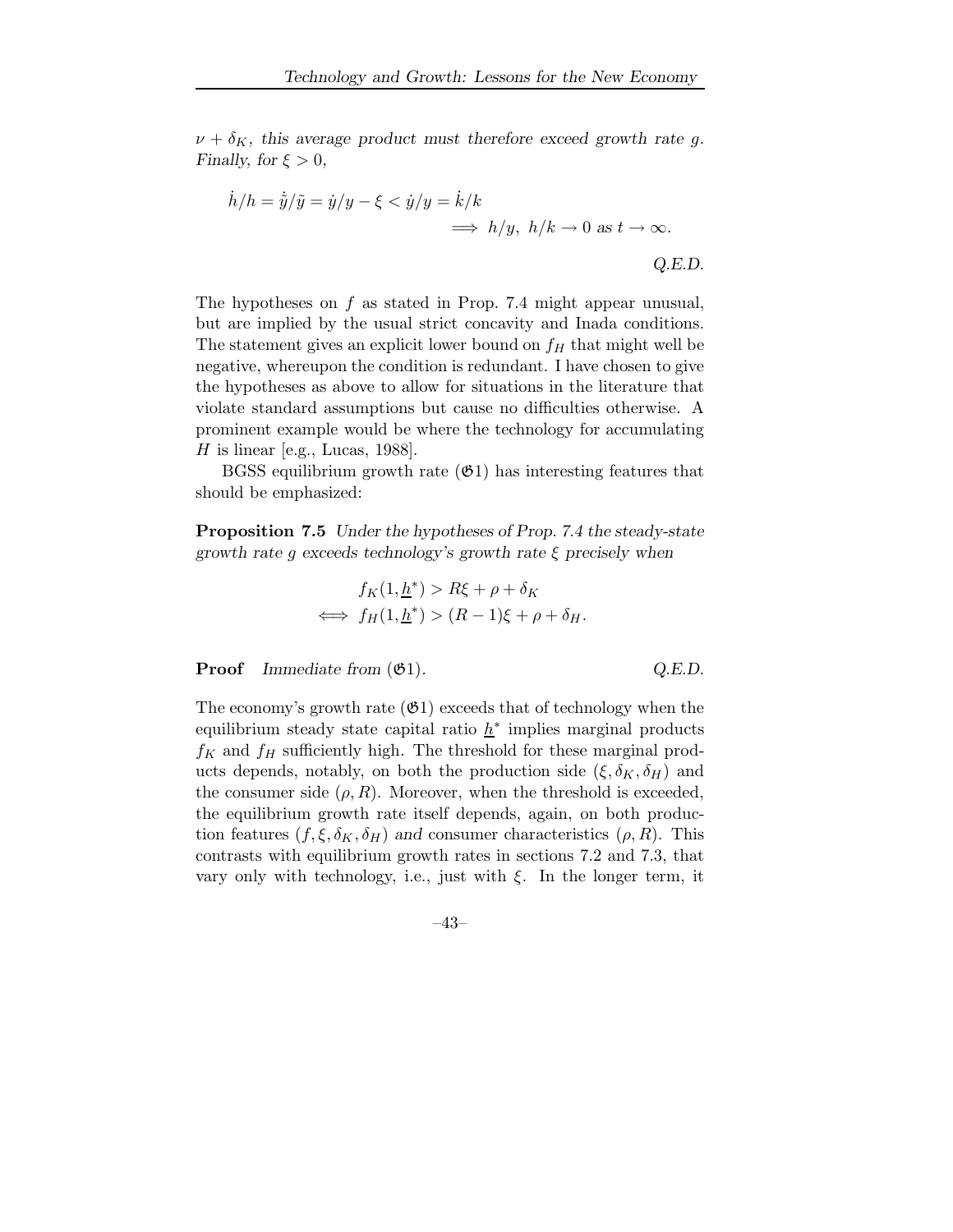$\nu + \delta_K$, *this average product must therefore exceed growth rate* $g$. *Finally, for* $\xi > 0$,

$$\dot{h}/h = \dot{\tilde{y}}/\tilde{y} = \dot{y}/y - \xi < \dot{y}/y = \dot{k}/k$$
$$\implies h/y,\ h/k \to 0 \text{ as } t \to \infty.$$

*Q.E.D.*

The hypotheses on $f$ as stated in Prop. 7.4 might appear unusual, but are implied by the usual strict concavity and Inada conditions. The statement gives an explicit lower bound on $f_H$ that might well be negative, whereupon the condition is redundant. I have chosen to give the hypotheses as above to allow for situations in the literature that violate standard assumptions but cause no difficulties otherwise. A prominent example would be where the technology for accumulating $H$ is linear [e.g., Lucas, 1988].

BGSS equilibrium growth rate ($\mathfrak{G}1$) has interesting features that should be emphasized:

**Proposition 7.5** *Under the hypotheses of Prop. 7.4 the steady-state growth rate* $g$ *exceeds technology's growth rate* $\xi$ *precisely when*

$$f_K(1, \underline{h}^*) > R\xi + \rho + \delta_K$$
$$\iff f_H(1, \underline{h}^*) > (R-1)\xi + \rho + \delta_H.$$

**Proof** *Immediate from* ($\mathfrak{G}1$). *Q.E.D.*

The economy's growth rate ($\mathfrak{G}1$) exceeds that of technology when the equilibrium steady state capital ratio $\underline{h}^*$ implies marginal products $f_K$ and $f_H$ sufficiently high. The threshold for these marginal products depends, notably, on both the production side $(\xi, \delta_K, \delta_H)$ and the consumer side $(\rho, R)$. Moreover, when the threshold is exceeded, the equilibrium growth rate itself depends, again, on both production features $(f, \xi, \delta_K, \delta_H)$ *and* consumer characteristics $(\rho, R)$. This contrasts with equilibrium growth rates in sections 7.2 and 7.3, that vary only with technology, i.e., just with $\xi$. In the longer term, it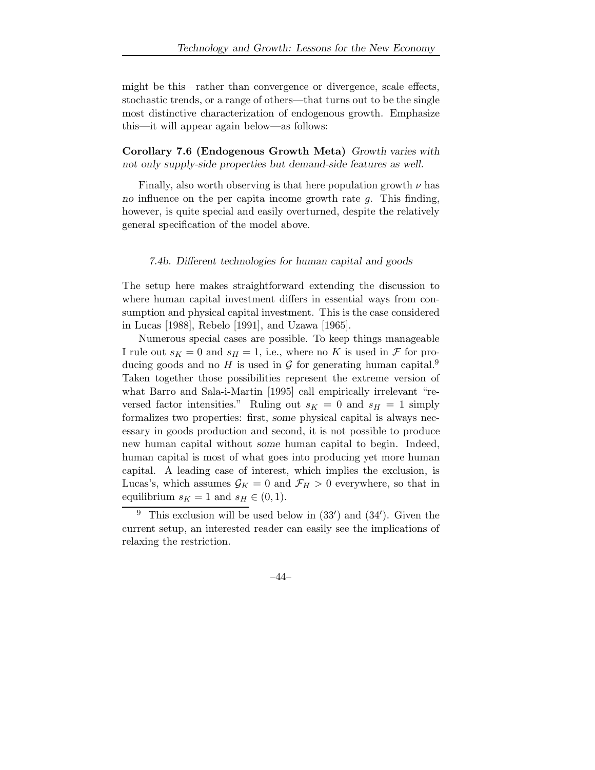might be this—rather than convergence or divergence, scale effects, stochastic trends, or a range of others—that turns out to be the single most distinctive characterization of endogenous growth. Emphasize this—it will appear again below—as follows:

**Corollary 7.6 (Endogenous Growth Meta)** *Growth varies with not only supply-side properties but demand-side features as well.*

Finally, also worth observing is that here population growth $\nu$ has *no* influence on the per capita income growth rate $g$. This finding, however, is quite special and easily overturned, despite the relatively general specification of the model above.

#### *7.4b. Different technologies for human capital and goods*

The setup here makes straightforward extending the discussion to where human capital investment differs in essential ways from consumption and physical capital investment. This is the case considered in Lucas [1988], Rebelo [1991], and Uzawa [1965].

Numerous special cases are possible. To keep things manageable I rule out $s_K = 0$ and $s_H = 1$, i.e., where no $K$ is used in $\mathcal{F}$ for producing goods and no $H$ is used in $\mathcal{G}$ for generating human capital.[9] Taken together those possibilities represent the extreme version of what Barro and Sala-i-Martin [1995] call empirically irrelevant "reversed factor intensities." Ruling out $s_K = 0$ and $s_H = 1$ simply formalizes two properties: first, *some* physical capital is always necessary in goods production and second, it is not possible to produce new human capital without *some* human capital to begin. Indeed, human capital is most of what goes into producing yet more human capital. A leading case of interest, which implies the exclusion, is Lucas's, which assumes $\mathcal{G}_K = 0$ and $\mathcal{F}_H > 0$ everywhere, so that in equilibrium $s_K = 1$ and $s_H \in (0, 1)$.

[9] This exclusion will be used below in (33′) and (34′). Given the current setup, an interested reader can easily see the implications of relaxing the restriction.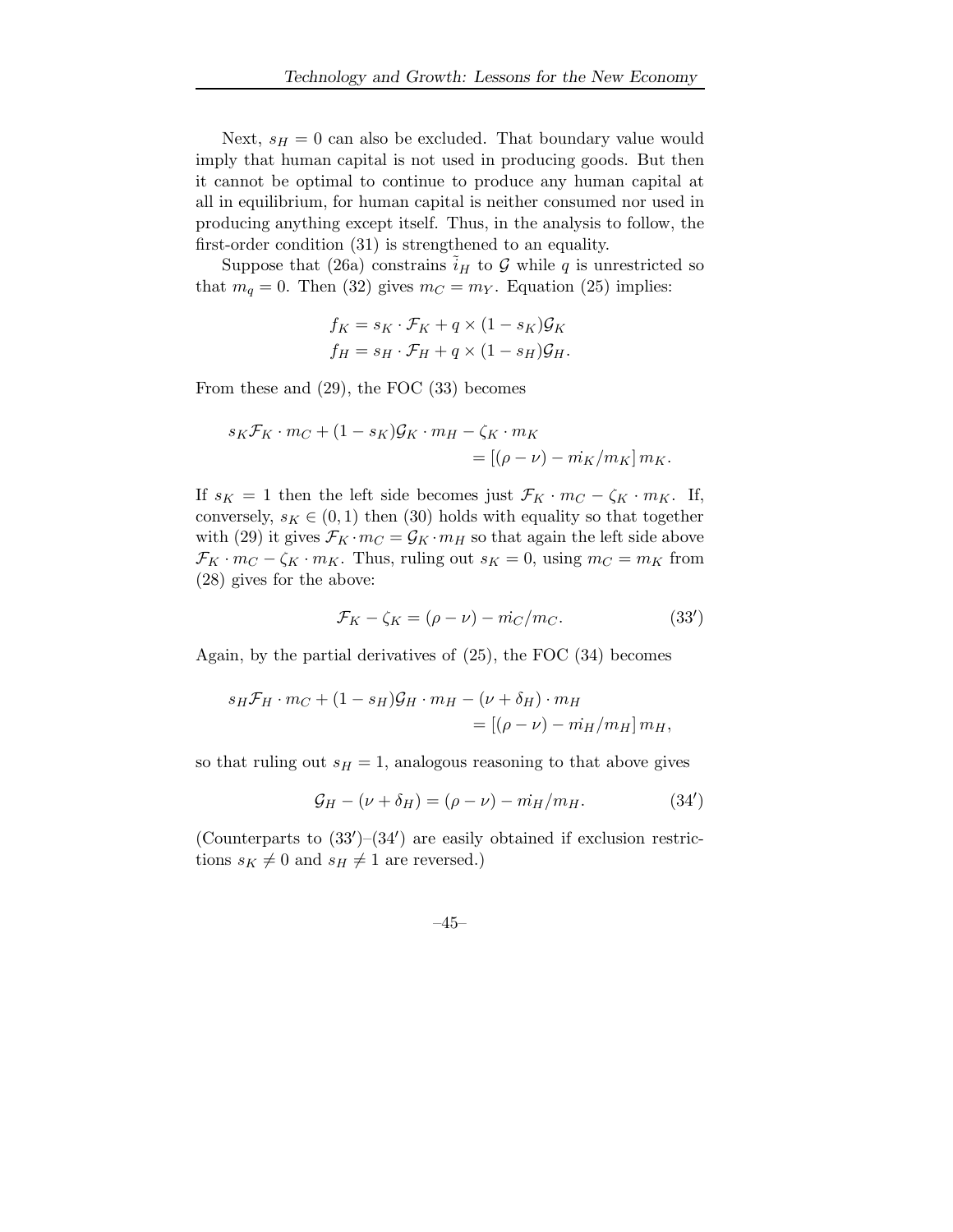Next, $s_H = 0$ can also be excluded. That boundary value would imply that human capital is not used in producing goods. But then it cannot be optimal to continue to produce any human capital at all in equilibrium, for human capital is neither consumed nor used in producing anything except itself. Thus, in the analysis to follow, the first-order condition (31) is strengthened to an equality.

Suppose that (26a) constrains $\tilde{i}_H$ to $\mathcal{G}$ while $q$ is unrestricted so that $m_q = 0$. Then (32) gives $m_C = m_Y$. Equation (25) implies:

$$f_K = s_K \cdot \mathcal{F}_K + q \times (1 - s_K)\mathcal{G}_K$$
$$f_H = s_H \cdot \mathcal{F}_H + q \times (1 - s_H)\mathcal{G}_H.$$

From these and (29), the FOC (33) becomes

$$s_K \mathcal{F}_K \cdot m_C + (1 - s_K)\mathcal{G}_K \cdot m_H - \zeta_K \cdot m_K = \left[(\rho - \nu) - \dot{m_K}/m_K\right] m_K.$$

If $s_K = 1$ then the left side becomes just $\mathcal{F}_K \cdot m_C - \zeta_K \cdot m_K$. If, conversely, $s_K \in (0, 1)$ then (30) holds with equality so that together with (29) it gives $\mathcal{F}_K \cdot m_C = \mathcal{G}_K \cdot m_H$ so that again the left side above $\mathcal{F}_K \cdot m_C - \zeta_K \cdot m_K$. Thus, ruling out $s_K = 0$, using $m_C = m_K$ from (28) gives for the above:

$$\mathcal{F}_K - \zeta_K = (\rho - \nu) - \dot{m_C}/m_C. \tag{33$'$}$$

Again, by the partial derivatives of (25), the FOC (34) becomes

$$s_H \mathcal{F}_H \cdot m_C + (1 - s_H)\mathcal{G}_H \cdot m_H - (\nu + \delta_H) \cdot m_H = \left[(\rho - \nu) - \dot{m_H}/m_H\right] m_H,$$

so that ruling out $s_H = 1$, analogous reasoning to that above gives

$$\mathcal{G}_H - (\nu + \delta_H) = (\rho - \nu) - \dot{m_H}/m_H. \tag{34$'$}$$

(Counterparts to (33$'$)–(34$'$) are easily obtained if exclusion restrictions $s_K \neq 0$ and $s_H \neq 1$ are reversed.)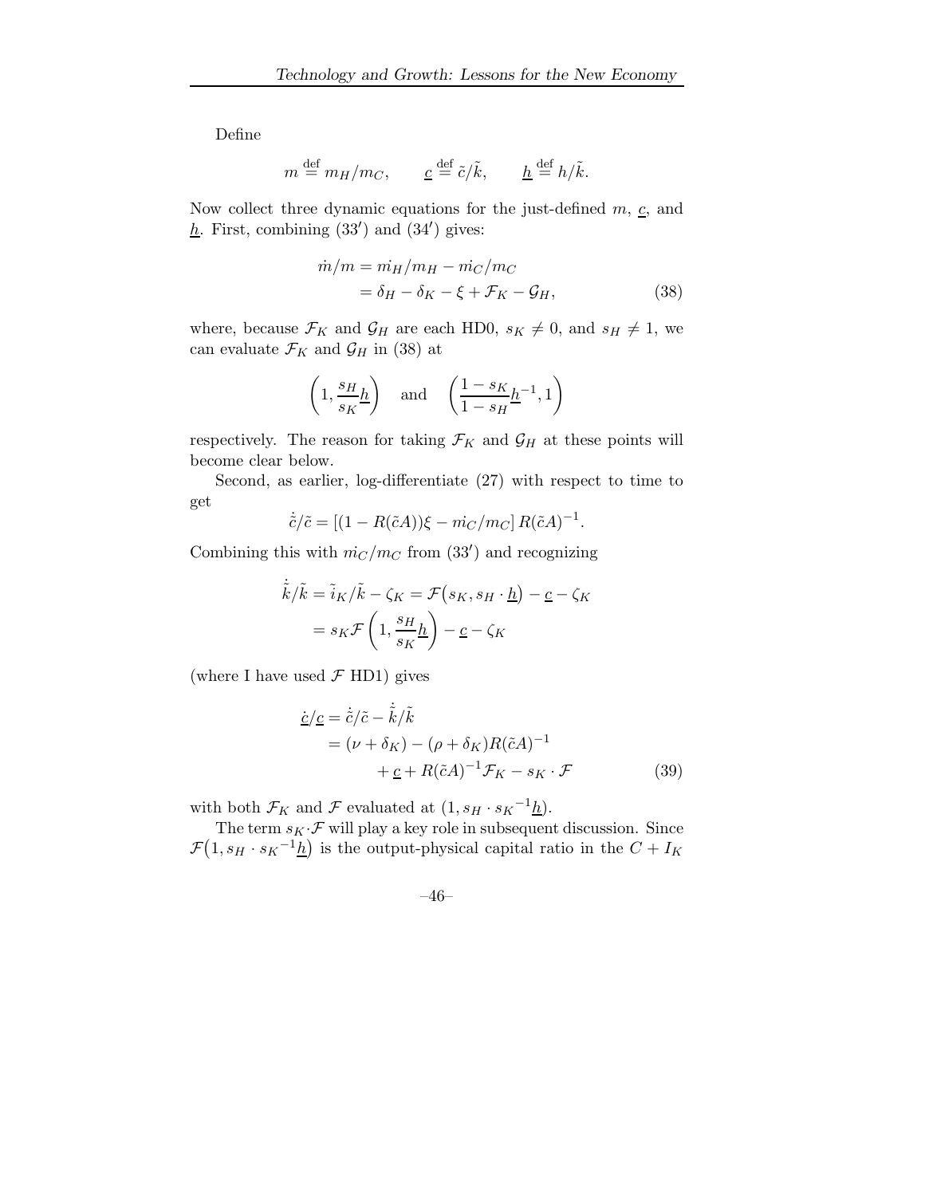Define

$$m \stackrel{\text{def}}{=} m_H/m_C, \qquad \underline{c} \stackrel{\text{def}}{=} \tilde{c}/\tilde{k}, \qquad \underline{h} \stackrel{\text{def}}{=} h/\tilde{k}.$$

Now collect three dynamic equations for the just-defined $m$, $\underline{c}$, and $\underline{h}$. First, combining $(33')$ and $(34')$ gives:

$$\begin{aligned} \dot{m}/m &= \dot{m_H}/m_H - \dot{m_C}/m_C \\ &= \delta_H - \delta_K - \xi + \mathcal{F}_K - \mathcal{G}_H, \end{aligned} \tag{38}$$

where, because $\mathcal{F}_K$ and $\mathcal{G}_H$ are each HD0, $s_K \neq 0$, and $s_H \neq 1$, we can evaluate $\mathcal{F}_K$ and $\mathcal{G}_H$ in (38) at

$$\left(1, \frac{s_H}{s_K}\underline{h}\right) \quad \text{and} \quad \left(\frac{1-s_K}{1-s_H}\underline{h}^{-1}, 1\right)$$

respectively. The reason for taking $\mathcal{F}_K$ and $\mathcal{G}_H$ at these points will become clear below.

Second, as earlier, log-differentiate (27) with respect to time to get

$$\dot{\tilde{c}}/\tilde{c} = \left[(1 - R(\tilde{c}A))\xi - \dot{m_C}/m_C\right] R(\tilde{c}A)^{-1}.$$

Combining this with $\dot{m_C}/m_C$ from $(33')$ and recognizing

$$\begin{aligned} \dot{\tilde{k}}/\tilde{k} = \tilde{i}_K/\tilde{k} - \zeta_K &= \mathcal{F}\big(s_K, s_H \cdot \underline{h}\big) - \underline{c} - \zeta_K \\ &= s_K \mathcal{F}\left(1, \frac{s_H}{s_K}\underline{h}\right) - \underline{c} - \zeta_K \end{aligned}$$

(where I have used $\mathcal{F}$ HD1) gives

$$\begin{aligned} \dot{\underline{c}}/\underline{c} &= \dot{\tilde{c}}/\tilde{c} - \dot{\tilde{k}}/\tilde{k} \\ &= (\nu + \delta_K) - (\rho + \delta_K) R(\tilde{c}A)^{-1} \\ &\qquad + \underline{c} + R(\tilde{c}A)^{-1}\mathcal{F}_K - s_K \cdot \mathcal{F} \end{aligned} \tag{39}$$

with both $\mathcal{F}_K$ and $\mathcal{F}$ evaluated at $(1, s_H \cdot s_K{}^{-1}\underline{h})$.

The term $s_K \cdot \mathcal{F}$ will play a key role in subsequent discussion. Since $\mathcal{F}\big(1, s_H \cdot s_K{}^{-1}\underline{h}\big)$ is the output-physical capital ratio in the $C + I_K$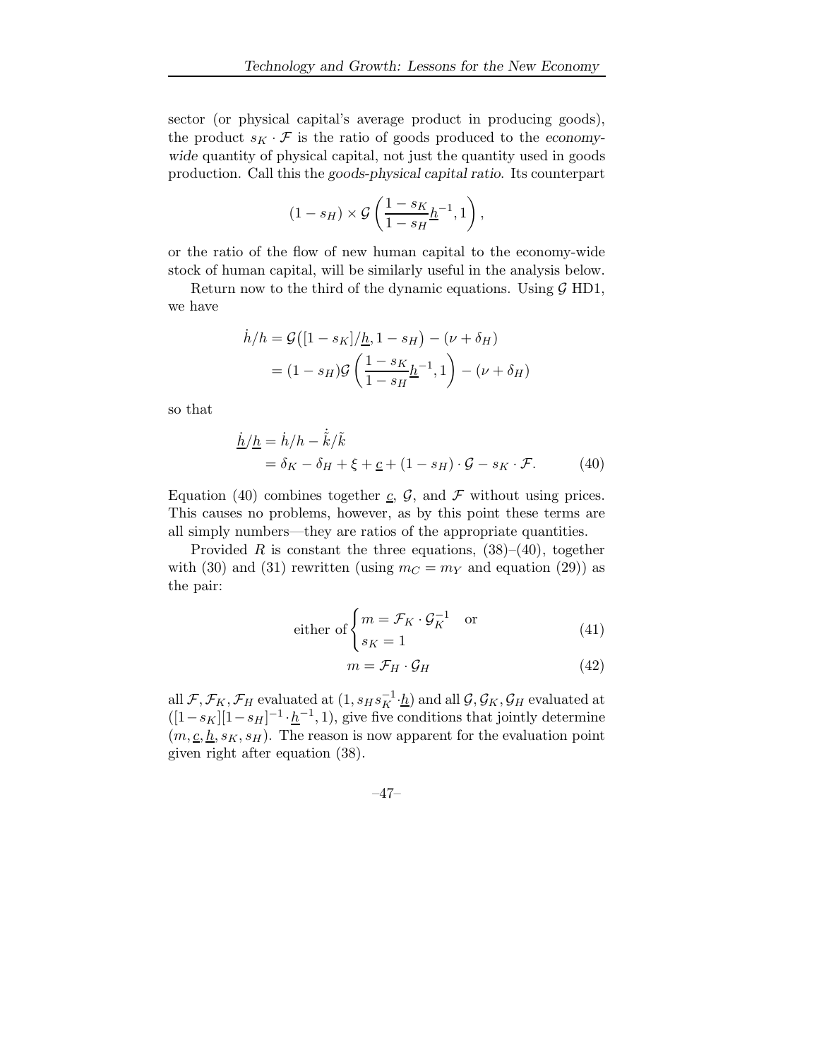sector (or physical capital's average product in producing goods), the product $s_K \cdot \mathcal{F}$ is the ratio of goods produced to the *economy-wide* quantity of physical capital, not just the quantity used in goods production. Call this the *goods-physical capital ratio*. Its counterpart

$$(1 - s_H) \times \mathcal{G}\left(\frac{1-s_K}{1-s_H}\underline{h}^{-1}, 1\right),$$

or the ratio of the flow of new human capital to the economy-wide stock of human capital, will be similarly useful in the analysis below.

Return now to the third of the dynamic equations. Using $\mathcal{G}$ HD1, we have

$$\begin{aligned}
\dot{h}/h &= \mathcal{G}\big([1-s_K]/\underline{h}, 1-s_H\big) - (\nu + \delta_H) \\
&= (1-s_H)\mathcal{G}\left(\frac{1-s_K}{1-s_H}\underline{h}^{-1}, 1\right) - (\nu + \delta_H)
\end{aligned}$$

so that

$$\begin{aligned}
\dot{\underline{h}}/\underline{h} &= \dot{h}/h - \dot{\tilde{k}}/\tilde{k} \\
&= \delta_K - \delta_H + \xi + \underline{c} + (1-s_H)\cdot\mathcal{G} - s_K \cdot \mathcal{F}. \qquad (40)
\end{aligned}$$

Equation (40) combines together $\underline{c}$, $\mathcal{G}$, and $\mathcal{F}$ without using prices. This causes no problems, however, as by this point these terms are all simply numbers—they are ratios of the appropriate quantities.

Provided $R$ is constant the three equations, (38)–(40), together with (30) and (31) rewritten (using $m_C = m_Y$ and equation (29)) as the pair:

$$\text{either of} \begin{cases} m = \mathcal{F}_K \cdot \mathcal{G}_K^{-1} & \text{or} \\ s_K = 1 \end{cases} \qquad (41)$$

$$m = \mathcal{F}_H \cdot \mathcal{G}_H \qquad (42)$$

all $\mathcal{F}, \mathcal{F}_K, \mathcal{F}_H$ evaluated at $(1, s_H s_K^{-1} \cdot \underline{h})$ and all $\mathcal{G}, \mathcal{G}_K, \mathcal{G}_H$ evaluated at $([1-s_K][1-s_H]^{-1} \cdot \underline{h}^{-1}, 1)$, give five conditions that jointly determine $(m, \underline{c}, \underline{h}, s_K, s_H)$. The reason is now apparent for the evaluation point given right after equation (38).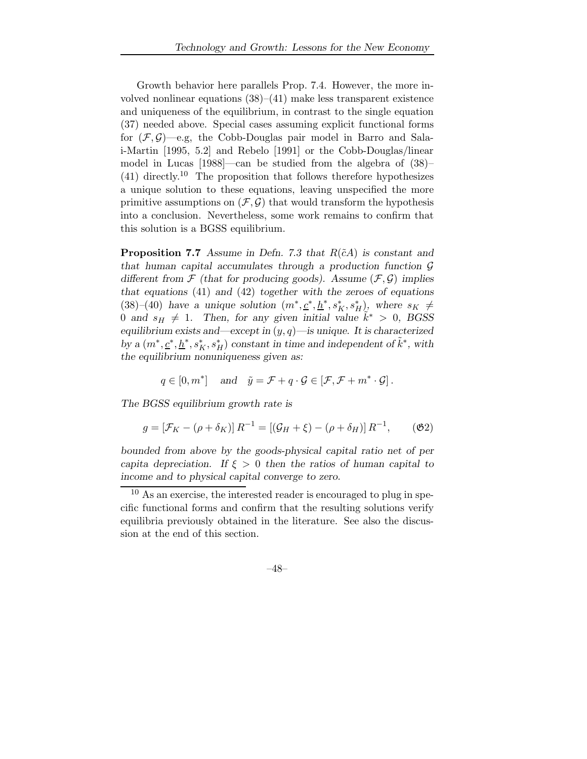Growth behavior here parallels Prop. 7.4. However, the more involved nonlinear equations (38)–(41) make less transparent existence and uniqueness of the equilibrium, in contrast to the single equation (37) needed above. Special cases assuming explicit functional forms for $(\mathcal{F}, \mathcal{G})$—e.g, the Cobb-Douglas pair model in Barro and Sala-i-Martin [1995, 5.2] and Rebelo [1991] or the Cobb-Douglas/linear model in Lucas [1988]—can be studied from the algebra of (38)–(41) directly.[10] The proposition that follows therefore hypothesizes a unique solution to these equations, leaving unspecified the more primitive assumptions on $(\mathcal{F}, \mathcal{G})$ that would transform the hypothesis into a conclusion. Nevertheless, some work remains to confirm that this solution is a BGSS equilibrium.

**Proposition 7.7** *Assume in Defn. 7.3 that $R(\tilde{c}A)$ is constant and that human capital accumulates through a production function $\mathcal{G}$ different from $\mathcal{F}$ (that for producing goods). Assume $(\mathcal{F}, \mathcal{G})$ implies that equations (41) and (42) together with the zeroes of equations (38)–(40) have a unique solution $(m^*, \underline{c}^*, \underline{h}^*, s_K^*, s_H^*)$, where $s_K \neq 0$ and $s_H \neq 1$. Then, for any given initial value $\tilde{k}^* > 0$, BGSS equilibrium exists and—except in $(y, q)$—is unique. It is characterized by a $(m^*, \underline{c}^*, \underline{h}^*, s_K^*, s_H^*)$ constant in time and independent of $\tilde{k}^*$, with the equilibrium nonuniqueness given as:*

$$q \in [0, m^*] \quad \text{and} \quad \tilde{y} = \mathcal{F} + q \cdot \mathcal{G} \in [\mathcal{F}, \mathcal{F} + m^* \cdot \mathcal{G}] \,.$$

*The BGSS equilibrium growth rate is*

$$g = [\mathcal{F}_K - (\rho + \delta_K)] \, R^{-1} = [(\mathcal{G}_H + \xi) - (\rho + \delta_H)] \, R^{-1}, \qquad (\mathfrak{G}2)$$

*bounded from above by the goods-physical capital ratio net of per capita depreciation. If $\xi > 0$ then the ratios of human capital to income and to physical capital converge to zero.*

[10] As an exercise, the interested reader is encouraged to plug in specific functional forms and confirm that the resulting solutions verify equilibria previously obtained in the literature. See also the discussion at the end of this section.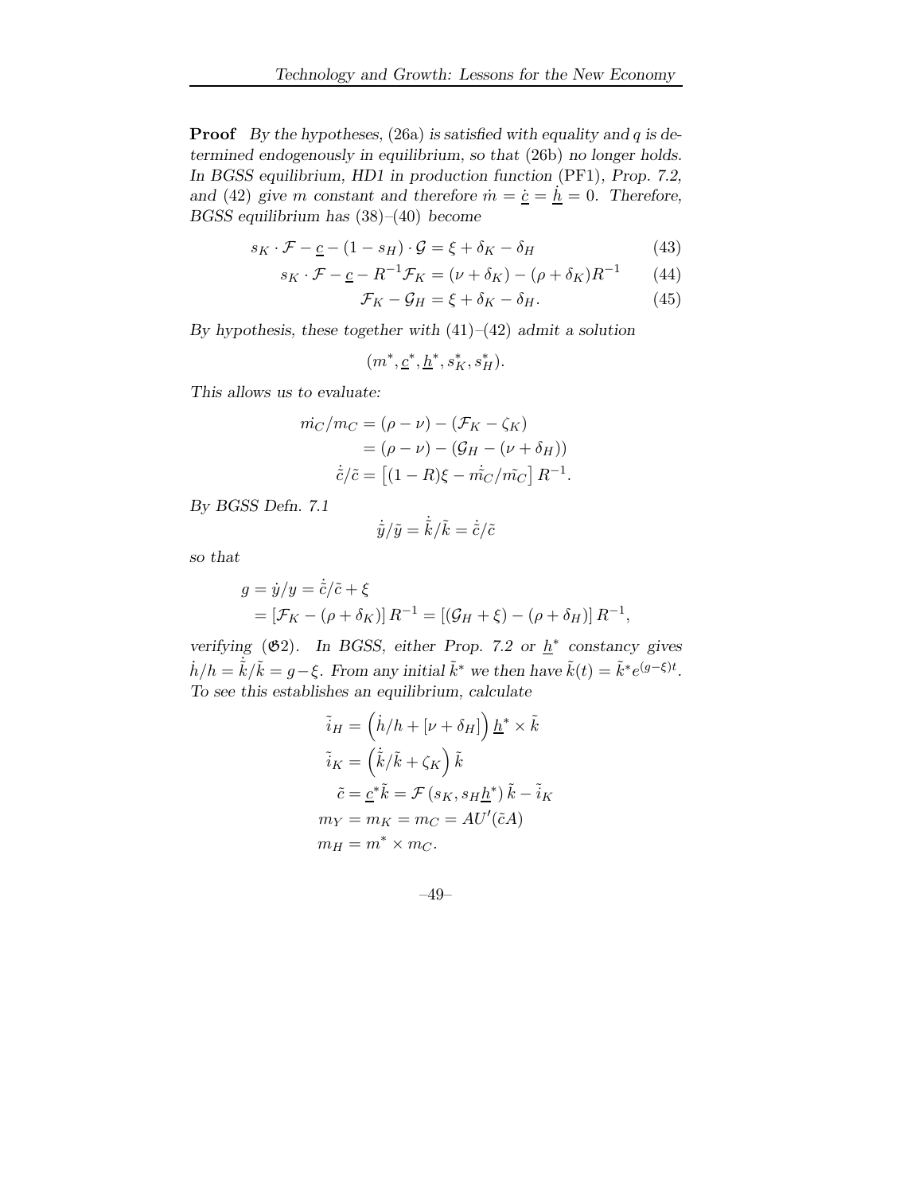**Proof** *By the hypotheses,* (26a) *is satisfied with equality and* $q$ *is determined endogenously in equilibrium, so that* (26b) *no longer holds. In BGSS equilibrium, HD1 in production function* (PF1)*, Prop. 7.2, and* (42) *give* $m$ *constant and therefore* $\dot{m} = \dot{\underline{c}} = \dot{\underline{h}} = 0$*. Therefore, BGSS equilibrium has* (38)*–*(40) *become*

$$s_K \cdot \mathcal{F} - \underline{c} - (1 - s_H) \cdot \mathcal{G} = \xi + \delta_K - \delta_H \tag{43}$$

$$s_K \cdot \mathcal{F} - \underline{c} - R^{-1}\mathcal{F}_K = (\nu + \delta_K) - (\rho + \delta_K)R^{-1} \tag{44}$$

$$\mathcal{F}_K - \mathcal{G}_H = \xi + \delta_K - \delta_H. \tag{45}$$

*By hypothesis, these together with* (41)*–*(42) *admit a solution*

$$(m^*, \underline{c}^*, \underline{h}^*, s_K^*, s_H^*).$$

*This allows us to evaluate:*

$$\begin{aligned}
\dot{m_C}/m_C &= (\rho - \nu) - (\mathcal{F}_K - \zeta_K) \\
&= (\rho - \nu) - (\mathcal{G}_H - (\nu + \delta_H)) \\
\dot{\tilde{c}}/\tilde{c} &= \left[(1 - R)\xi - \dot{\tilde{m_C}}/\tilde{m_C}\right] R^{-1}.
\end{aligned}$$

*By BGSS Defn. 7.1*

$$\dot{\tilde{y}}/\tilde{y} = \dot{\tilde{k}}/\tilde{k} = \dot{\tilde{c}}/\tilde{c}$$

*so that*

$$\begin{aligned}
g = \dot{y}/y &= \dot{\tilde{c}}/\tilde{c} + \xi \\
&= \left[\mathcal{F}_K - (\rho + \delta_K)\right] R^{-1} = \left[(\mathcal{G}_H + \xi) - (\rho + \delta_H)\right] R^{-1},
\end{aligned}$$

*verifying* ($\mathfrak{G}2$)*. In BGSS, either Prop. 7.2 or* $\underline{h}^*$ *constancy gives* $\dot{h}/h = \dot{\tilde{k}}/\tilde{k} = g - \xi$*. From any initial* $\tilde{k}^*$ *we then have* $\tilde{k}(t) = \tilde{k}^* e^{(g-\xi)t}$*. To see this establishes an equilibrium, calculate*

$$\begin{aligned}
\tilde{i}_H &= \left(\dot{h}/h + [\nu + \delta_H]\right) \underline{h}^* \times \tilde{k} \\
\tilde{i}_K &= \left(\dot{\tilde{k}}/\tilde{k} + \zeta_K\right) \tilde{k} \\
\tilde{c} &= \underline{c}^* \tilde{k} = \mathcal{F}\left(s_K, s_H \underline{h}^*\right) \tilde{k} - \tilde{i}_K \\
m_Y &= m_K = m_C = AU'(\tilde{c}A) \\
m_H &= m^* \times m_C.
\end{aligned}$$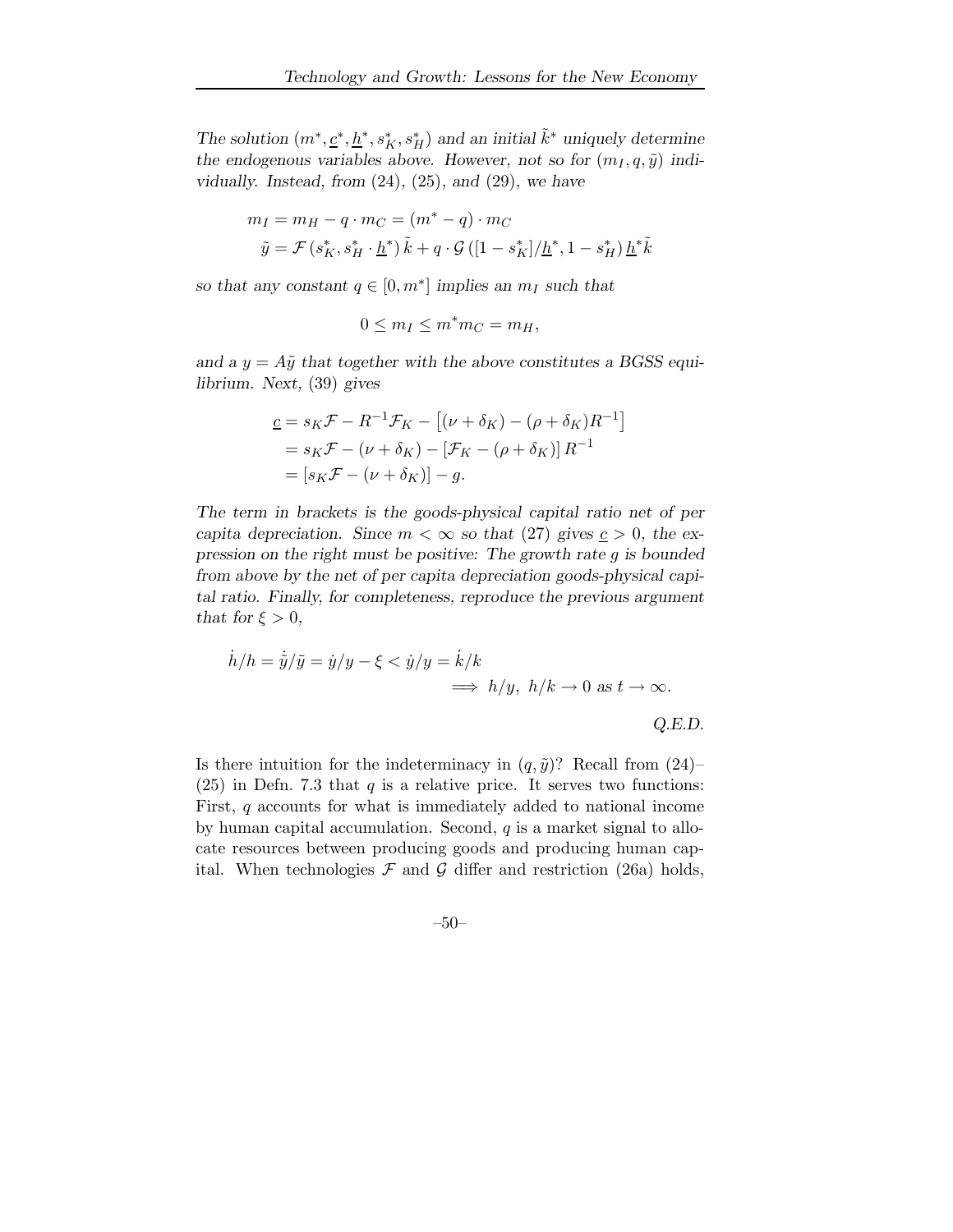*The solution $(m^*, \underline{c}^*, \underline{h}^*, s_K^*, s_H^*)$ and an initial $\tilde{k}^*$ uniquely determine the endogenous variables above. However, not so for $(m_I, q, \tilde{y})$ individually. Instead, from (24), (25), and (29), we have*

$$
\begin{aligned}
m_I &= m_H - q \cdot m_C = (m^* - q) \cdot m_C \\
\tilde{y} &= \mathcal{F}\left(s_K^*, s_H^* \cdot \underline{h}^*\right) \tilde{k} + q \cdot \mathcal{G}\left([1 - s_K^*]/\underline{h}^*, 1 - s_H^*\right) \underline{h}^* \tilde{k}
\end{aligned}
$$

*so that any constant $q \in [0, m^*]$ implies an $m_I$ such that*

$$
0 \le m_I \le m^* m_C = m_H,
$$

*and a $y = A\tilde{y}$ that together with the above constitutes a BGSS equilibrium. Next, (39) gives*

$$
\begin{aligned}
\underline{c} &= s_K \mathcal{F} - R^{-1} \mathcal{F}_K - \left[(\nu + \delta_K) - (\rho + \delta_K) R^{-1}\right] \\
&= s_K \mathcal{F} - (\nu + \delta_K) - \left[\mathcal{F}_K - (\rho + \delta_K)\right] R^{-1} \\
&= \left[s_K \mathcal{F} - (\nu + \delta_K)\right] - g.
\end{aligned}
$$

*The term in brackets is the goods-physical capital ratio net of per capita depreciation. Since $m < \infty$ so that (27) gives $\underline{c} > 0$, the expression on the right must be positive: The growth rate $g$ is bounded from above by the net of per capita depreciation goods-physical capital ratio. Finally, for completeness, reproduce the previous argument that for $\xi > 0$,*

$$
\begin{aligned}
\dot{h}/h = \dot{\tilde{y}}/\tilde{y} = \dot{y}/y - \xi < \dot{y}/y = \dot{k}/k& \\
\Longrightarrow h/y,\ h/k \to 0 \text{ as } t \to \infty.&
\end{aligned}
$$

*Q.E.D.*

Is there intuition for the indeterminacy in $(q, \tilde{y})$? Recall from (24)–(25) in Defn. 7.3 that $q$ is a relative price. It serves two functions: First, $q$ accounts for what is immediately added to national income by human capital accumulation. Second, $q$ is a market signal to allocate resources between producing goods and producing human capital. When technologies $\mathcal{F}$ and $\mathcal{G}$ differ and restriction (26a) holds,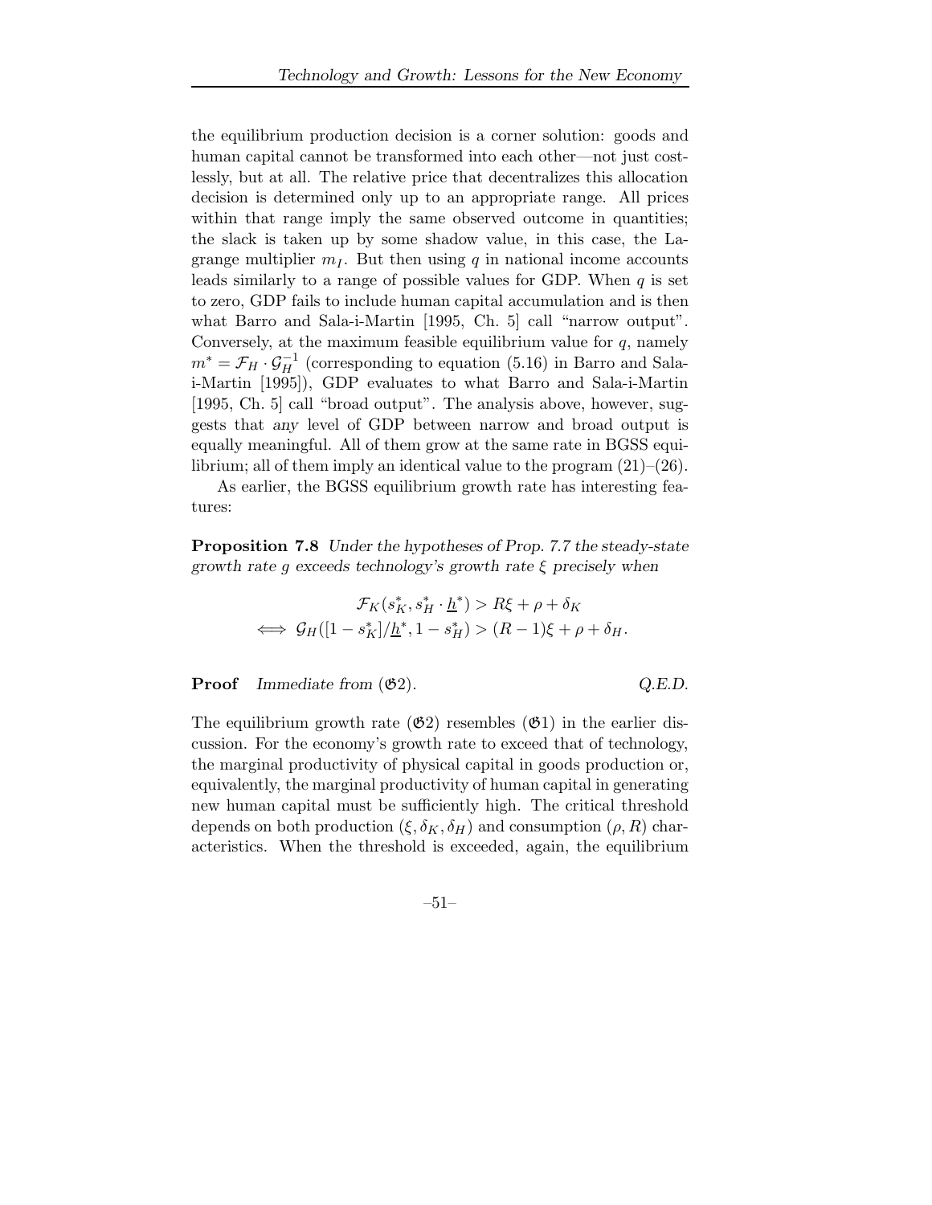the equilibrium production decision is a corner solution: goods and human capital cannot be transformed into each other—not just costlessly, but at all. The relative price that decentralizes this allocation decision is determined only up to an appropriate range. All prices within that range imply the same observed outcome in quantities; the slack is taken up by some shadow value, in this case, the Lagrange multiplier $m_I$. But then using $q$ in national income accounts leads similarly to a range of possible values for GDP. When $q$ is set to zero, GDP fails to include human capital accumulation and is then what Barro and Sala-i-Martin [1995, Ch. 5] call "narrow output". Conversely, at the maximum feasible equilibrium value for $q$, namely $m^* = \mathcal{F}_H \cdot \mathcal{G}_H^{-1}$ (corresponding to equation (5.16) in Barro and Sala-i-Martin [1995]), GDP evaluates to what Barro and Sala-i-Martin [1995, Ch. 5] call "broad output". The analysis above, however, suggests that *any* level of GDP between narrow and broad output is equally meaningful. All of them grow at the same rate in BGSS equilibrium; all of them imply an identical value to the program (21)–(26).

As earlier, the BGSS equilibrium growth rate has interesting features:

**Proposition 7.8** *Under the hypotheses of Prop. 7.7 the steady-state growth rate $g$ exceeds technology's growth rate $\xi$ precisely when*

$$\mathcal{F}_K(s_K^*, s_H^* \cdot \underline{h}^*) > R\xi + \rho + \delta_K$$
$$\iff \mathcal{G}_H([1 - s_K^*]/\underline{h}^*, 1 - s_H^*) > (R-1)\xi + \rho + \delta_H.$$

**Proof** *Immediate from* ($\mathfrak{G}2$). *Q.E.D.*

The equilibrium growth rate ($\mathfrak{G}2$) resembles ($\mathfrak{G}1$) in the earlier discussion. For the economy's growth rate to exceed that of technology, the marginal productivity of physical capital in goods production or, equivalently, the marginal productivity of human capital in generating new human capital must be sufficiently high. The critical threshold depends on both production $(\xi, \delta_K, \delta_H)$ and consumption $(\rho, R)$ characteristics. When the threshold is exceeded, again, the equilibrium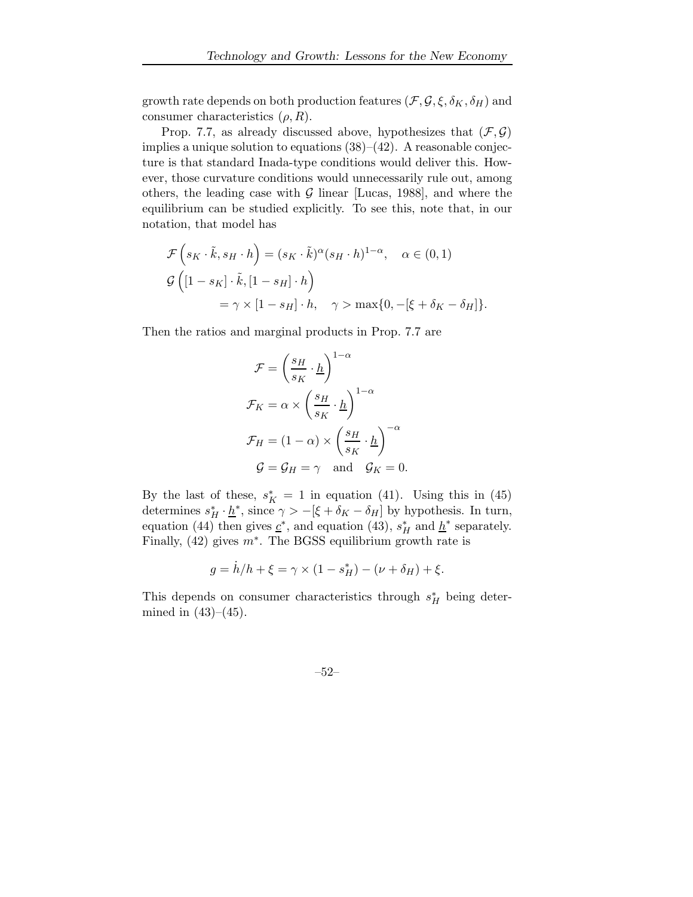growth rate depends on both production features $(\mathcal{F}, \mathcal{G}, \xi, \delta_K, \delta_H)$ and consumer characteristics $(\rho, R)$.

Prop. 7.7, as already discussed above, hypothesizes that $(\mathcal{F}, \mathcal{G})$ implies a unique solution to equations (38)–(42). A reasonable conjecture is that standard Inada-type conditions would deliver this. However, those curvature conditions would unnecessarily rule out, among others, the leading case with $\mathcal{G}$ linear [Lucas, 1988], and where the equilibrium can be studied explicitly. To see this, note that, in our notation, that model has

$$
\begin{aligned}
&\mathcal{F}\left(s_K \cdot \tilde{k}, s_H \cdot h\right) = (s_K \cdot \tilde{k})^{\alpha}(s_H \cdot h)^{1-\alpha}, \quad \alpha \in (0,1) \\
&\mathcal{G}\left([1-s_K] \cdot \tilde{k}, [1-s_H] \cdot h\right) \\
&\qquad\qquad = \gamma \times [1-s_H] \cdot h, \quad \gamma > \max\{0, -[\xi + \delta_K - \delta_H]\}.
\end{aligned}
$$

Then the ratios and marginal products in Prop. 7.7 are

$$
\begin{aligned}
\mathcal{F} &= \left(\frac{s_H}{s_K} \cdot \underline{h}\right)^{1-\alpha} \\
\mathcal{F}_K &= \alpha \times \left(\frac{s_H}{s_K} \cdot \underline{h}\right)^{1-\alpha} \\
\mathcal{F}_H &= (1-\alpha) \times \left(\frac{s_H}{s_K} \cdot \underline{h}\right)^{-\alpha} \\
\mathcal{G} &= \mathcal{G}_H = \gamma \quad \text{and} \quad \mathcal{G}_K = 0.
\end{aligned}
$$

By the last of these, $s_K^* = 1$ in equation (41). Using this in (45) determines $s_H^* \cdot \underline{h}^*$, since $\gamma > -[\xi + \delta_K - \delta_H]$ by hypothesis. In turn, equation (44) then gives $\underline{c}^*$, and equation (43), $s_H^*$ and $\underline{h}^*$ separately. Finally, (42) gives $m^*$. The BGSS equilibrium growth rate is

$$
g = \dot{h}/h + \xi = \gamma \times (1 - s_H^*) - (\nu + \delta_H) + \xi.
$$

This depends on consumer characteristics through $s_H^*$ being determined in (43)–(45).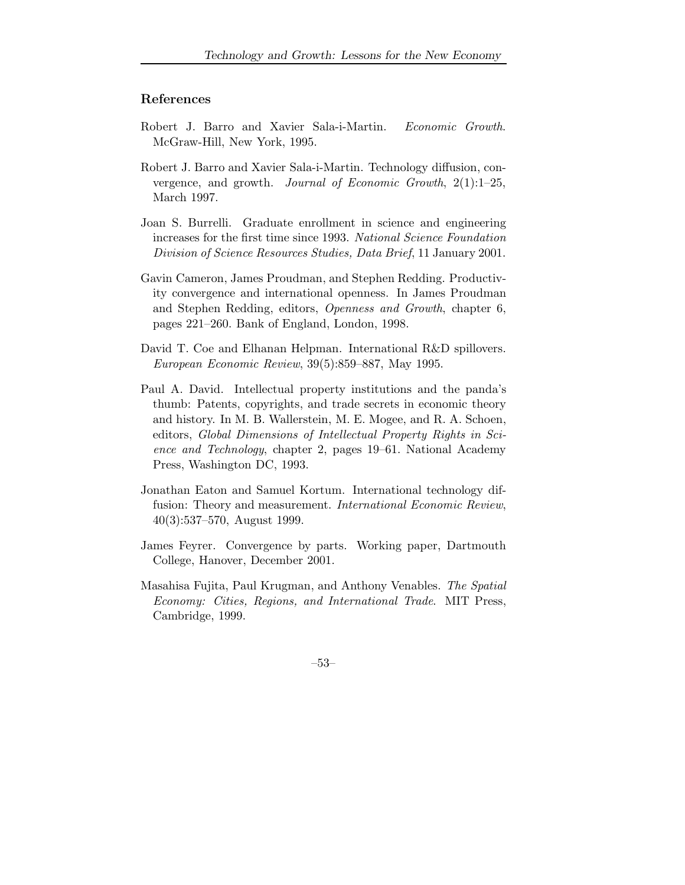## References

Robert J. Barro and Xavier Sala-i-Martin. *Economic Growth*. McGraw-Hill, New York, 1995.

Robert J. Barro and Xavier Sala-i-Martin. Technology diffusion, convergence, and growth. *Journal of Economic Growth*, 2(1):1–25, March 1997.

Joan S. Burrelli. Graduate enrollment in science and engineering increases for the first time since 1993. *National Science Foundation Division of Science Resources Studies, Data Brief*, 11 January 2001.

Gavin Cameron, James Proudman, and Stephen Redding. Productivity convergence and international openness. In James Proudman and Stephen Redding, editors, *Openness and Growth*, chapter 6, pages 221–260. Bank of England, London, 1998.

David T. Coe and Elhanan Helpman. International R&D spillovers. *European Economic Review*, 39(5):859–887, May 1995.

Paul A. David. Intellectual property institutions and the panda's thumb: Patents, copyrights, and trade secrets in economic theory and history. In M. B. Wallerstein, M. E. Mogee, and R. A. Schoen, editors, *Global Dimensions of Intellectual Property Rights in Science and Technology*, chapter 2, pages 19–61. National Academy Press, Washington DC, 1993.

Jonathan Eaton and Samuel Kortum. International technology diffusion: Theory and measurement. *International Economic Review*, 40(3):537–570, August 1999.

James Feyrer. Convergence by parts. Working paper, Dartmouth College, Hanover, December 2001.

Masahisa Fujita, Paul Krugman, and Anthony Venables. *The Spatial Economy: Cities, Regions, and International Trade*. MIT Press, Cambridge, 1999.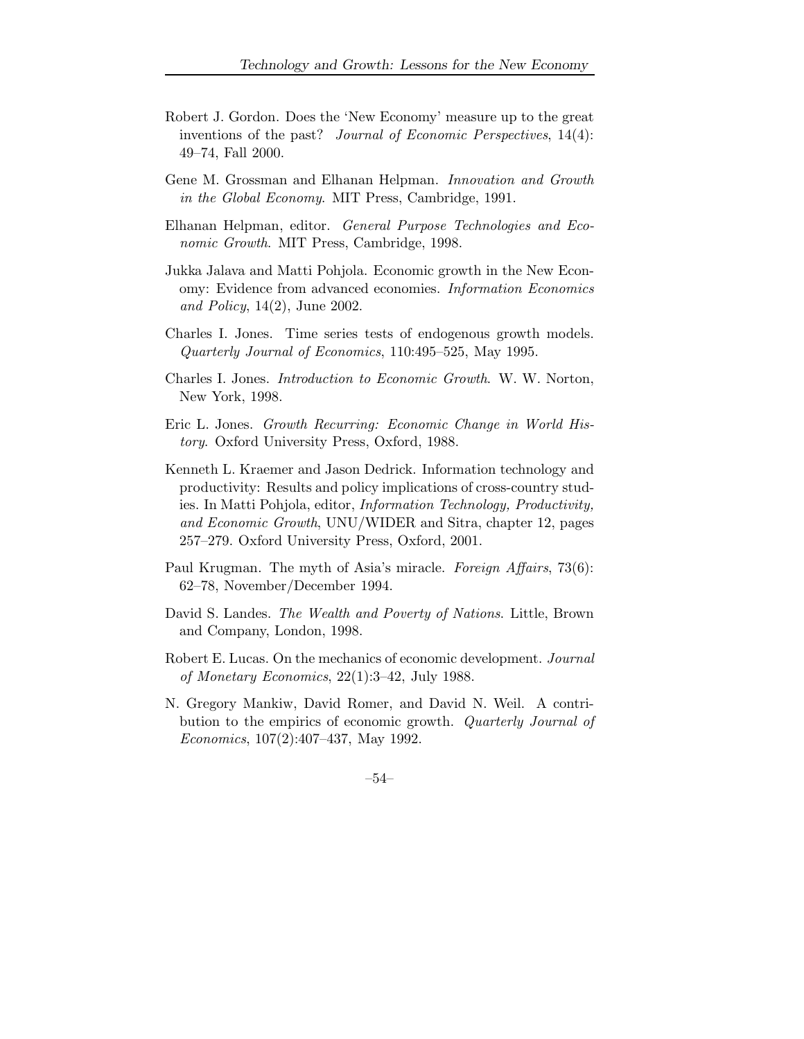Robert J. Gordon. Does the 'New Economy' measure up to the great inventions of the past? *Journal of Economic Perspectives*, 14(4): 49–74, Fall 2000.

Gene M. Grossman and Elhanan Helpman. *Innovation and Growth in the Global Economy*. MIT Press, Cambridge, 1991.

Elhanan Helpman, editor. *General Purpose Technologies and Economic Growth*. MIT Press, Cambridge, 1998.

Jukka Jalava and Matti Pohjola. Economic growth in the New Economy: Evidence from advanced economies. *Information Economics and Policy*, 14(2), June 2002.

Charles I. Jones. Time series tests of endogenous growth models. *Quarterly Journal of Economics*, 110:495–525, May 1995.

Charles I. Jones. *Introduction to Economic Growth*. W. W. Norton, New York, 1998.

Eric L. Jones. *Growth Recurring: Economic Change in World History*. Oxford University Press, Oxford, 1988.

Kenneth L. Kraemer and Jason Dedrick. Information technology and productivity: Results and policy implications of cross-country studies. In Matti Pohjola, editor, *Information Technology, Productivity, and Economic Growth*, UNU/WIDER and Sitra, chapter 12, pages 257–279. Oxford University Press, Oxford, 2001.

Paul Krugman. The myth of Asia's miracle. *Foreign Affairs*, 73(6): 62–78, November/December 1994.

David S. Landes. *The Wealth and Poverty of Nations*. Little, Brown and Company, London, 1998.

Robert E. Lucas. On the mechanics of economic development. *Journal of Monetary Economics*, 22(1):3–42, July 1988.

N. Gregory Mankiw, David Romer, and David N. Weil. A contribution to the empirics of economic growth. *Quarterly Journal of Economics*, 107(2):407–437, May 1992.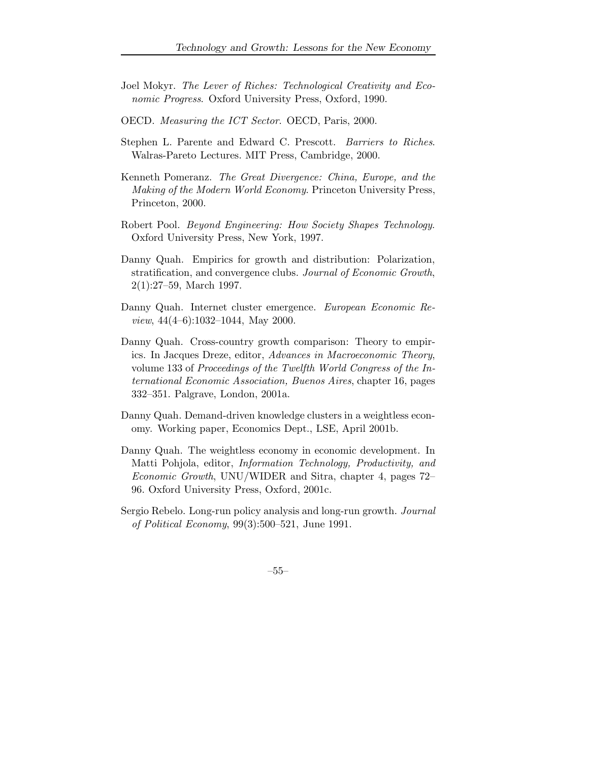Joel Mokyr. *The Lever of Riches: Technological Creativity and Economic Progress*. Oxford University Press, Oxford, 1990.

OECD. *Measuring the ICT Sector*. OECD, Paris, 2000.

Stephen L. Parente and Edward C. Prescott. *Barriers to Riches*. Walras-Pareto Lectures. MIT Press, Cambridge, 2000.

Kenneth Pomeranz. *The Great Divergence: China, Europe, and the Making of the Modern World Economy*. Princeton University Press, Princeton, 2000.

Robert Pool. *Beyond Engineering: How Society Shapes Technology*. Oxford University Press, New York, 1997.

Danny Quah. Empirics for growth and distribution: Polarization, stratification, and convergence clubs. *Journal of Economic Growth*, 2(1):27–59, March 1997.

Danny Quah. Internet cluster emergence. *European Economic Review*, 44(4–6):1032–1044, May 2000.

Danny Quah. Cross-country growth comparison: Theory to empirics. In Jacques Dreze, editor, *Advances in Macroeconomic Theory*, volume 133 of *Proceedings of the Twelfth World Congress of the International Economic Association, Buenos Aires*, chapter 16, pages 332–351. Palgrave, London, 2001a.

Danny Quah. Demand-driven knowledge clusters in a weightless economy. Working paper, Economics Dept., LSE, April 2001b.

Danny Quah. The weightless economy in economic development. In Matti Pohjola, editor, *Information Technology, Productivity, and Economic Growth*, UNU/WIDER and Sitra, chapter 4, pages 72–96. Oxford University Press, Oxford, 2001c.

Sergio Rebelo. Long-run policy analysis and long-run growth. *Journal of Political Economy*, 99(3):500–521, June 1991.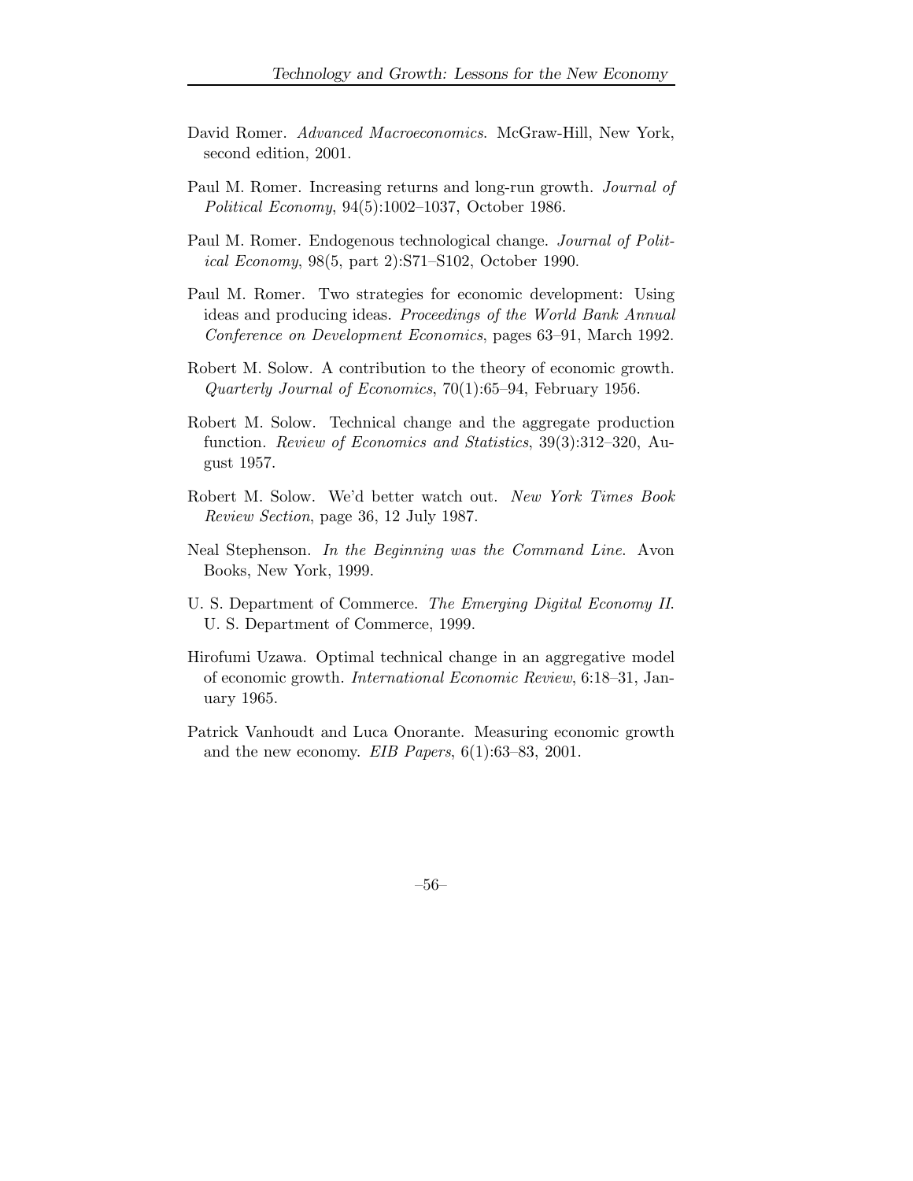David Romer. *Advanced Macroeconomics*. McGraw-Hill, New York, second edition, 2001.

Paul M. Romer. Increasing returns and long-run growth. *Journal of Political Economy*, 94(5):1002–1037, October 1986.

Paul M. Romer. Endogenous technological change. *Journal of Political Economy*, 98(5, part 2):S71–S102, October 1990.

Paul M. Romer. Two strategies for economic development: Using ideas and producing ideas. *Proceedings of the World Bank Annual Conference on Development Economics*, pages 63–91, March 1992.

Robert M. Solow. A contribution to the theory of economic growth. *Quarterly Journal of Economics*, 70(1):65–94, February 1956.

Robert M. Solow. Technical change and the aggregate production function. *Review of Economics and Statistics*, 39(3):312–320, August 1957.

Robert M. Solow. We'd better watch out. *New York Times Book Review Section*, page 36, 12 July 1987.

Neal Stephenson. *In the Beginning was the Command Line.* Avon Books, New York, 1999.

U. S. Department of Commerce. *The Emerging Digital Economy II.* U. S. Department of Commerce, 1999.

Hirofumi Uzawa. Optimal technical change in an aggregative model of economic growth. *International Economic Review*, 6:18–31, January 1965.

Patrick Vanhoudt and Luca Onorante. Measuring economic growth and the new economy. *EIB Papers*, 6(1):63–83, 2001.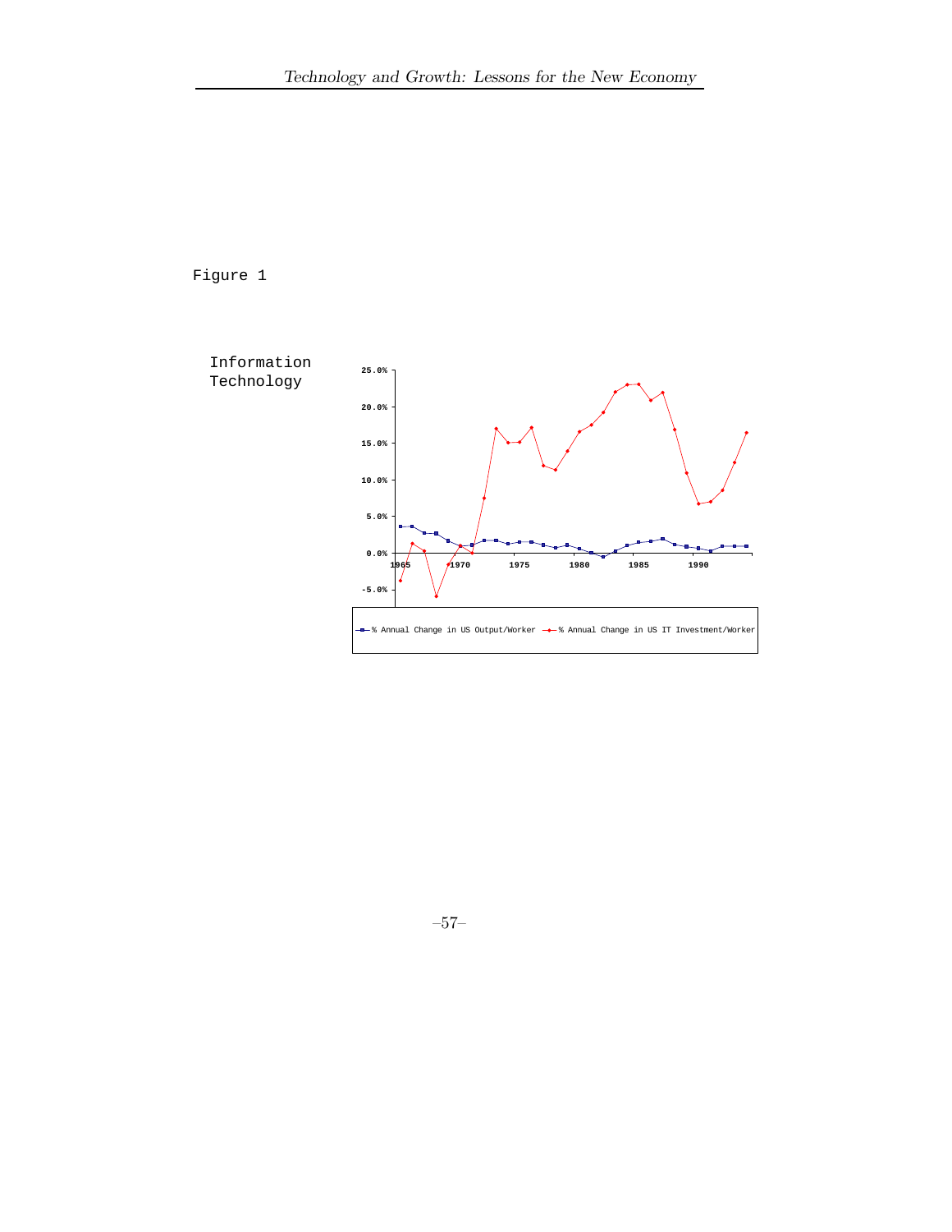Figure 1

Information Technology

25.0%
20.0%
15.0%
10.0%
5.0%
0.0%
-5.0%

1965 1970 1975 1980 1985 1990

% Annual Change in US Output/Worker — % Annual Change in US IT Investment/Worker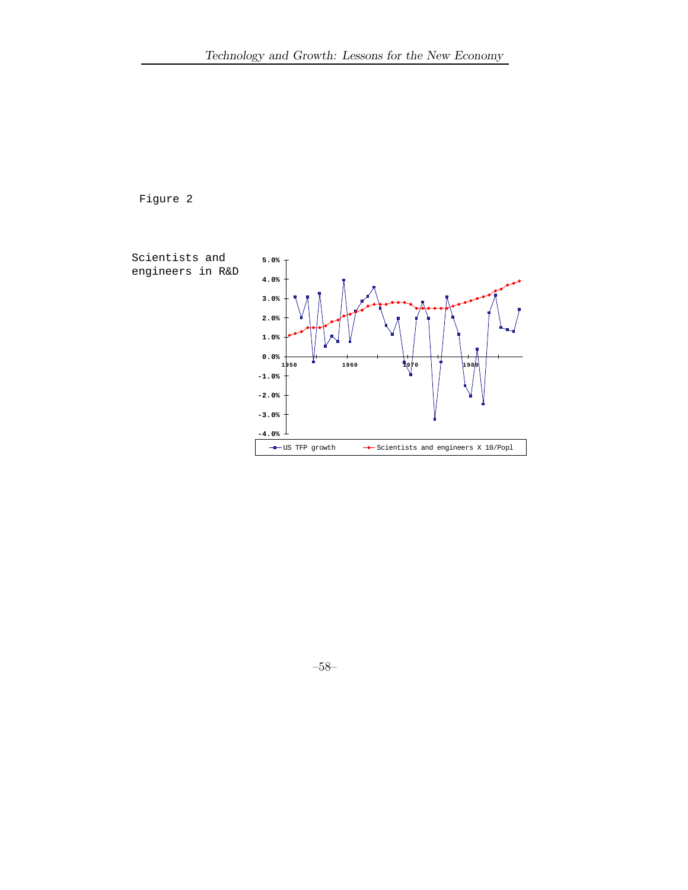Figure 2

Scientists and engineers in R&D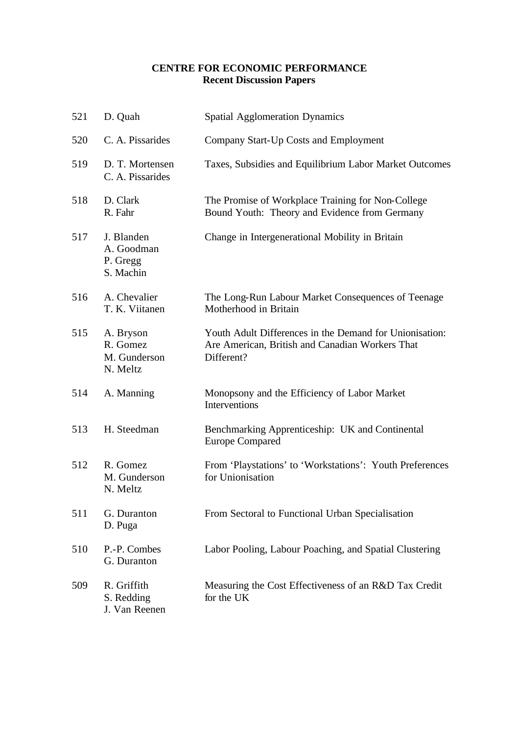**CENTRE FOR ECONOMIC PERFORMANCE**
**Recent Discussion Papers**

| | | |
|---|---|---|
| 521 | D. Quah | Spatial Agglomeration Dynamics |
| 520 | C. A. Pissarides | Company Start-Up Costs and Employment |
| 519 | D. T. Mortensen<br>C. A. Pissarides | Taxes, Subsidies and Equilibrium Labor Market Outcomes |
| 518 | D. Clark<br>R. Fahr | The Promise of Workplace Training for Non-College Bound Youth: Theory and Evidence from Germany |
| 517 | J. Blanden<br>A. Goodman<br>P. Gregg<br>S. Machin | Change in Intergenerational Mobility in Britain |
| 516 | A. Chevalier<br>T. K. Viitanen | The Long-Run Labour Market Consequences of Teenage Motherhood in Britain |
| 515 | A. Bryson<br>R. Gomez<br>M. Gunderson<br>N. Meltz | Youth Adult Differences in the Demand for Unionisation: Are American, British and Canadian Workers That Different? |
| 514 | A. Manning | Monopsony and the Efficiency of Labor Market Interventions |
| 513 | H. Steedman | Benchmarking Apprenticeship: UK and Continental Europe Compared |
| 512 | R. Gomez<br>M. Gunderson<br>N. Meltz | From 'Playstations' to 'Workstations': Youth Preferences for Unionisation |
| 511 | G. Duranton<br>D. Puga | From Sectoral to Functional Urban Specialisation |
| 510 | P.-P. Combes<br>G. Duranton | Labor Pooling, Labour Poaching, and Spatial Clustering |
| 509 | R. Griffith<br>S. Redding<br>J. Van Reenen | Measuring the Cost Effectiveness of an R&D Tax Credit for the UK |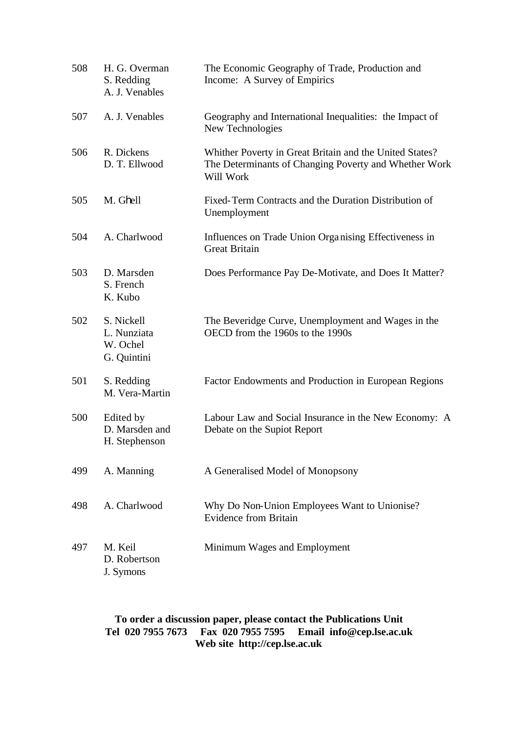| | | |
|---|---|---|
| 508 | H. G. Overman<br>S. Redding<br>A. J. Venables | The Economic Geography of Trade, Production and Income: A Survey of Empirics |
| 507 | A. J. Venables | Geography and International Inequalities: the Impact of New Technologies |
| 506 | R. Dickens<br>D. T. Ellwood | Whither Poverty in Great Britain and the United States? The Determinants of Changing Poverty and Whether Work Will Work |
| 505 | M. Güell | Fixed-Term Contracts and the Duration Distribution of Unemployment |
| 504 | A. Charlwood | Influences on Trade Union Organising Effectiveness in Great Britain |
| 503 | D. Marsden<br>S. French<br>K. Kubo | Does Performance Pay De-Motivate, and Does It Matter? |
| 502 | S. Nickell<br>L. Nunziata<br>W. Ochel<br>G. Quintini | The Beveridge Curve, Unemployment and Wages in the OECD from the 1960s to the 1990s |
| 501 | S. Redding<br>M. Vera-Martin | Factor Endowments and Production in European Regions |
| 500 | Edited by<br>D. Marsden and<br>H. Stephenson | Labour Law and Social Insurance in the New Economy: A Debate on the Supiot Report |
| 499 | A. Manning | A Generalised Model of Monopsony |
| 498 | A. Charlwood | Why Do Non-Union Employees Want to Unionise? Evidence from Britain |
| 497 | M. Keil<br>D. Robertson<br>J. Symons | Minimum Wages and Employment |

**To order a discussion paper, please contact the Publications Unit**
**Tel 020 7955 7673 Fax 020 7955 7595 Email info@cep.lse.ac.uk**
**Web site http://cep.lse.ac.uk**